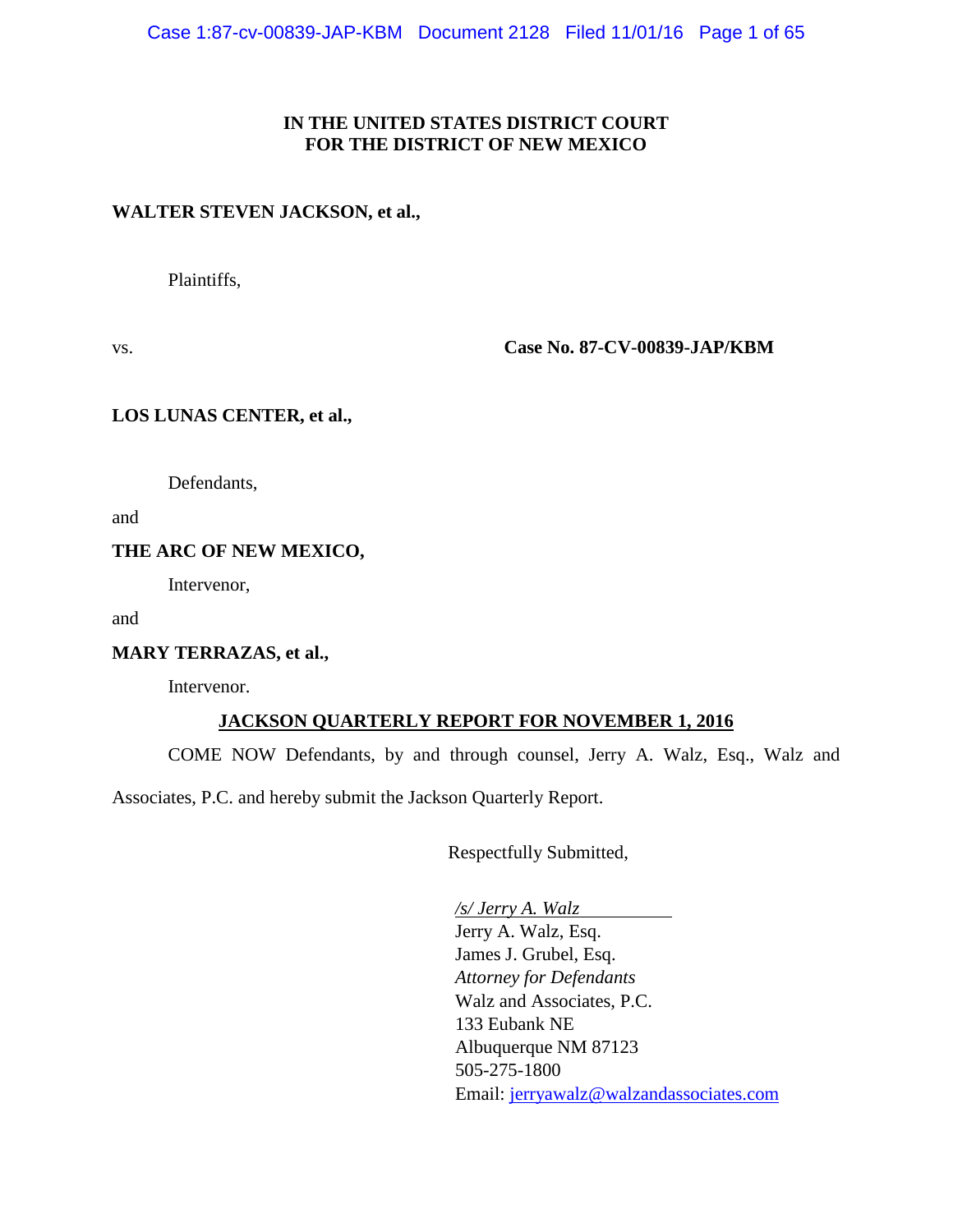**IN THE UNITED STATES DISTRICT COURT**
**FOR THE DISTRICT OF NEW MEXICO**

**WALTER STEVEN JACKSON, et al.,**

Plaintiffs,

vs. **Case No. 87-CV-00839-JAP/KBM**

**LOS LUNAS CENTER, et al.,**

Defendants,

and

**THE ARC OF NEW MEXICO,**

Intervenor,

and

**MARY TERRAZAS, et al.,**

Intervenor.

**JACKSON QUARTERLY REPORT FOR NOVEMBER 1, 2016**

COME NOW Defendants, by and through counsel, Jerry A. Walz, Esq., Walz and Associates, P.C. and hereby submit the Jackson Quarterly Report.

Respectfully Submitted,

*/s/ Jerry A. Walz*
Jerry A. Walz, Esq.
James J. Grubel, Esq.
*Attorney for Defendants*
Walz and Associates, P.C.
133 Eubank NE
Albuquerque NM 87123
505-275-1800
Email: jerryawalz@walzandassociates.com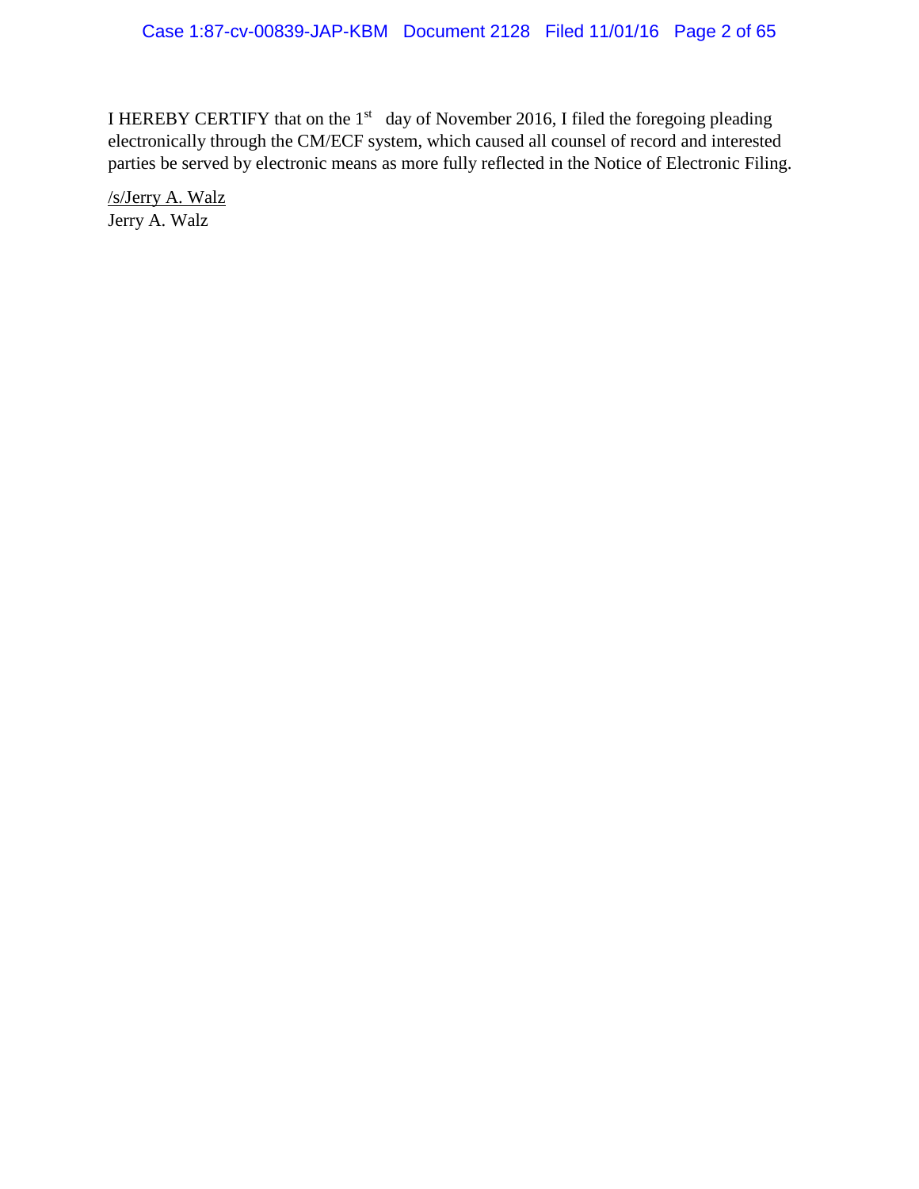I HEREBY CERTIFY that on the 1st day of November 2016, I filed the foregoing pleading electronically through the CM/ECF system, which caused all counsel of record and interested parties be served by electronic means as more fully reflected in the Notice of Electronic Filing.

/s/Jerry A. Walz
Jerry A. Walz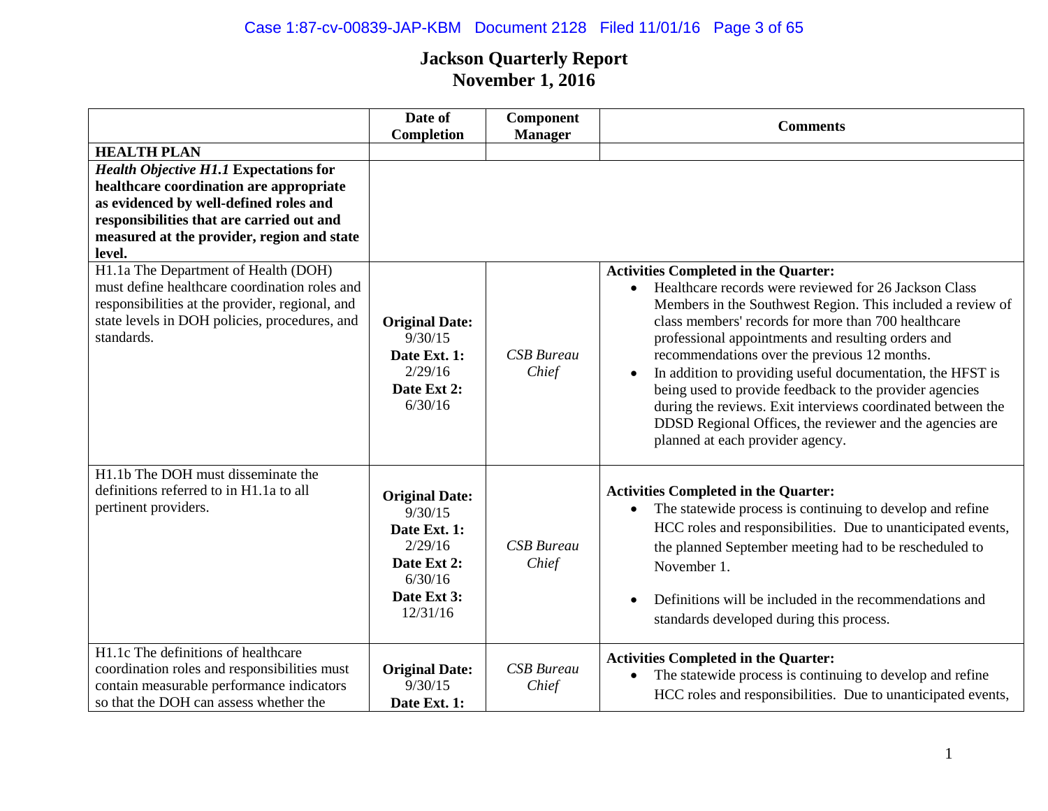# Jackson Quarterly Report
## November 1, 2016

| | Date of Completion | Component Manager | Comments |
|---|---|---|---|
| **HEALTH PLAN** | | | |
| ***Health Objective H1.1* Expectations for healthcare coordination are appropriate as evidenced by well-defined roles and responsibilities that are carried out and measured at the provider, region and state level.** | | | |
| H1.1a The Department of Health (DOH) must define healthcare coordination roles and responsibilities at the provider, regional, and state levels in DOH policies, procedures, and standards. | **Original Date:** 9/30/15 **Date Ext. 1:** 2/29/16 **Date Ext 2:** 6/30/16 | *CSB Bureau Chief* | **Activities Completed in the Quarter:** <br>• Healthcare records were reviewed for 26 Jackson Class Members in the Southwest Region. This included a review of class members' records for more than 700 healthcare professional appointments and resulting orders and recommendations over the previous 12 months. <br>• In addition to providing useful documentation, the HFST is being used to provide feedback to the provider agencies during the reviews. Exit interviews coordinated between the DDSD Regional Offices, the reviewer and the agencies are planned at each provider agency. |
| H1.1b The DOH must disseminate the definitions referred to in H1.1a to all pertinent providers. | **Original Date:** 9/30/15 **Date Ext. 1:** 2/29/16 **Date Ext 2:** 6/30/16 **Date Ext 3:** 12/31/16 | *CSB Bureau Chief* | **Activities Completed in the Quarter:** <br>• The statewide process is continuing to develop and refine HCC roles and responsibilities. Due to unanticipated events, the planned September meeting had to be rescheduled to November 1. <br>• Definitions will be included in the recommendations and standards developed during this process. |
| H1.1c The definitions of healthcare coordination roles and responsibilities must contain measurable performance indicators so that the DOH can assess whether the | **Original Date:** 9/30/15 **Date Ext. 1:** | *CSB Bureau Chief* | **Activities Completed in the Quarter:** <br>• The statewide process is continuing to develop and refine HCC roles and responsibilities. Due to unanticipated events, |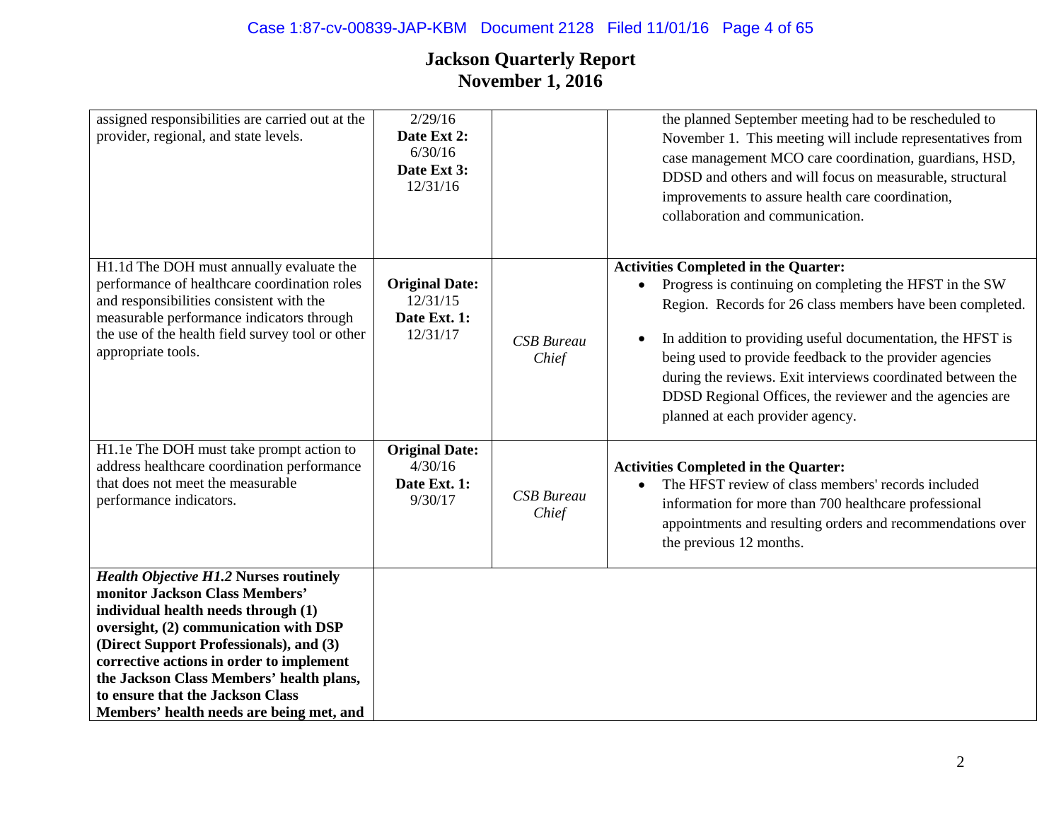# Jackson Quarterly Report
## November 1, 2016

| | | | |
|---|---|---|---|
| assigned responsibilities are carried out at the provider, regional, and state levels. | 2/29/16 **Date Ext 2:** 6/30/16 **Date Ext 3:** 12/31/16 | | the planned September meeting had to be rescheduled to November 1. This meeting will include representatives from case management MCO care coordination, guardians, HSD, DDSD and others and will focus on measurable, structural improvements to assure health care coordination, collaboration and communication. |
| H1.1d The DOH must annually evaluate the performance of healthcare coordination roles and responsibilities consistent with the measurable performance indicators through the use of the health field survey tool or other appropriate tools. | **Original Date:** 12/31/15 **Date Ext. 1:** 12/31/17 | *CSB Bureau Chief* | **Activities Completed in the Quarter:** <br>• Progress is continuing on completing the HFST in the SW Region. Records for 26 class members have been completed. <br>• In addition to providing useful documentation, the HFST is being used to provide feedback to the provider agencies during the reviews. Exit interviews coordinated between the DDSD Regional Offices, the reviewer and the agencies are planned at each provider agency. |
| H1.1e The DOH must take prompt action to address healthcare coordination performance that does not meet the measurable performance indicators. | **Original Date:** 4/30/16 **Date Ext. 1:** 9/30/17 | *CSB Bureau Chief* | **Activities Completed in the Quarter:** <br>• The HFST review of class members' records included information for more than 700 healthcare professional appointments and resulting orders and recommendations over the previous 12 months. |
| ***Health Objective H1.2*** **Nurses routinely monitor Jackson Class Members' individual health needs through (1) oversight, (2) communication with DSP (Direct Support Professionals), and (3) corrective actions in order to implement the Jackson Class Members' health plans, to ensure that the Jackson Class Members' health needs are being met, and** | | | |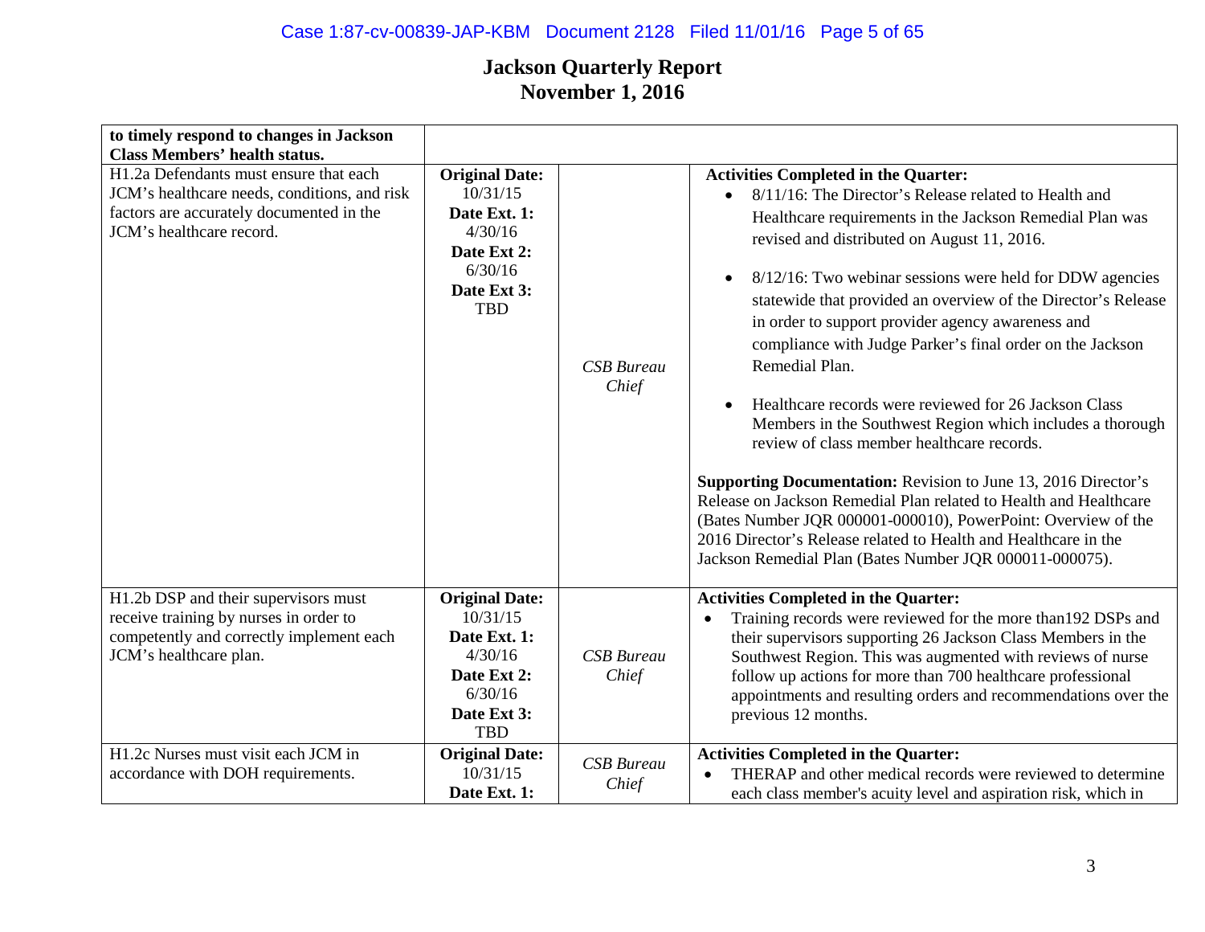# Jackson Quarterly Report
# November 1, 2016

| | | | |
|---|---|---|---|
| **to timely respond to changes in Jackson Class Members' health status.** | | | |
| H1.2a Defendants must ensure that each JCM's healthcare needs, conditions, and risk factors are accurately documented in the JCM's healthcare record. | **Original Date:** 10/31/15 **Date Ext. 1:** 4/30/16 **Date Ext 2:** 6/30/16 **Date Ext 3:** TBD | *CSB Bureau Chief* | **Activities Completed in the Quarter:**<br>• 8/11/16: The Director's Release related to Health and Healthcare requirements in the Jackson Remedial Plan was revised and distributed on August 11, 2016.<br>• 8/12/16: Two webinar sessions were held for DDW agencies statewide that provided an overview of the Director's Release in order to support provider agency awareness and compliance with Judge Parker's final order on the Jackson Remedial Plan.<br>• Healthcare records were reviewed for 26 Jackson Class Members in the Southwest Region which includes a thorough review of class member healthcare records.<br><br>**Supporting Documentation:** Revision to June 13, 2016 Director's Release on Jackson Remedial Plan related to Health and Healthcare (Bates Number JQR 000001-000010), PowerPoint: Overview of the 2016 Director's Release related to Health and Healthcare in the Jackson Remedial Plan (Bates Number JQR 000011-000075). |
| H1.2b DSP and their supervisors must receive training by nurses in order to competently and correctly implement each JCM's healthcare plan. | **Original Date:** 10/31/15 **Date Ext. 1:** 4/30/16 **Date Ext 2:** 6/30/16 **Date Ext 3:** TBD | *CSB Bureau Chief* | **Activities Completed in the Quarter:**<br>• Training records were reviewed for the more than192 DSPs and their supervisors supporting 26 Jackson Class Members in the Southwest Region. This was augmented with reviews of nurse follow up actions for more than 700 healthcare professional appointments and resulting orders and recommendations over the previous 12 months. |
| H1.2c Nurses must visit each JCM in accordance with DOH requirements. | **Original Date:** 10/31/15 **Date Ext. 1:** | *CSB Bureau Chief* | **Activities Completed in the Quarter:**<br>• THERAP and other medical records were reviewed to determine each class member's acuity level and aspiration risk, which in |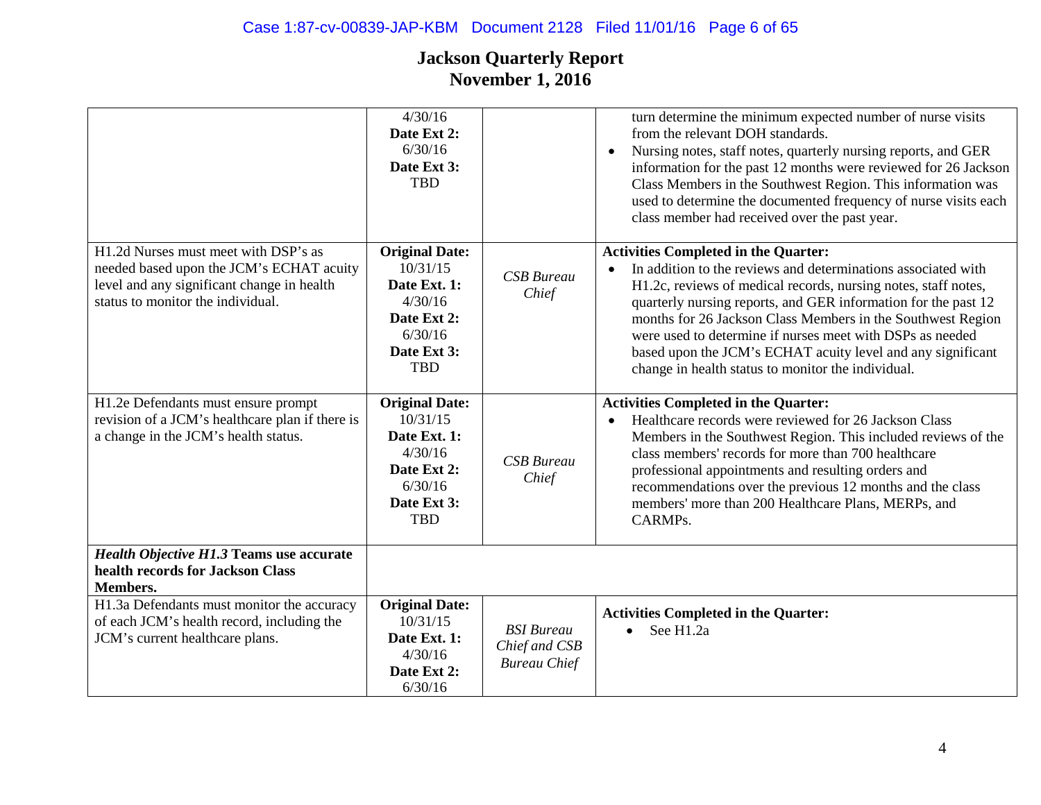# Jackson Quarterly Report
## November 1, 2016

| | | | |
|---|---|---|---|
| | 4/30/16<br>**Date Ext 2:**<br>6/30/16<br>**Date Ext 3:**<br>TBD | | turn determine the minimum expected number of nurse visits from the relevant DOH standards.<br>• Nursing notes, staff notes, quarterly nursing reports, and GER information for the past 12 months were reviewed for 26 Jackson Class Members in the Southwest Region. This information was used to determine the documented frequency of nurse visits each class member had received over the past year. |
| H1.2d Nurses must meet with DSP's as needed based upon the JCM's ECHAT acuity level and any significant change in health status to monitor the individual. | **Original Date:**<br>10/31/15<br>**Date Ext. 1:**<br>4/30/16<br>**Date Ext 2:**<br>6/30/16<br>**Date Ext 3:**<br>TBD | *CSB Bureau Chief* | **Activities Completed in the Quarter:**<br>• In addition to the reviews and determinations associated with H1.2c, reviews of medical records, nursing notes, staff notes, quarterly nursing reports, and GER information for the past 12 months for 26 Jackson Class Members in the Southwest Region were used to determine if nurses meet with DSPs as needed based upon the JCM's ECHAT acuity level and any significant change in health status to monitor the individual. |
| H1.2e Defendants must ensure prompt revision of a JCM's healthcare plan if there is a change in the JCM's health status. | **Original Date:**<br>10/31/15<br>**Date Ext. 1:**<br>4/30/16<br>**Date Ext 2:**<br>6/30/16<br>**Date Ext 3:**<br>TBD | *CSB Bureau Chief* | **Activities Completed in the Quarter:**<br>• Healthcare records were reviewed for 26 Jackson Class Members in the Southwest Region. This included reviews of the class members' records for more than 700 healthcare professional appointments and resulting orders and recommendations over the previous 12 months and the class members' more than 200 Healthcare Plans, MERPs, and CARMPs. |
| ***Health Objective H1.3* Teams use accurate health records for Jackson Class Members.** | | | |
| H1.3a Defendants must monitor the accuracy of each JCM's health record, including the JCM's current healthcare plans. | **Original Date:**<br>10/31/15<br>**Date Ext. 1:**<br>4/30/16<br>**Date Ext 2:**<br>6/30/16 | *BSI Bureau Chief and CSB Bureau Chief* | **Activities Completed in the Quarter:**<br>• See H1.2a |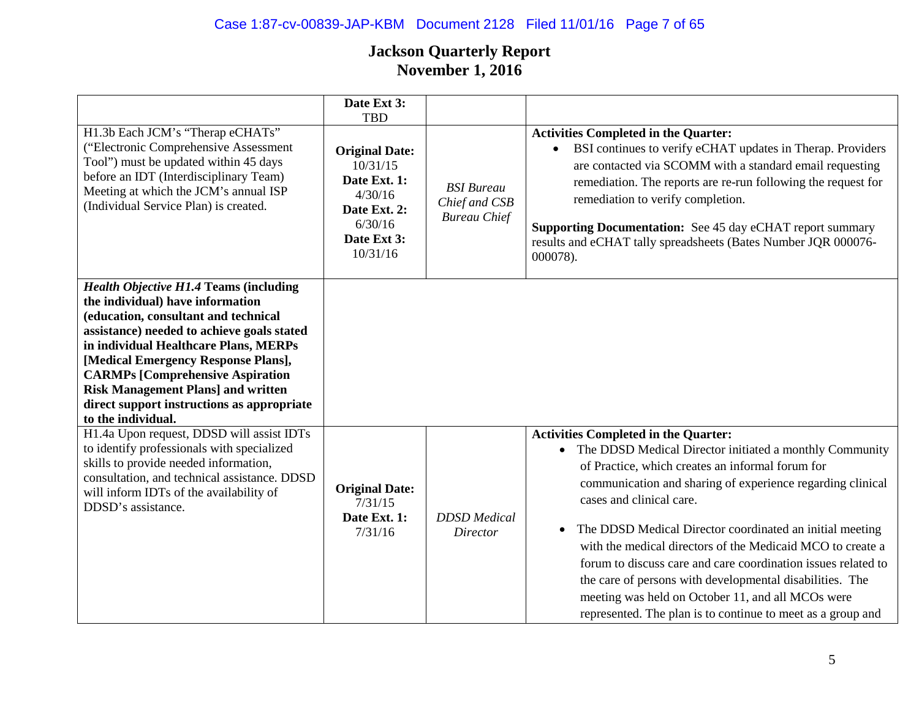# Jackson Quarterly Report
# November 1, 2016

| | | | |
|---|---|---|---|
| | **Date Ext 3:** TBD | | |
| H1.3b Each JCM's "Therap eCHATs" ("Electronic Comprehensive Assessment Tool") must be updated within 45 days before an IDT (Interdisciplinary Team) Meeting at which the JCM's annual ISP (Individual Service Plan) is created. | **Original Date:** 10/31/15 **Date Ext. 1:** 4/30/16 **Date Ext. 2:** 6/30/16 **Date Ext 3:** 10/31/16 | *BSI Bureau Chief and CSB Bureau Chief* | **Activities Completed in the Quarter:** <br>• BSI continues to verify eCHAT updates in Therap. Providers are contacted via SCOMM with a standard email requesting remediation. The reports are re-run following the request for remediation to verify completion. <br><br>**Supporting Documentation:** See 45 day eCHAT report summary results and eCHAT tally spreadsheets (Bates Number JQR 000076-000078). |
| ***Health Objective H1.4* Teams (including the individual) have information (education, consultant and technical assistance) needed to achieve goals stated in individual Healthcare Plans, MERPs [Medical Emergency Response Plans], CARMPs [Comprehensive Aspiration Risk Management Plans] and written direct support instructions as appropriate to the individual.** | | | |
| H1.4a Upon request, DDSD will assist IDTs to identify professionals with specialized skills to provide needed information, consultation, and technical assistance. DDSD will inform IDTs of the availability of DDSD's assistance. | **Original Date:** 7/31/15 **Date Ext. 1:** 7/31/16 | *DDSD Medical Director* | **Activities Completed in the Quarter:** <br>• The DDSD Medical Director initiated a monthly Community of Practice, which creates an informal forum for communication and sharing of experience regarding clinical cases and clinical care. <br><br>• The DDSD Medical Director coordinated an initial meeting with the medical directors of the Medicaid MCO to create a forum to discuss care and care coordination issues related to the care of persons with developmental disabilities. The meeting was held on October 11, and all MCOs were represented. The plan is to continue to meet as a group and |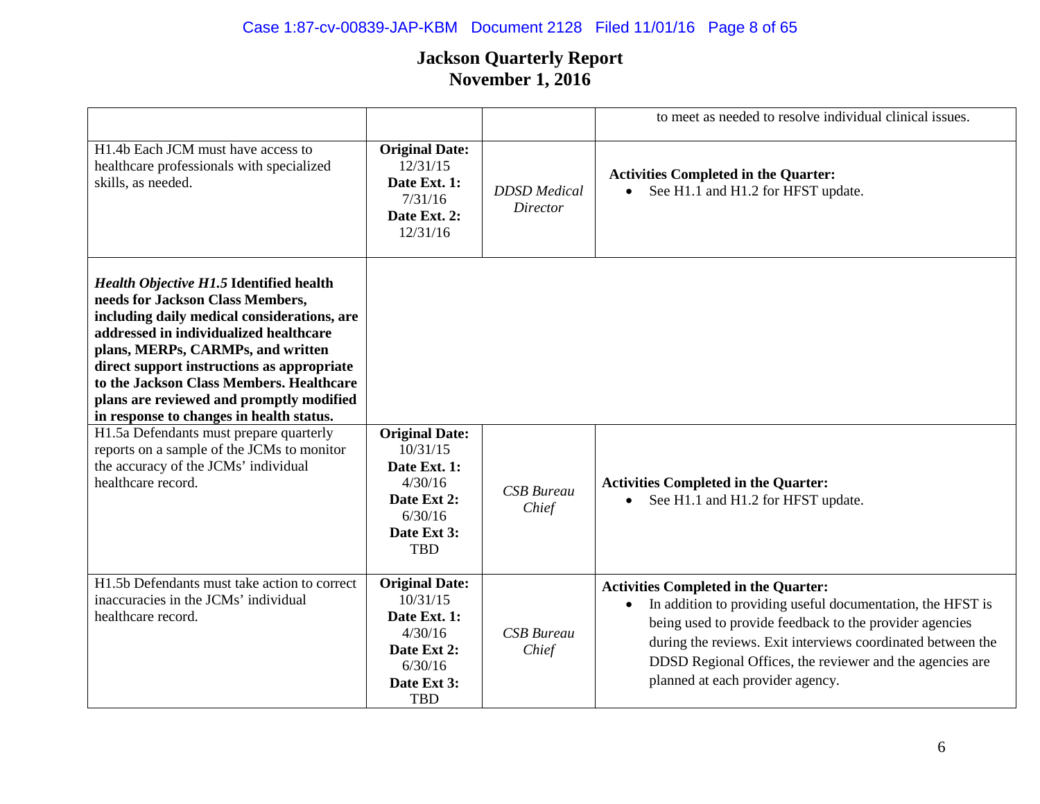## Jackson Quarterly Report
## November 1, 2016

| | | | |
|---|---|---|---|
| | | | to meet as needed to resolve individual clinical issues. |
| H1.4b Each JCM must have access to healthcare professionals with specialized skills, as needed. | **Original Date:** 12/31/15 **Date Ext. 1:** 7/31/16 **Date Ext. 2:** 12/31/16 | *DDSD Medical Director* | **Activities Completed in the Quarter:**<br>• See H1.1 and H1.2 for HFST update. |
| ***Health Objective H1.5*** **Identified health needs for Jackson Class Members, including daily medical considerations, are addressed in individualized healthcare plans, MERPs, CARMPs, and written direct support instructions as appropriate to the Jackson Class Members. Healthcare plans are reviewed and promptly modified in response to changes in health status.** | | | |
| H1.5a Defendants must prepare quarterly reports on a sample of the JCMs to monitor the accuracy of the JCMs' individual healthcare record. | **Original Date:** 10/31/15 **Date Ext. 1:** 4/30/16 **Date Ext 2:** 6/30/16 **Date Ext 3:** TBD | *CSB Bureau Chief* | **Activities Completed in the Quarter:**<br>• See H1.1 and H1.2 for HFST update. |
| H1.5b Defendants must take action to correct inaccuracies in the JCMs' individual healthcare record. | **Original Date:** 10/31/15 **Date Ext. 1:** 4/30/16 **Date Ext 2:** 6/30/16 **Date Ext 3:** TBD | *CSB Bureau Chief* | **Activities Completed in the Quarter:**<br>• In addition to providing useful documentation, the HFST is being used to provide feedback to the provider agencies during the reviews. Exit interviews coordinated between the DDSD Regional Offices, the reviewer and the agencies are planned at each provider agency. |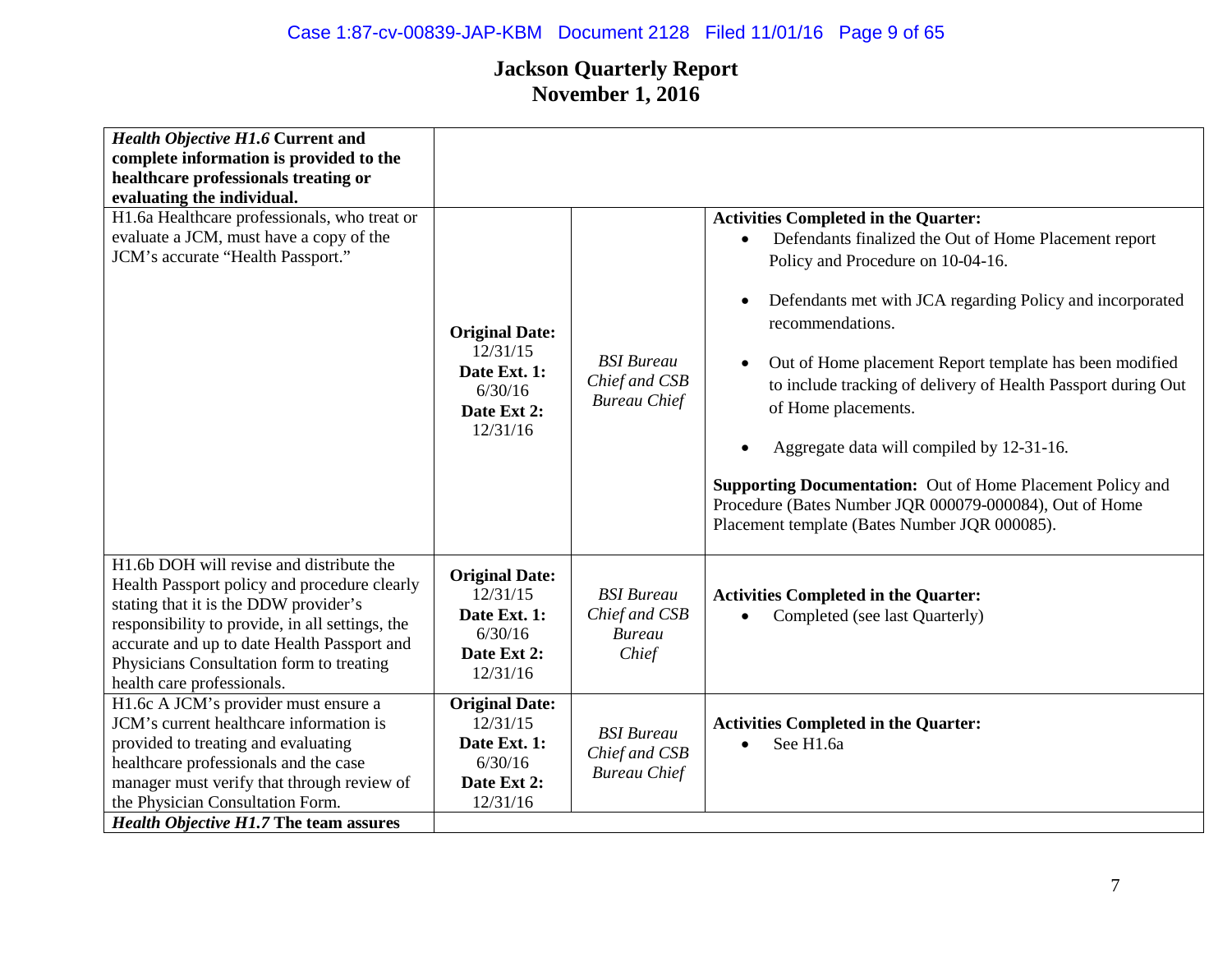# Jackson Quarterly Report
## November 1, 2016

| | | | |
|---|---|---|---|
| ***Health Objective H1.6*** **Current and complete information is provided to the healthcare professionals treating or evaluating the individual.** | | | |
| H1.6a Healthcare professionals, who treat or evaluate a JCM, must have a copy of the JCM's accurate "Health Passport." | **Original Date:** 12/31/15 **Date Ext. 1:** 6/30/16 **Date Ext 2:** 12/31/16 | *BSI Bureau Chief and CSB Bureau Chief* | **Activities Completed in the Quarter:** <br>• Defendants finalized the Out of Home Placement report Policy and Procedure on 10-04-16. <br>• Defendants met with JCA regarding Policy and incorporated recommendations. <br>• Out of Home placement Report template has been modified to include tracking of delivery of Health Passport during Out of Home placements. <br>• Aggregate data will compiled by 12-31-16. <br>**Supporting Documentation:** Out of Home Placement Policy and Procedure (Bates Number JQR 000079-000084), Out of Home Placement template (Bates Number JQR 000085). |
| H1.6b DOH will revise and distribute the Health Passport policy and procedure clearly stating that it is the DDW provider's responsibility to provide, in all settings, the accurate and up to date Health Passport and Physicians Consultation form to treating health care professionals. | **Original Date:** 12/31/15 **Date Ext. 1:** 6/30/16 **Date Ext 2:** 12/31/16 | *BSI Bureau Chief and CSB Bureau Chief* | **Activities Completed in the Quarter:** <br>• Completed (see last Quarterly) |
| H1.6c A JCM's provider must ensure a JCM's current healthcare information is provided to treating and evaluating healthcare professionals and the case manager must verify that through review of the Physician Consultation Form. | **Original Date:** 12/31/15 **Date Ext. 1:** 6/30/16 **Date Ext 2:** 12/31/16 | *BSI Bureau Chief and CSB Bureau Chief* | **Activities Completed in the Quarter:** <br>• See H1.6a |
| ***Health Objective H1.7*** **The team assures** | | | |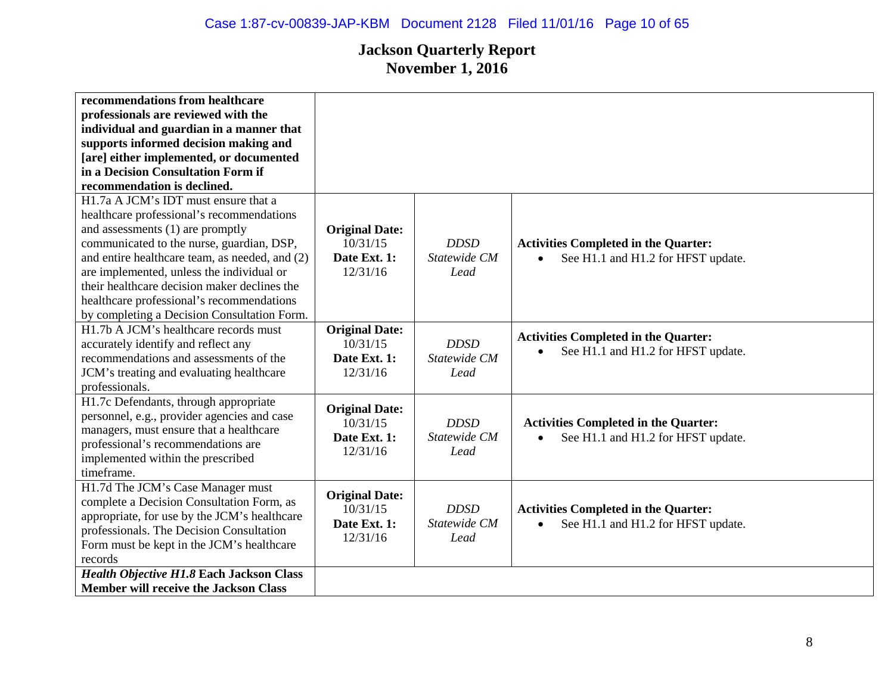## Jackson Quarterly Report
## November 1, 2016

| | | | |
|---|---|---|---|
| **recommendations from healthcare professionals are reviewed with the individual and guardian in a manner that supports informed decision making and [are] either implemented, or documented in a Decision Consultation Form if recommendation is declined.** | | | |
| H1.7a A JCM's IDT must ensure that a healthcare professional's recommendations and assessments (1) are promptly communicated to the nurse, guardian, DSP, and entire healthcare team, as needed, and (2) are implemented, unless the individual or their healthcare decision maker declines the healthcare professional's recommendations by completing a Decision Consultation Form. | **Original Date:** 10/31/15 **Date Ext. 1:** 12/31/16 | *DDSD Statewide CM Lead* | **Activities Completed in the Quarter:** • See H1.1 and H1.2 for HFST update. |
| H1.7b A JCM's healthcare records must accurately identify and reflect any recommendations and assessments of the JCM's treating and evaluating healthcare professionals. | **Original Date:** 10/31/15 **Date Ext. 1:** 12/31/16 | *DDSD Statewide CM Lead* | **Activities Completed in the Quarter:** • See H1.1 and H1.2 for HFST update. |
| H1.7c Defendants, through appropriate personnel, e.g., provider agencies and case managers, must ensure that a healthcare professional's recommendations are implemented within the prescribed timeframe. | **Original Date:** 10/31/15 **Date Ext. 1:** 12/31/16 | *DDSD Statewide CM Lead* | **Activities Completed in the Quarter:** • See H1.1 and H1.2 for HFST update. |
| H1.7d The JCM's Case Manager must complete a Decision Consultation Form, as appropriate, for use by the JCM's healthcare professionals. The Decision Consultation Form must be kept in the JCM's healthcare records | **Original Date:** 10/31/15 **Date Ext. 1:** 12/31/16 | *DDSD Statewide CM Lead* | **Activities Completed in the Quarter:** • See H1.1 and H1.2 for HFST update. |
| ***Health Objective H1.8*** **Each Jackson Class Member will receive the Jackson Class** | | | |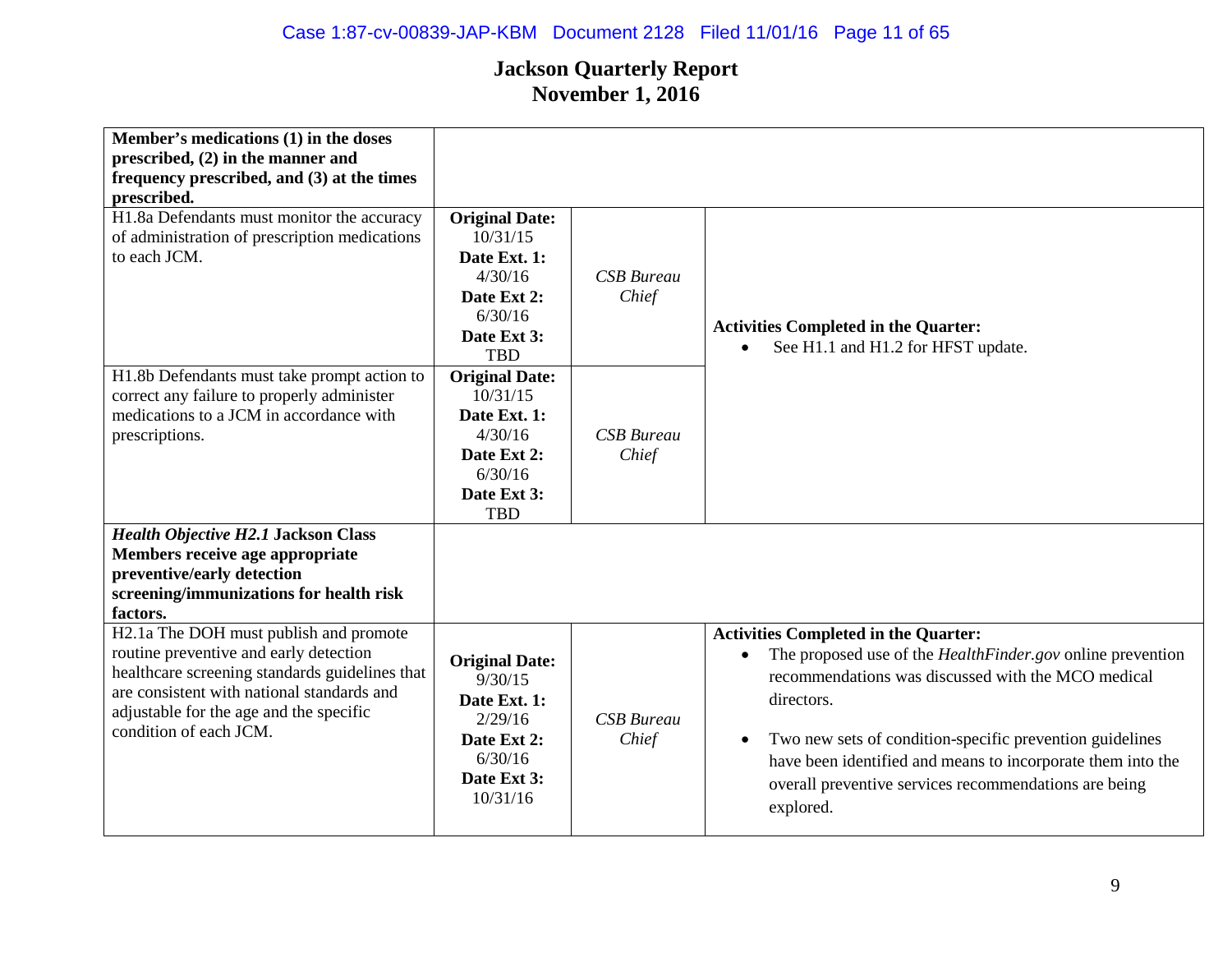## Jackson Quarterly Report
## November 1, 2016

| | | | |
|---|---|---|---|
| **Member's medications (1) in the doses prescribed, (2) in the manner and frequency prescribed, and (3) at the times prescribed.** | | | |
| H1.8a Defendants must monitor the accuracy of administration of prescription medications to each JCM. | **Original Date:** 10/31/15 **Date Ext. 1:** 4/30/16 **Date Ext 2:** 6/30/16 **Date Ext 3:** TBD | *CSB Bureau Chief* | **Activities Completed in the Quarter:**<br>• See H1.1 and H1.2 for HFST update. |
| H1.8b Defendants must take prompt action to correct any failure to properly administer medications to a JCM in accordance with prescriptions. | **Original Date:** 10/31/15 **Date Ext. 1:** 4/30/16 **Date Ext 2:** 6/30/16 **Date Ext 3:** TBD | *CSB Bureau Chief* | |
| ***Health Objective H2.1* Jackson Class Members receive age appropriate preventive/early detection screening/immunizations for health risk factors.** | | | |
| H2.1a The DOH must publish and promote routine preventive and early detection healthcare screening standards guidelines that are consistent with national standards and adjustable for the age and the specific condition of each JCM. | **Original Date:** 9/30/15 **Date Ext. 1:** 2/29/16 **Date Ext 2:** 6/30/16 **Date Ext 3:** 10/31/16 | *CSB Bureau Chief* | **Activities Completed in the Quarter:**<br>• The proposed use of the *HealthFinder.gov* online prevention recommendations was discussed with the MCO medical directors.<br>• Two new sets of condition-specific prevention guidelines have been identified and means to incorporate them into the overall preventive services recommendations are being explored. |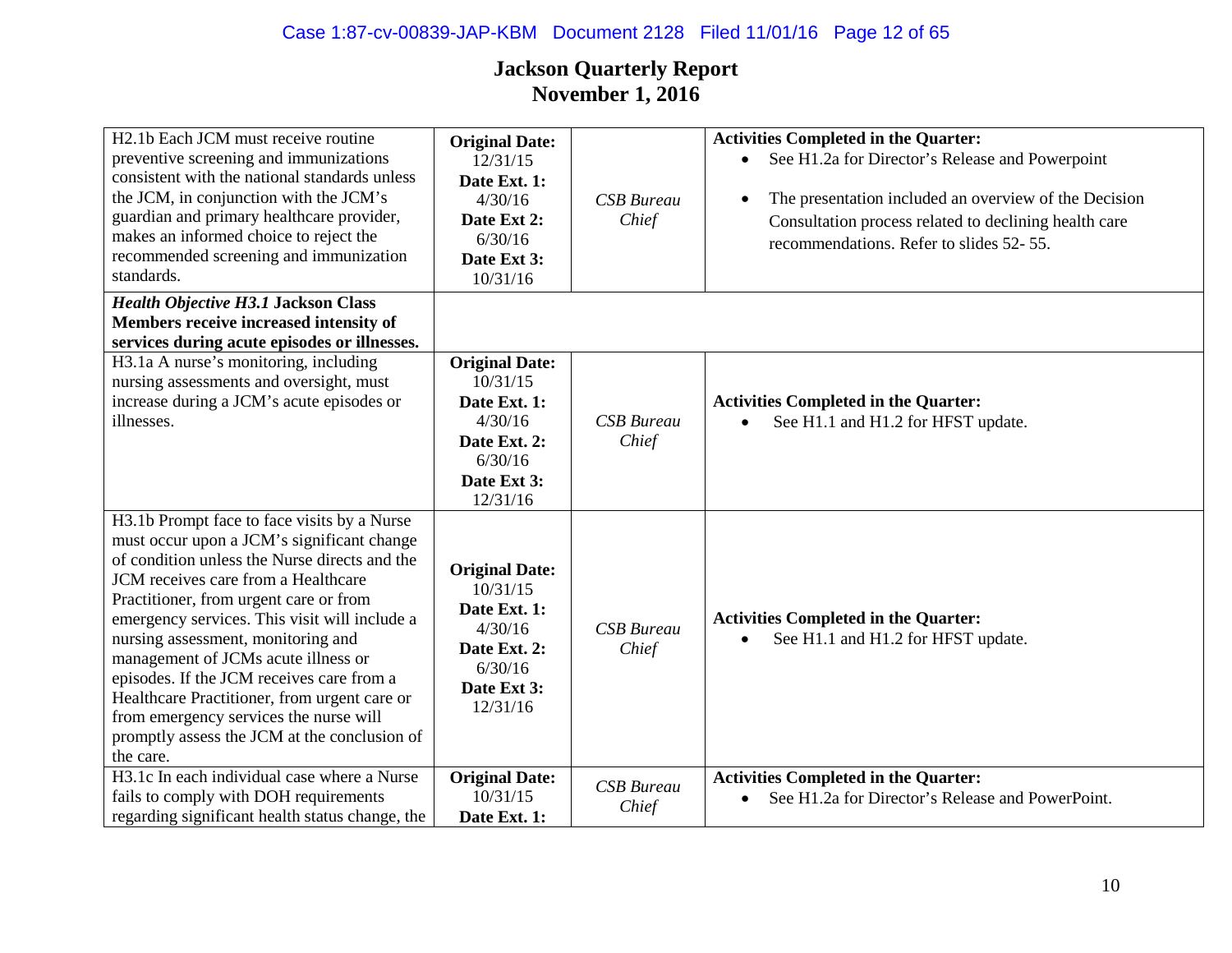## Jackson Quarterly Report
## November 1, 2016

| | | | |
|---|---|---|---|
| H2.1b Each JCM must receive routine preventive screening and immunizations consistent with the national standards unless the JCM, in conjunction with the JCM's guardian and primary healthcare provider, makes an informed choice to reject the recommended screening and immunization standards. | **Original Date:** 12/31/15 **Date Ext. 1:** 4/30/16 **Date Ext 2:** 6/30/16 **Date Ext 3:** 10/31/16 | *CSB Bureau Chief* | **Activities Completed in the Quarter:** • See H1.2a for Director's Release and Powerpoint • The presentation included an overview of the Decision Consultation process related to declining health care recommendations. Refer to slides 52- 55. |
| ***Health Objective H3.1*** **Jackson Class Members receive increased intensity of services during acute episodes or illnesses.** | | | |
| H3.1a A nurse's monitoring, including nursing assessments and oversight, must increase during a JCM's acute episodes or illnesses. | **Original Date:** 10/31/15 **Date Ext. 1:** 4/30/16 **Date Ext. 2:** 6/30/16 **Date Ext 3:** 12/31/16 | *CSB Bureau Chief* | **Activities Completed in the Quarter:** • See H1.1 and H1.2 for HFST update. |
| H3.1b Prompt face to face visits by a Nurse must occur upon a JCM's significant change of condition unless the Nurse directs and the JCM receives care from a Healthcare Practitioner, from urgent care or from emergency services. This visit will include a nursing assessment, monitoring and management of JCMs acute illness or episodes. If the JCM receives care from a Healthcare Practitioner, from urgent care or from emergency services the nurse will promptly assess the JCM at the conclusion of the care. | **Original Date:** 10/31/15 **Date Ext. 1:** 4/30/16 **Date Ext. 2:** 6/30/16 **Date Ext 3:** 12/31/16 | *CSB Bureau Chief* | **Activities Completed in the Quarter:** • See H1.1 and H1.2 for HFST update. |
| H3.1c In each individual case where a Nurse fails to comply with DOH requirements regarding significant health status change, the | **Original Date:** 10/31/15 **Date Ext. 1:** | *CSB Bureau Chief* | **Activities Completed in the Quarter:** • See H1.2a for Director's Release and PowerPoint. |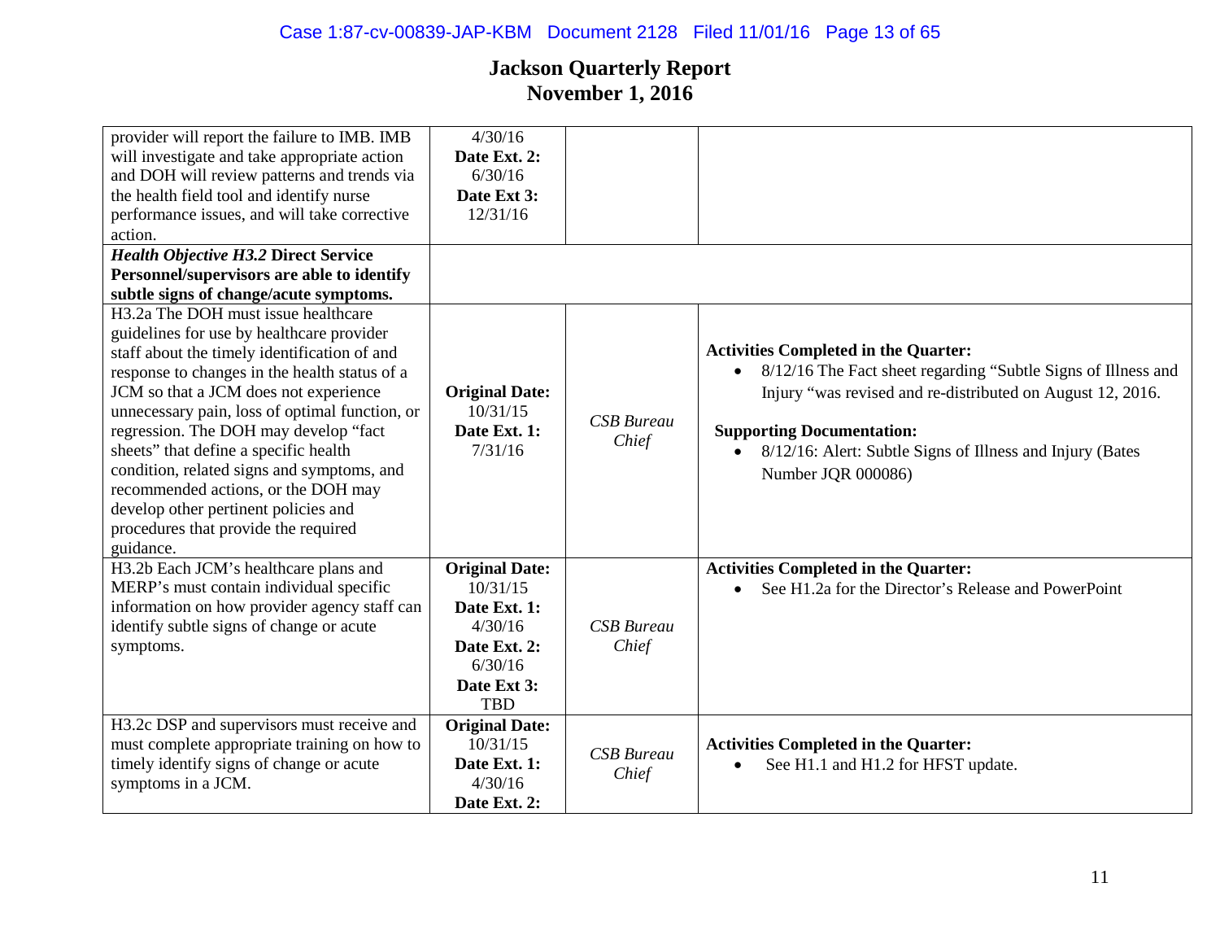# Jackson Quarterly Report
# November 1, 2016

| | | | |
|---|---|---|---|
| provider will report the failure to IMB. IMB will investigate and take appropriate action and DOH will review patterns and trends via the health field tool and identify nurse performance issues, and will take corrective action. | 4/30/16 **Date Ext. 2:** 6/30/16 **Date Ext 3:** 12/31/16 | | |
| ***Health Objective H3.2* Direct Service Personnel/supervisors are able to identify subtle signs of change/acute symptoms.** | | | |
| H3.2a The DOH must issue healthcare guidelines for use by healthcare provider staff about the timely identification of and response to changes in the health status of a JCM so that a JCM does not experience unnecessary pain, loss of optimal function, or regression. The DOH may develop "fact sheets" that define a specific health condition, related signs and symptoms, and recommended actions, or the DOH may develop other pertinent policies and procedures that provide the required guidance. | **Original Date:** 10/31/15 **Date Ext. 1:** 7/31/16 | *CSB Bureau Chief* | **Activities Completed in the Quarter:** • 8/12/16 The Fact sheet regarding "Subtle Signs of Illness and Injury "was revised and re-distributed on August 12, 2016. **Supporting Documentation:** • 8/12/16: Alert: Subtle Signs of Illness and Injury (Bates Number JQR 000086) |
| H3.2b Each JCM's healthcare plans and MERP's must contain individual specific information on how provider agency staff can identify subtle signs of change or acute symptoms. | **Original Date:** 10/31/15 **Date Ext. 1:** 4/30/16 **Date Ext. 2:** 6/30/16 **Date Ext 3:** TBD | *CSB Bureau Chief* | **Activities Completed in the Quarter:** • See H1.2a for the Director's Release and PowerPoint |
| H3.2c DSP and supervisors must receive and must complete appropriate training on how to timely identify signs of change or acute symptoms in a JCM. | **Original Date:** 10/31/15 **Date Ext. 1:** 4/30/16 **Date Ext. 2:** | *CSB Bureau Chief* | **Activities Completed in the Quarter:** • See H1.1 and H1.2 for HFST update. |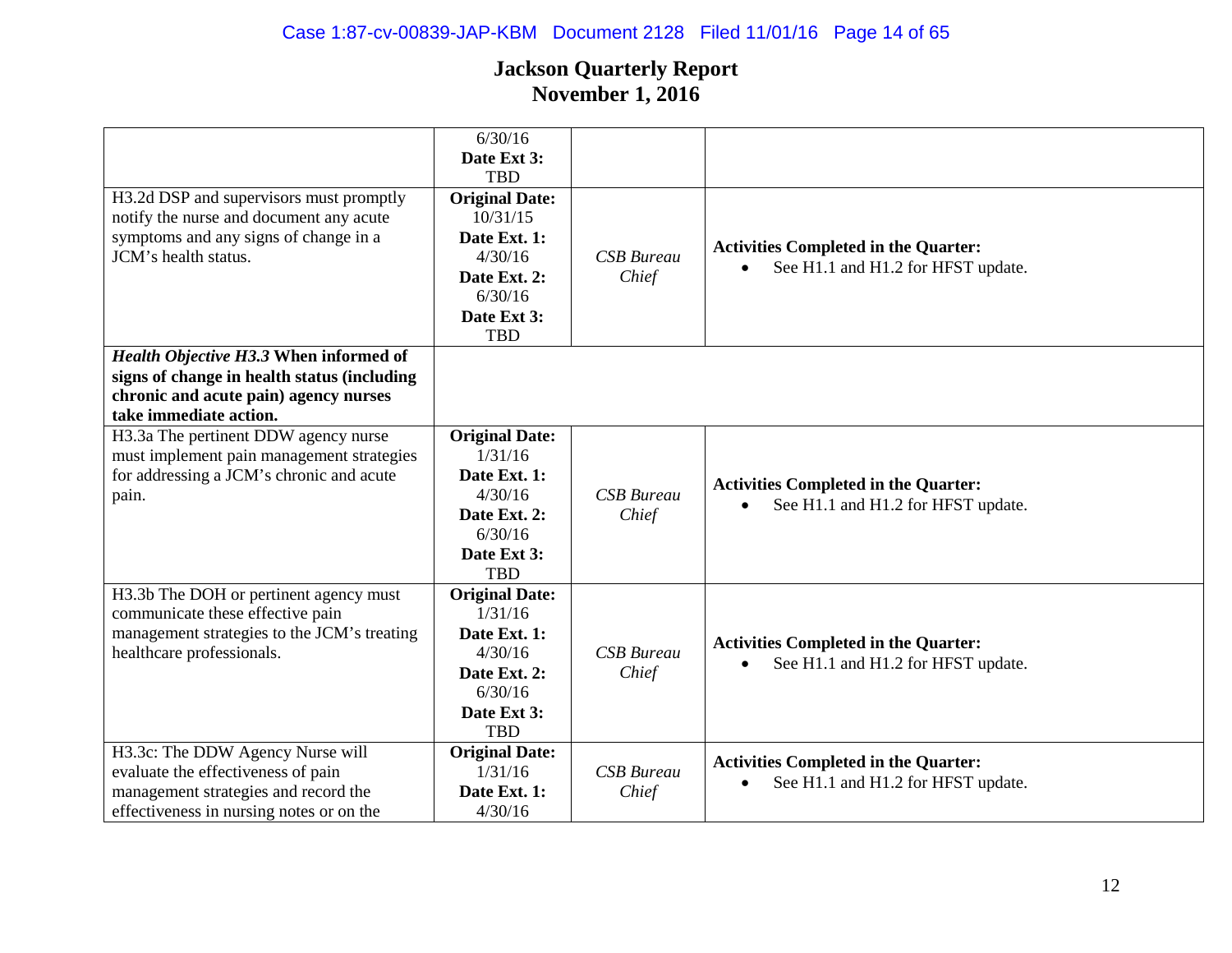# Jackson Quarterly Report
## November 1, 2016

| | | | |
|---|---|---|---|
| | 6/30/16 **Date Ext 3:** TBD | | |
| H3.2d DSP and supervisors must promptly notify the nurse and document any acute symptoms and any signs of change in a JCM's health status. | **Original Date:** 10/31/15 **Date Ext. 1:** 4/30/16 **Date Ext. 2:** 6/30/16 **Date Ext 3:** TBD | *CSB Bureau Chief* | **Activities Completed in the Quarter:** • See H1.1 and H1.2 for HFST update. |
| ***Health Objective H3.3* When informed of signs of change in health status (including chronic and acute pain) agency nurses take immediate action.** | | | |
| H3.3a The pertinent DDW agency nurse must implement pain management strategies for addressing a JCM's chronic and acute pain. | **Original Date:** 1/31/16 **Date Ext. 1:** 4/30/16 **Date Ext. 2:** 6/30/16 **Date Ext 3:** TBD | *CSB Bureau Chief* | **Activities Completed in the Quarter:** • See H1.1 and H1.2 for HFST update. |
| H3.3b The DOH or pertinent agency must communicate these effective pain management strategies to the JCM's treating healthcare professionals. | **Original Date:** 1/31/16 **Date Ext. 1:** 4/30/16 **Date Ext. 2:** 6/30/16 **Date Ext 3:** TBD | *CSB Bureau Chief* | **Activities Completed in the Quarter:** • See H1.1 and H1.2 for HFST update. |
| H3.3c: The DDW Agency Nurse will evaluate the effectiveness of pain management strategies and record the effectiveness in nursing notes or on the | **Original Date:** 1/31/16 **Date Ext. 1:** 4/30/16 | *CSB Bureau Chief* | **Activities Completed in the Quarter:** • See H1.1 and H1.2 for HFST update. |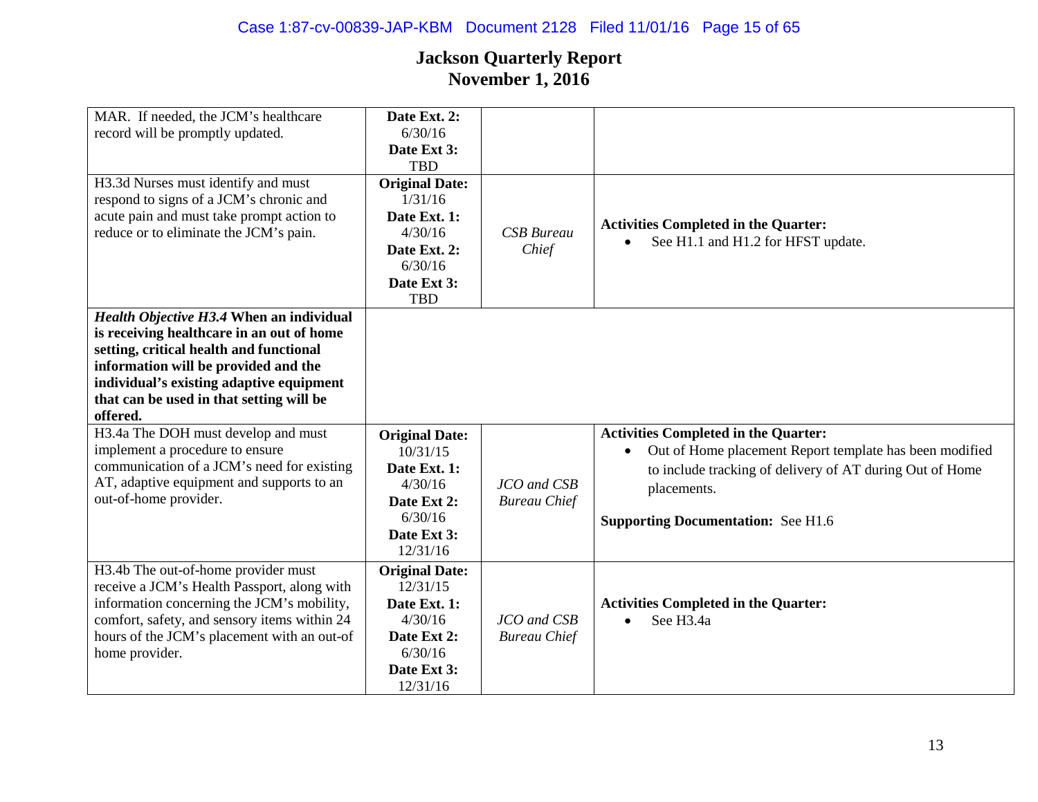## Jackson Quarterly Report
## November 1, 2016

| | | | |
|---|---|---|---|
| MAR. If needed, the JCM's healthcare record will be promptly updated. | **Date Ext. 2:** 6/30/16 **Date Ext 3:** TBD | | |
| H3.3d Nurses must identify and must respond to signs of a JCM's chronic and acute pain and must take prompt action to reduce or to eliminate the JCM's pain. | **Original Date:** 1/31/16 **Date Ext. 1:** 4/30/16 **Date Ext. 2:** 6/30/16 **Date Ext 3:** TBD | *CSB Bureau Chief* | **Activities Completed in the Quarter:** <br>• See H1.1 and H1.2 for HFST update. |
| ***Health Objective H3.4*** **When an individual is receiving healthcare in an out of home setting, critical health and functional information will be provided and the individual's existing adaptive equipment that can be used in that setting will be offered.** | | | |
| H3.4a The DOH must develop and must implement a procedure to ensure communication of a JCM's need for existing AT, adaptive equipment and supports to an out-of-home provider. | **Original Date:** 10/31/15 **Date Ext. 1:** 4/30/16 **Date Ext 2:** 6/30/16 **Date Ext 3:** 12/31/16 | *JCO and CSB Bureau Chief* | **Activities Completed in the Quarter:** <br>• Out of Home placement Report template has been modified to include tracking of delivery of AT during Out of Home placements. <br><br>**Supporting Documentation:** See H1.6 |
| H3.4b The out-of-home provider must receive a JCM's Health Passport, along with information concerning the JCM's mobility, comfort, safety, and sensory items within 24 hours of the JCM's placement with an out-of home provider. | **Original Date:** 12/31/15 **Date Ext. 1:** 4/30/16 **Date Ext 2:** 6/30/16 **Date Ext 3:** 12/31/16 | *JCO and CSB Bureau Chief* | **Activities Completed in the Quarter:** <br>• See H3.4a |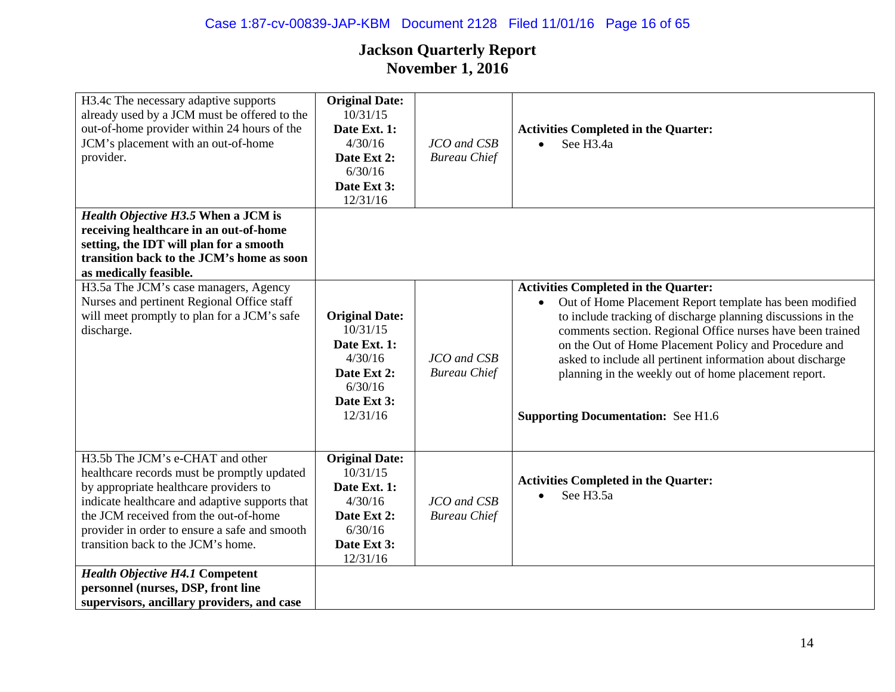# Jackson Quarterly Report
## November 1, 2016

| | | | |
|---|---|---|---|
| H3.4c The necessary adaptive supports already used by a JCM must be offered to the out-of-home provider within 24 hours of the JCM's placement with an out-of-home provider. | **Original Date:** 10/31/15 **Date Ext. 1:** 4/30/16 **Date Ext 2:** 6/30/16 **Date Ext 3:** 12/31/16 | *JCO and CSB Bureau Chief* | **Activities Completed in the Quarter:** <br>• See H3.4a |
| ***Health Objective H3.5*** **When a JCM is receiving healthcare in an out-of-home setting, the IDT will plan for a smooth transition back to the JCM's home as soon as medically feasible.** | | | |
| H3.5a The JCM's case managers, Agency Nurses and pertinent Regional Office staff will meet promptly to plan for a JCM's safe discharge. | **Original Date:** 10/31/15 **Date Ext. 1:** 4/30/16 **Date Ext 2:** 6/30/16 **Date Ext 3:** 12/31/16 | *JCO and CSB Bureau Chief* | **Activities Completed in the Quarter:** <br>• Out of Home Placement Report template has been modified to include tracking of discharge planning discussions in the comments section. Regional Office nurses have been trained on the Out of Home Placement Policy and Procedure and asked to include all pertinent information about discharge planning in the weekly out of home placement report. <br><br>**Supporting Documentation:** See H1.6 |
| H3.5b The JCM's e-CHAT and other healthcare records must be promptly updated by appropriate healthcare providers to indicate healthcare and adaptive supports that the JCM received from the out-of-home provider in order to ensure a safe and smooth transition back to the JCM's home. | **Original Date:** 10/31/15 **Date Ext. 1:** 4/30/16 **Date Ext 2:** 6/30/16 **Date Ext 3:** 12/31/16 | *JCO and CSB Bureau Chief* | **Activities Completed in the Quarter:** <br>• See H3.5a |
| ***Health Objective H4.1*** **Competent personnel (nurses, DSP, front line supervisors, ancillary providers, and case** | | | |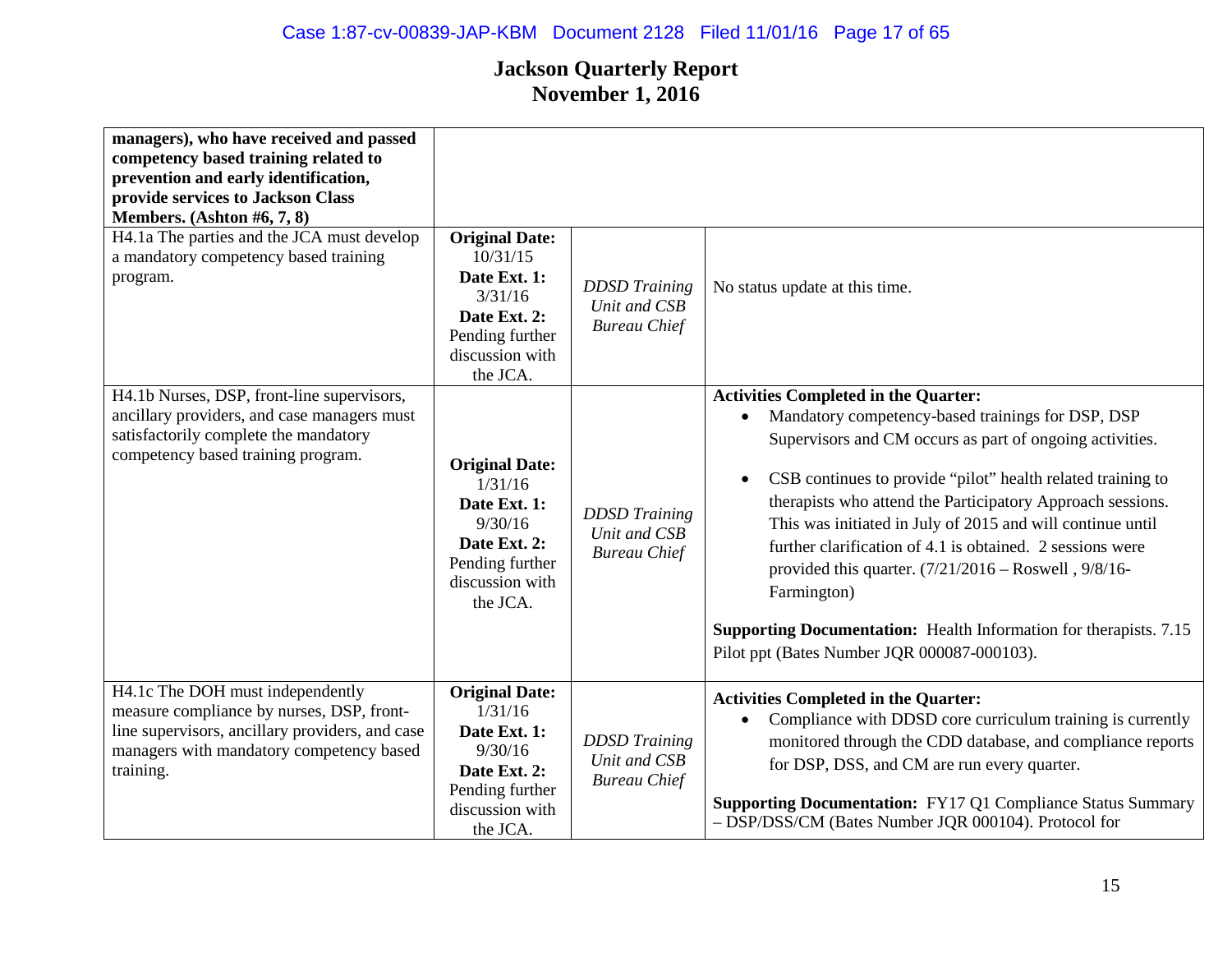# Jackson Quarterly Report
## November 1, 2016

| | | | |
|---|---|---|---|
| **managers), who have received and passed competency based training related to prevention and early identification, provide services to Jackson Class Members. (Ashton #6, 7, 8)** | | | |
| H4.1a The parties and the JCA must develop a mandatory competency based training program. | **Original Date:** 10/31/15 **Date Ext. 1:** 3/31/16 **Date Ext. 2:** Pending further discussion with the JCA. | *DDSD Training Unit and CSB Bureau Chief* | No status update at this time. |
| H4.1b Nurses, DSP, front-line supervisors, ancillary providers, and case managers must satisfactorily complete the mandatory competency based training program. | **Original Date:** 1/31/16 **Date Ext. 1:** 9/30/16 **Date Ext. 2:** Pending further discussion with the JCA. | *DDSD Training Unit and CSB Bureau Chief* | **Activities Completed in the Quarter:** <br>• Mandatory competency-based trainings for DSP, DSP Supervisors and CM occurs as part of ongoing activities. <br>• CSB continues to provide "pilot" health related training to therapists who attend the Participatory Approach sessions. This was initiated in July of 2015 and will continue until further clarification of 4.1 is obtained. 2 sessions were provided this quarter. (7/21/2016 – Roswell , 9/8/16- Farmington) <br><br>**Supporting Documentation:** Health Information for therapists. 7.15 Pilot ppt (Bates Number JQR 000087-000103). |
| H4.1c The DOH must independently measure compliance by nurses, DSP, front-line supervisors, ancillary providers, and case managers with mandatory competency based training. | **Original Date:** 1/31/16 **Date Ext. 1:** 9/30/16 **Date Ext. 2:** Pending further discussion with the JCA. | *DDSD Training Unit and CSB Bureau Chief* | **Activities Completed in the Quarter:** <br>• Compliance with DDSD core curriculum training is currently monitored through the CDD database, and compliance reports for DSP, DSS, and CM are run every quarter. <br><br>**Supporting Documentation:** FY17 Q1 Compliance Status Summary – DSP/DSS/CM (Bates Number JQR 000104). Protocol for |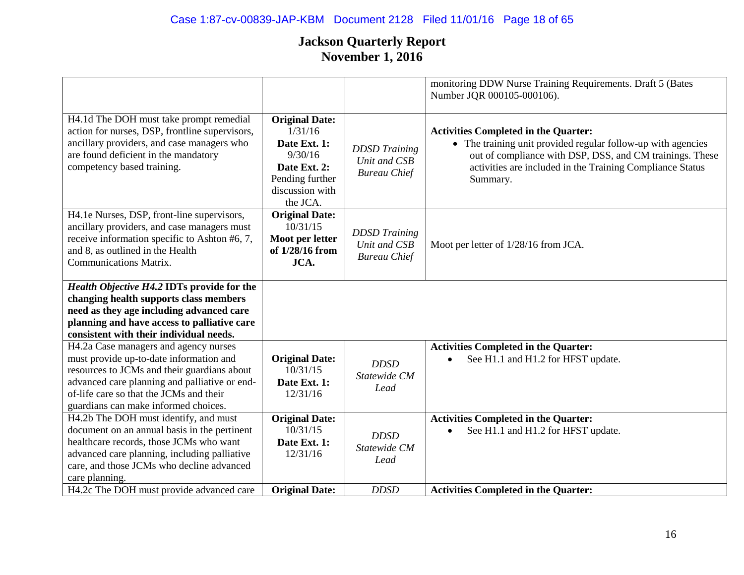# Jackson Quarterly Report
## November 1, 2016

| | | | |
|---|---|---|---|
| | | | monitoring DDW Nurse Training Requirements. Draft 5 (Bates Number JQR 000105-000106). |
| H4.1d The DOH must take prompt remedial action for nurses, DSP, frontline supervisors, ancillary providers, and case managers who are found deficient in the mandatory competency based training. | **Original Date:** 1/31/16 **Date Ext. 1:** 9/30/16 **Date Ext. 2:** Pending further discussion with the JCA. | *DDSD Training Unit and CSB Bureau Chief* | **Activities Completed in the Quarter:** <br>• The training unit provided regular follow-up with agencies out of compliance with DSP, DSS, and CM trainings. These activities are included in the Training Compliance Status Summary. |
| H4.1e Nurses, DSP, front-line supervisors, ancillary providers, and case managers must receive information specific to Ashton #6, 7, and 8, as outlined in the Health Communications Matrix. | **Original Date:** 10/31/15 **Moot per letter of 1/28/16 from JCA.** | *DDSD Training Unit and CSB Bureau Chief* | Moot per letter of 1/28/16 from JCA. |
| ***Health Objective H4.2*** **IDTs provide for the changing health supports class members need as they age including advanced care planning and have access to palliative care consistent with their individual needs.** | | | |
| H4.2a Case managers and agency nurses must provide up-to-date information and resources to JCMs and their guardians about advanced care planning and palliative or end-of-life care so that the JCMs and their guardians can make informed choices. | **Original Date:** 10/31/15 **Date Ext. 1:** 12/31/16 | *DDSD Statewide CM Lead* | **Activities Completed in the Quarter:** <br>• See H1.1 and H1.2 for HFST update. |
| H4.2b The DOH must identify, and must document on an annual basis in the pertinent healthcare records, those JCMs who want advanced care planning, including palliative care, and those JCMs who decline advanced care planning. | **Original Date:** 10/31/15 **Date Ext. 1:** 12/31/16 | *DDSD Statewide CM Lead* | **Activities Completed in the Quarter:** <br>• See H1.1 and H1.2 for HFST update. |
| H4.2c The DOH must provide advanced care | **Original Date:** | *DDSD* | **Activities Completed in the Quarter:** |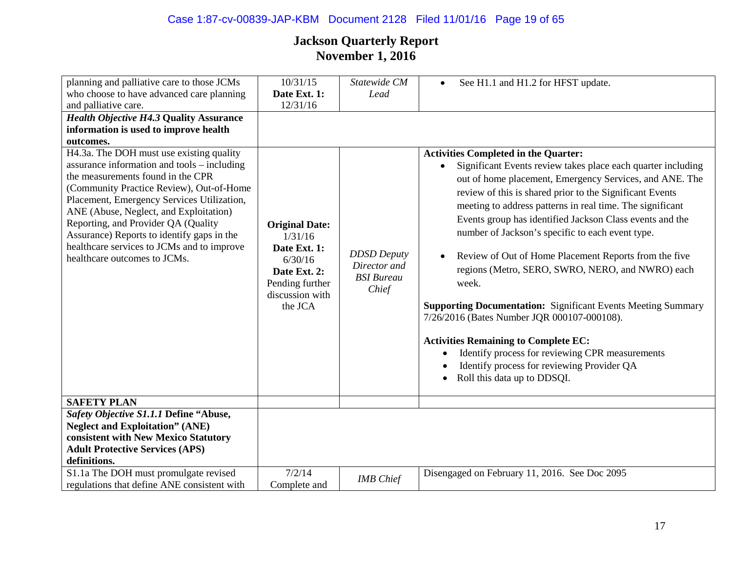# Jackson Quarterly Report
## November 1, 2016

| | | | |
|---|---|---|---|
| planning and palliative care to those JCMs who choose to have advanced care planning and palliative care. | 10/31/15<br>**Date Ext. 1:**<br>12/31/16 | *Statewide CM Lead* | • See H1.1 and H1.2 for HFST update. |
| ***Health Objective H4.3*** **Quality Assurance information is used to improve health outcomes.** | | | |
| H4.3a. The DOH must use existing quality assurance information and tools – including the measurements found in the CPR (Community Practice Review), Out-of-Home Placement, Emergency Services Utilization, ANE (Abuse, Neglect, and Exploitation) Reporting, and Provider QA (Quality Assurance) Reports to identify gaps in the healthcare services to JCMs and to improve healthcare outcomes to JCMs. | **Original Date:**<br>1/31/16<br>**Date Ext. 1:**<br>6/30/16<br>**Date Ext. 2:**<br>Pending further discussion with the JCA | *DDSD Deputy Director and BSI Bureau Chief* | **Activities Completed in the Quarter:**<br>• Significant Events review takes place each quarter including out of home placement, Emergency Services, and ANE. The review of this is shared prior to the Significant Events meeting to address patterns in real time. The significant Events group has identified Jackson Class events and the number of Jackson's specific to each event type.<br>• Review of Out of Home Placement Reports from the five regions (Metro, SERO, SWRO, NERO, and NWRO) each week.<br><br>**Supporting Documentation:** Significant Events Meeting Summary 7/26/2016 (Bates Number JQR 000107-000108).<br><br>**Activities Remaining to Complete EC:**<br>• Identify process for reviewing CPR measurements<br>• Identify process for reviewing Provider QA<br>• Roll this data up to DDSQI. |
| **SAFETY PLAN** | | | |
| ***Safety Objective S1.1.1*** **Define "Abuse, Neglect and Exploitation" (ANE) consistent with New Mexico Statutory Adult Protective Services (APS) definitions.** | | | |
| S1.1a The DOH must promulgate revised regulations that define ANE consistent with | 7/2/14<br>Complete and | *IMB Chief* | Disengaged on February 11, 2016. See Doc 2095 |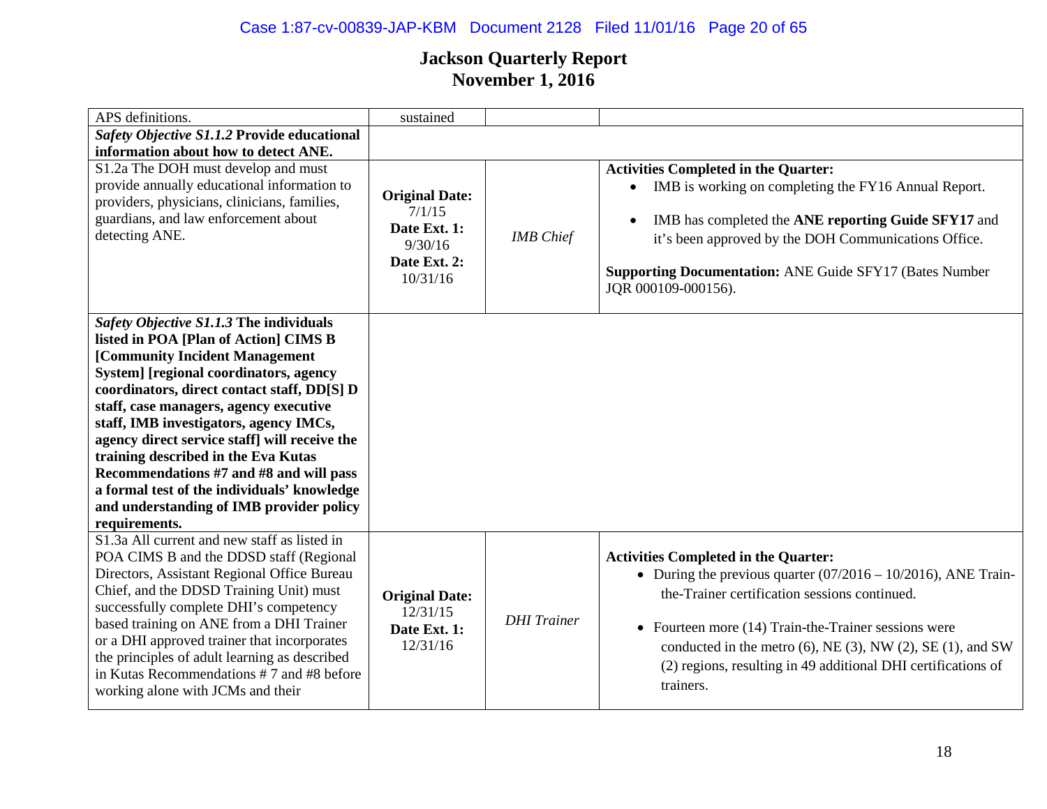# Jackson Quarterly Report
## November 1, 2016

| | | | |
|---|---|---|---|
| APS definitions. | sustained | | |
| ***Safety Objective S1.1.2* Provide educational information about how to detect ANE.** | | | |
| S1.2a The DOH must develop and must provide annually educational information to providers, physicians, clinicians, families, guardians, and law enforcement about detecting ANE. | **Original Date:** 7/1/15 **Date Ext. 1:** 9/30/16 **Date Ext. 2:** 10/31/16 | *IMB Chief* | **Activities Completed in the Quarter:** <br>• IMB is working on completing the FY16 Annual Report. <br>• IMB has completed the **ANE reporting Guide SFY17** and it's been approved by the DOH Communications Office. <br>**Supporting Documentation:** ANE Guide SFY17 (Bates Number JQR 000109-000156). |
| ***Safety Objective S1.1.3* The individuals listed in POA [Plan of Action] CIMS B [Community Incident Management System] [regional coordinators, agency coordinators, direct contact staff, DD[S] D staff, case managers, agency executive staff, IMB investigators, agency IMCs, agency direct service staff] will receive the training described in the Eva Kutas Recommendations #7 and #8 and will pass a formal test of the individuals' knowledge and understanding of IMB provider policy requirements.** | | | |
| S1.3a All current and new staff as listed in POA CIMS B and the DDSD staff (Regional Directors, Assistant Regional Office Bureau Chief, and the DDSD Training Unit) must successfully complete DHI's competency based training on ANE from a DHI Trainer or a DHI approved trainer that incorporates the principles of adult learning as described in Kutas Recommendations # 7 and #8 before working alone with JCMs and their | **Original Date:** 12/31/15 **Date Ext. 1:** 12/31/16 | *DHI Trainer* | **Activities Completed in the Quarter:** <br>• During the previous quarter (07/2016 – 10/2016), ANE Train-the-Trainer certification sessions continued. <br>• Fourteen more (14) Train-the-Trainer sessions were conducted in the metro (6), NE (3), NW (2), SE (1), and SW (2) regions, resulting in 49 additional DHI certifications of trainers. |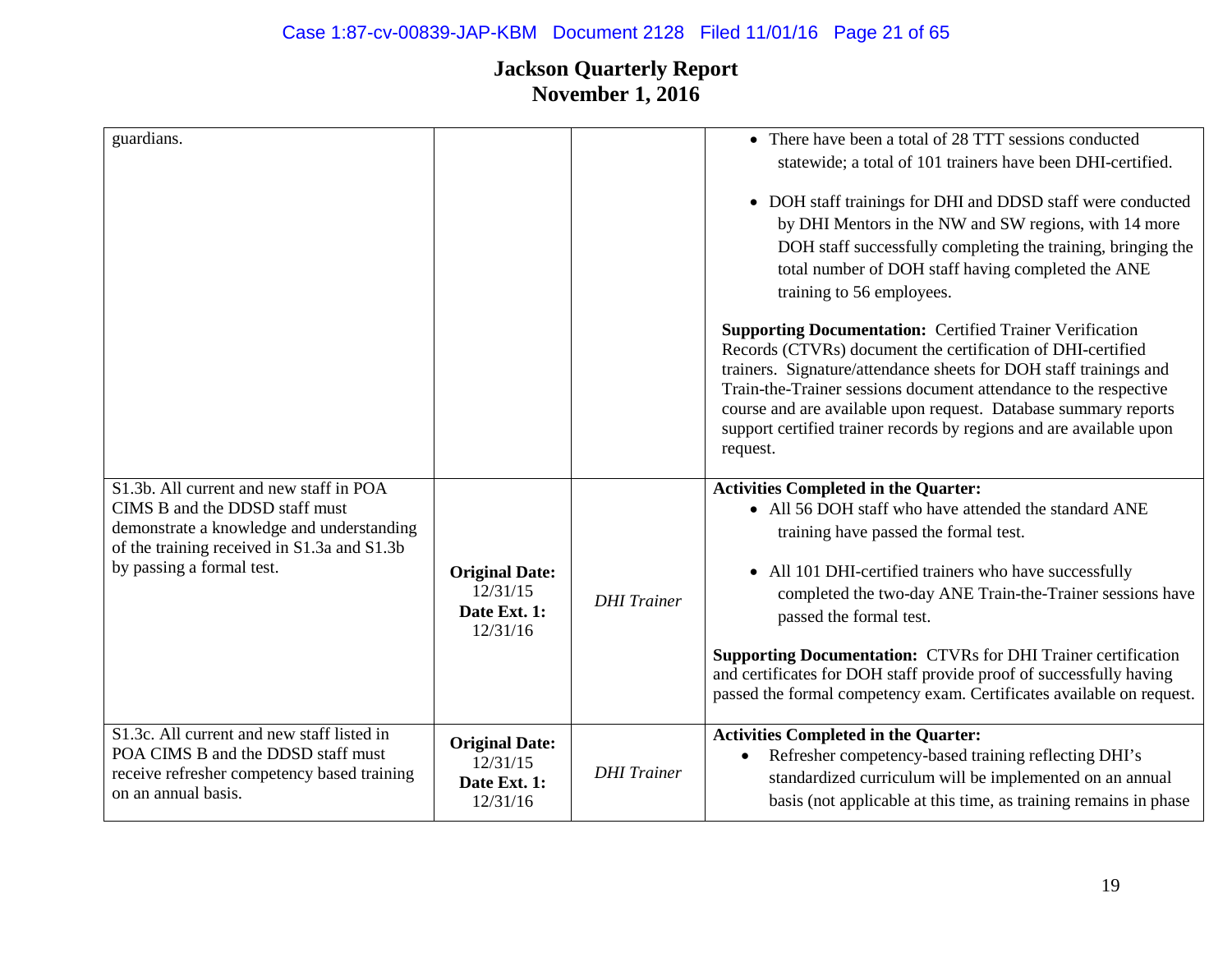# Jackson Quarterly Report
# November 1, 2016

| | | | |
|---|---|---|---|
| guardians. | | | • There have been a total of 28 TTT sessions conducted statewide; a total of 101 trainers have been DHI-certified.<br><br>• DOH staff trainings for DHI and DDSD staff were conducted by DHI Mentors in the NW and SW regions, with 14 more DOH staff successfully completing the training, bringing the total number of DOH staff having completed the ANE training to 56 employees.<br><br>**Supporting Documentation:** Certified Trainer Verification Records (CTVRs) document the certification of DHI-certified trainers. Signature/attendance sheets for DOH staff trainings and Train-the-Trainer sessions document attendance to the respective course and are available upon request. Database summary reports support certified trainer records by regions and are available upon request. |
| S1.3b. All current and new staff in POA CIMS B and the DDSD staff must demonstrate a knowledge and understanding of the training received in S1.3a and S1.3b by passing a formal test. | **Original Date:** 12/31/15<br>**Date Ext. 1:** 12/31/16 | *DHI Trainer* | **Activities Completed in the Quarter:**<br>• All 56 DOH staff who have attended the standard ANE training have passed the formal test.<br><br>• All 101 DHI-certified trainers who have successfully completed the two-day ANE Train-the-Trainer sessions have passed the formal test.<br><br>**Supporting Documentation:** CTVRs for DHI Trainer certification and certificates for DOH staff provide proof of successfully having passed the formal competency exam. Certificates available on request. |
| S1.3c. All current and new staff listed in POA CIMS B and the DDSD staff must receive refresher competency based training on an annual basis. | **Original Date:** 12/31/15<br>**Date Ext. 1:** 12/31/16 | *DHI Trainer* | **Activities Completed in the Quarter:**<br>• Refresher competency-based training reflecting DHI's standardized curriculum will be implemented on an annual basis (not applicable at this time, as training remains in phase |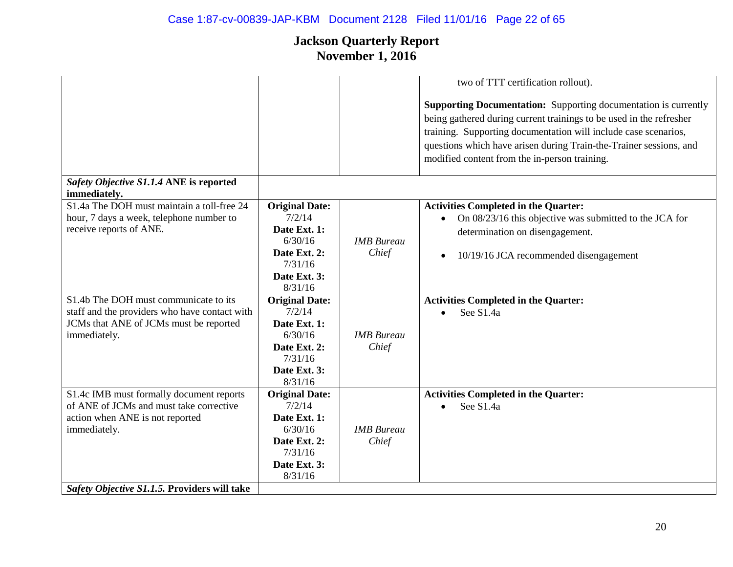# Jackson Quarterly Report
## November 1, 2016

| | | | |
|---|---|---|---|
| | | | two of TTT certification rollout).<br><br>**Supporting Documentation:** Supporting documentation is currently being gathered during current trainings to be used in the refresher training. Supporting documentation will include case scenarios, questions which have arisen during Train-the-Trainer sessions, and modified content from the in-person training. |
| ***Safety Objective S1.1.4*** **ANE is reported immediately.** | | | |
| S1.4a The DOH must maintain a toll-free 24 hour, 7 days a week, telephone number to receive reports of ANE. | **Original Date:** 7/2/14<br>**Date Ext. 1:** 6/30/16<br>**Date Ext. 2:** 7/31/16<br>**Date Ext. 3:** 8/31/16 | *IMB Bureau Chief* | **Activities Completed in the Quarter:**<br>• On 08/23/16 this objective was submitted to the JCA for determination on disengagement.<br>• 10/19/16 JCA recommended disengagement |
| S1.4b The DOH must communicate to its staff and the providers who have contact with JCMs that ANE of JCMs must be reported immediately. | **Original Date:** 7/2/14<br>**Date Ext. 1:** 6/30/16<br>**Date Ext. 2:** 7/31/16<br>**Date Ext. 3:** 8/31/16 | *IMB Bureau Chief* | **Activities Completed in the Quarter:**<br>• See S1.4a |
| S1.4c IMB must formally document reports of ANE of JCMs and must take corrective action when ANE is not reported immediately. | **Original Date:** 7/2/14<br>**Date Ext. 1:** 6/30/16<br>**Date Ext. 2:** 7/31/16<br>**Date Ext. 3:** 8/31/16 | *IMB Bureau Chief* | **Activities Completed in the Quarter:**<br>• See S1.4a |
| ***Safety Objective S1.1.5.*** **Providers will take** | | | |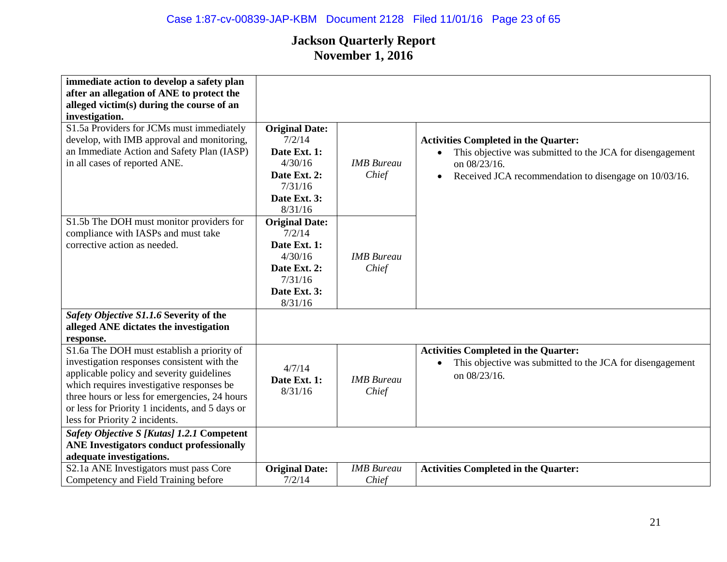# Jackson Quarterly Report
## November 1, 2016

| | | | |
|---|---|---|---|
| **immediate action to develop a safety plan after an allegation of ANE to protect the alleged victim(s) during the course of an investigation.** | | | |
| S1.5a Providers for JCMs must immediately develop, with IMB approval and monitoring, an Immediate Action and Safety Plan (IASP) in all cases of reported ANE. | **Original Date:** 7/2/14 **Date Ext. 1:** 4/30/16 **Date Ext. 2:** 7/31/16 **Date Ext. 3:** 8/31/16 | *IMB Bureau Chief* | **Activities Completed in the Quarter:** <br>• This objective was submitted to the JCA for disengagement on 08/23/16. <br>• Received JCA recommendation to disengage on 10/03/16. |
| S1.5b The DOH must monitor providers for compliance with IASPs and must take corrective action as needed. | **Original Date:** 7/2/14 **Date Ext. 1:** 4/30/16 **Date Ext. 2:** 7/31/16 **Date Ext. 3:** 8/31/16 | *IMB Bureau Chief* | |
| ***Safety Objective S1.1.6*** **Severity of the alleged ANE dictates the investigation response.** | | | |
| S1.6a The DOH must establish a priority of investigation responses consistent with the applicable policy and severity guidelines which requires investigative responses be three hours or less for emergencies, 24 hours or less for Priority 1 incidents, and 5 days or less for Priority 2 incidents. | 4/7/14 **Date Ext. 1:** 8/31/16 | *IMB Bureau Chief* | **Activities Completed in the Quarter:** <br>• This objective was submitted to the JCA for disengagement on 08/23/16. |
| ***Safety Objective S [Kutas] 1.2.1*** **Competent ANE Investigators conduct professionally adequate investigations.** | | | |
| S2.1a ANE Investigators must pass Core Competency and Field Training before | **Original Date:** 7/2/14 | *IMB Bureau Chief* | **Activities Completed in the Quarter:** |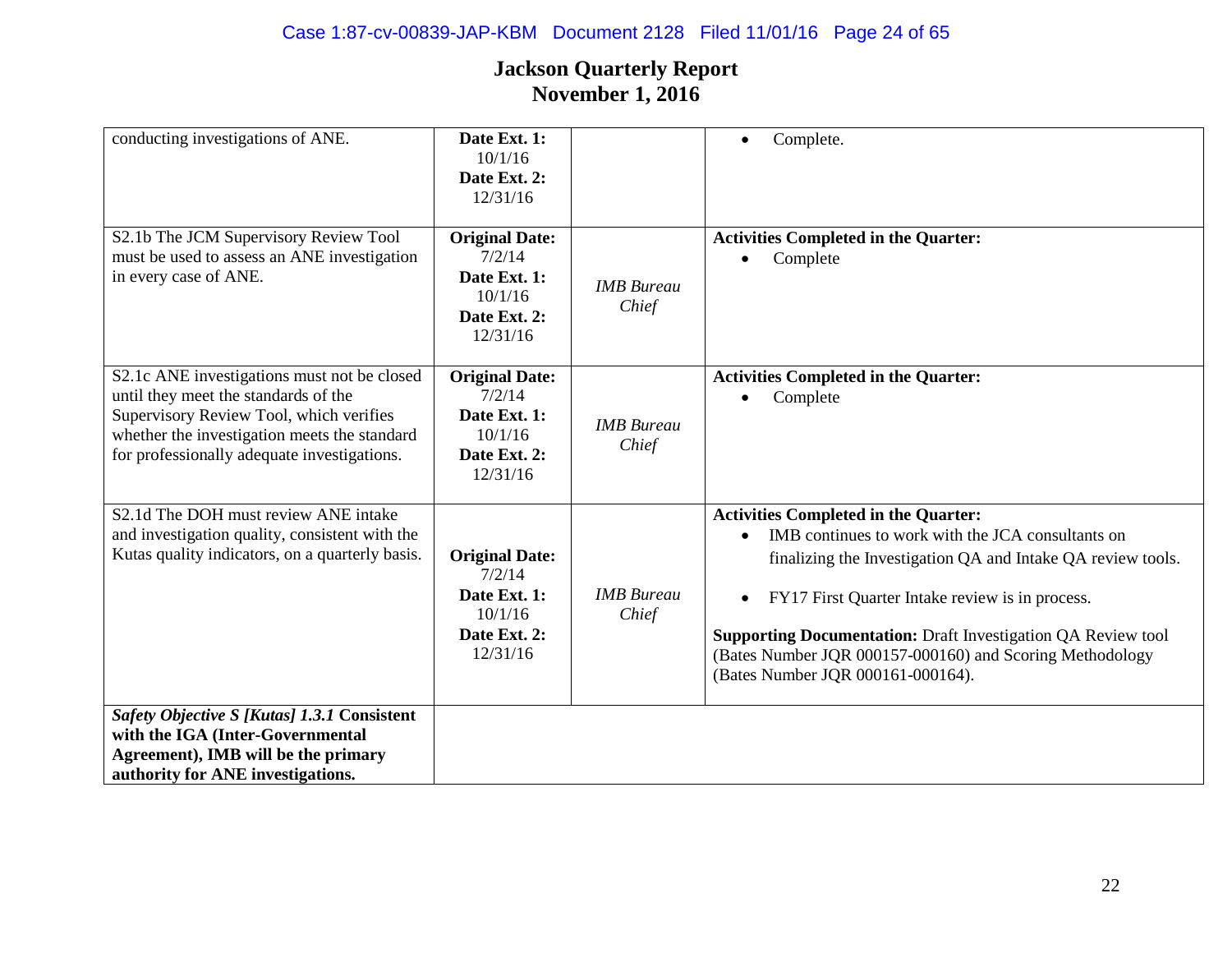# Jackson Quarterly Report
## November 1, 2016

| | | | |
|---|---|---|---|
| conducting investigations of ANE. | **Date Ext. 1:** 10/1/16 **Date Ext. 2:** 12/31/16 | | • Complete. |
| S2.1b The JCM Supervisory Review Tool must be used to assess an ANE investigation in every case of ANE. | **Original Date:** 7/2/14 **Date Ext. 1:** 10/1/16 **Date Ext. 2:** 12/31/16 | *IMB Bureau Chief* | **Activities Completed in the Quarter:** • Complete |
| S2.1c ANE investigations must not be closed until they meet the standards of the Supervisory Review Tool, which verifies whether the investigation meets the standard for professionally adequate investigations. | **Original Date:** 7/2/14 **Date Ext. 1:** 10/1/16 **Date Ext. 2:** 12/31/16 | *IMB Bureau Chief* | **Activities Completed in the Quarter:** • Complete |
| S2.1d The DOH must review ANE intake and investigation quality, consistent with the Kutas quality indicators, on a quarterly basis. | **Original Date:** 7/2/14 **Date Ext. 1:** 10/1/16 **Date Ext. 2:** 12/31/16 | *IMB Bureau Chief* | **Activities Completed in the Quarter:** • IMB continues to work with the JCA consultants on finalizing the Investigation QA and Intake QA review tools. • FY17 First Quarter Intake review is in process. **Supporting Documentation:** Draft Investigation QA Review tool (Bates Number JQR 000157-000160) and Scoring Methodology (Bates Number JQR 000161-000164). |
| ***Safety Objective S [Kutas] 1.3.1* Consistent with the IGA (Inter-Governmental Agreement), IMB will be the primary authority for ANE investigations.** | | | |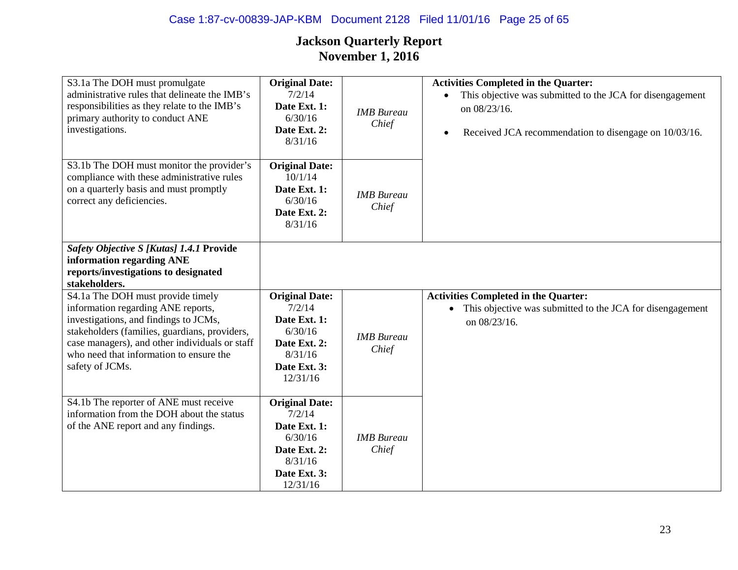## Jackson Quarterly Report
## November 1, 2016

| | | | |
|---|---|---|---|
| S3.1a The DOH must promulgate administrative rules that delineate the IMB's responsibilities as they relate to the IMB's primary authority to conduct ANE investigations. | **Original Date:** 7/2/14 **Date Ext. 1:** 6/30/16 **Date Ext. 2:** 8/31/16 | *IMB Bureau Chief* | **Activities Completed in the Quarter:** • This objective was submitted to the JCA for disengagement on 08/23/16. • Received JCA recommendation to disengage on 10/03/16. |
| S3.1b The DOH must monitor the provider's compliance with these administrative rules on a quarterly basis and must promptly correct any deficiencies. | **Original Date:** 10/1/14 **Date Ext. 1:** 6/30/16 **Date Ext. 2:** 8/31/16 | *IMB Bureau Chief* | |
| ***Safety Objective S [Kutas] 1.4.1* Provide information regarding ANE reports/investigations to designated stakeholders.** | | | |
| S4.1a The DOH must provide timely information regarding ANE reports, investigations, and findings to JCMs, stakeholders (families, guardians, providers, case managers), and other individuals or staff who need that information to ensure the safety of JCMs. | **Original Date:** 7/2/14 **Date Ext. 1:** 6/30/16 **Date Ext. 2:** 8/31/16 **Date Ext. 3:** 12/31/16 | *IMB Bureau Chief* | **Activities Completed in the Quarter:** • This objective was submitted to the JCA for disengagement on 08/23/16. |
| S4.1b The reporter of ANE must receive information from the DOH about the status of the ANE report and any findings. | **Original Date:** 7/2/14 **Date Ext. 1:** 6/30/16 **Date Ext. 2:** 8/31/16 **Date Ext. 3:** 12/31/16 | *IMB Bureau Chief* | |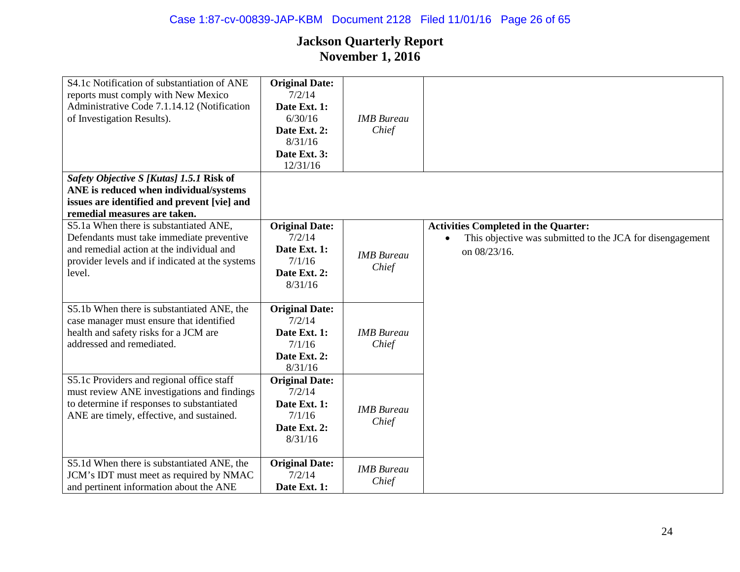# Jackson Quarterly Report
## November 1, 2016

| | | | |
|---|---|---|---|
| S4.1c Notification of substantiation of ANE reports must comply with New Mexico Administrative Code 7.1.14.12 (Notification of Investigation Results). | **Original Date:** 7/2/14 **Date Ext. 1:** 6/30/16 **Date Ext. 2:** 8/31/16 **Date Ext. 3:** 12/31/16 | *IMB Bureau Chief* | |
| ***Safety Objective S [Kutas] 1.5.1* Risk of ANE is reduced when individual/systems issues are identified and prevent [vie] and remedial measures are taken.** | | | |
| S5.1a When there is substantiated ANE, Defendants must take immediate preventive and remedial action at the individual and provider levels and if indicated at the systems level. | **Original Date:** 7/2/14 **Date Ext. 1:** 7/1/16 **Date Ext. 2:** 8/31/16 | *IMB Bureau Chief* | **Activities Completed in the Quarter:** <br>• This objective was submitted to the JCA for disengagement on 08/23/16. |
| S5.1b When there is substantiated ANE, the case manager must ensure that identified health and safety risks for a JCM are addressed and remediated. | **Original Date:** 7/2/14 **Date Ext. 1:** 7/1/16 **Date Ext. 2:** 8/31/16 | *IMB Bureau Chief* | |
| S5.1c Providers and regional office staff must review ANE investigations and findings to determine if responses to substantiated ANE are timely, effective, and sustained. | **Original Date:** 7/2/14 **Date Ext. 1:** 7/1/16 **Date Ext. 2:** 8/31/16 | *IMB Bureau Chief* | |
| S5.1d When there is substantiated ANE, the JCM's IDT must meet as required by NMAC and pertinent information about the ANE | **Original Date:** 7/2/14 **Date Ext. 1:** | *IMB Bureau Chief* | |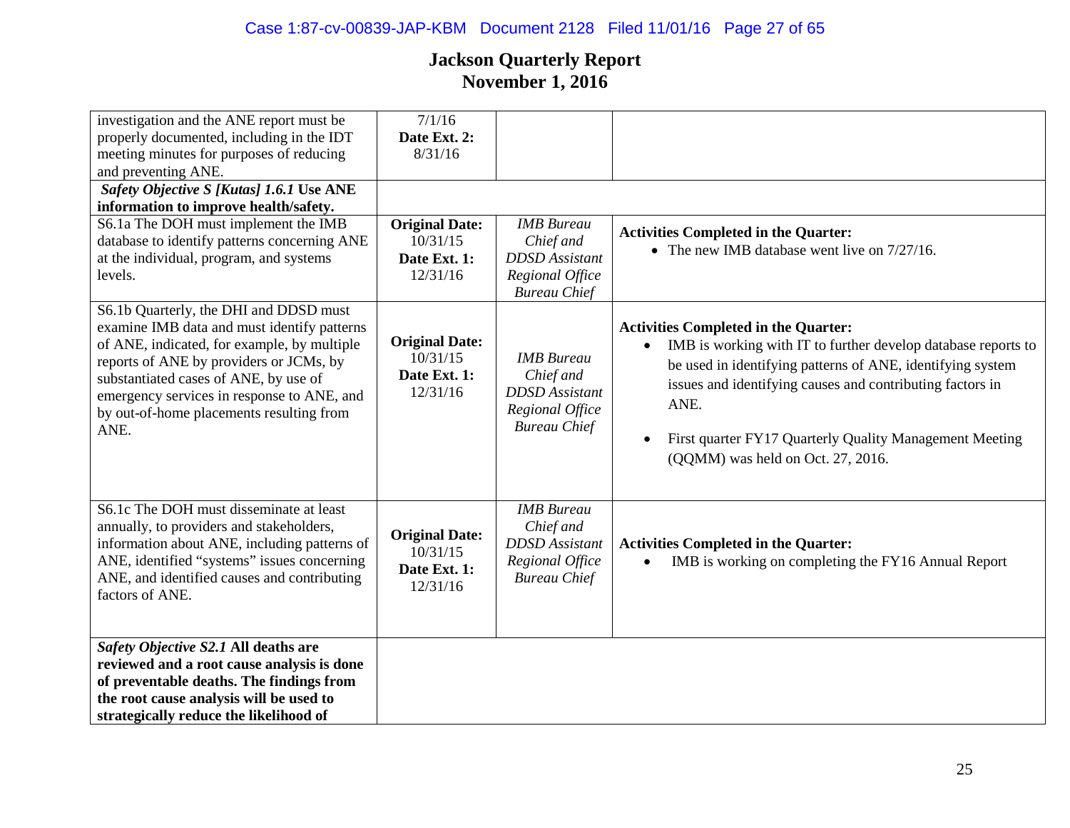# Jackson Quarterly Report
# November 1, 2016

| | | | |
|---|---|---|---|
| investigation and the ANE report must be properly documented, including in the IDT meeting minutes for purposes of reducing and preventing ANE. | 7/1/16<br>**Date Ext. 2:**<br>8/31/16 | | |
| ***Safety Objective S [Kutas] 1.6.1* Use ANE information to improve health/safety.** | | | |
| S6.1a The DOH must implement the IMB database to identify patterns concerning ANE at the individual, program, and systems levels. | **Original Date:**<br>10/31/15<br>**Date Ext. 1:**<br>12/31/16 | *IMB Bureau Chief and DDSD Assistant Regional Office Bureau Chief* | **Activities Completed in the Quarter:**<br>• The new IMB database went live on 7/27/16. |
| S6.1b Quarterly, the DHI and DDSD must examine IMB data and must identify patterns of ANE, indicated, for example, by multiple reports of ANE by providers or JCMs, by substantiated cases of ANE, by use of emergency services in response to ANE, and by out-of-home placements resulting from ANE. | **Original Date:**<br>10/31/15<br>**Date Ext. 1:**<br>12/31/16 | *IMB Bureau Chief and DDSD Assistant Regional Office Bureau Chief* | **Activities Completed in the Quarter:**<br>• IMB is working with IT to further develop database reports to be used in identifying patterns of ANE, identifying system issues and identifying causes and contributing factors in ANE.<br>• First quarter FY17 Quarterly Quality Management Meeting (QQMM) was held on Oct. 27, 2016. |
| S6.1c The DOH must disseminate at least annually, to providers and stakeholders, information about ANE, including patterns of ANE, identified "systems" issues concerning ANE, and identified causes and contributing factors of ANE. | **Original Date:**<br>10/31/15<br>**Date Ext. 1:**<br>12/31/16 | *IMB Bureau Chief and DDSD Assistant Regional Office Bureau Chief* | **Activities Completed in the Quarter:**<br>• IMB is working on completing the FY16 Annual Report |
| ***Safety Objective S2.1* All deaths are reviewed and a root cause analysis is done of preventable deaths. The findings from the root cause analysis will be used to strategically reduce the likelihood of** | | | |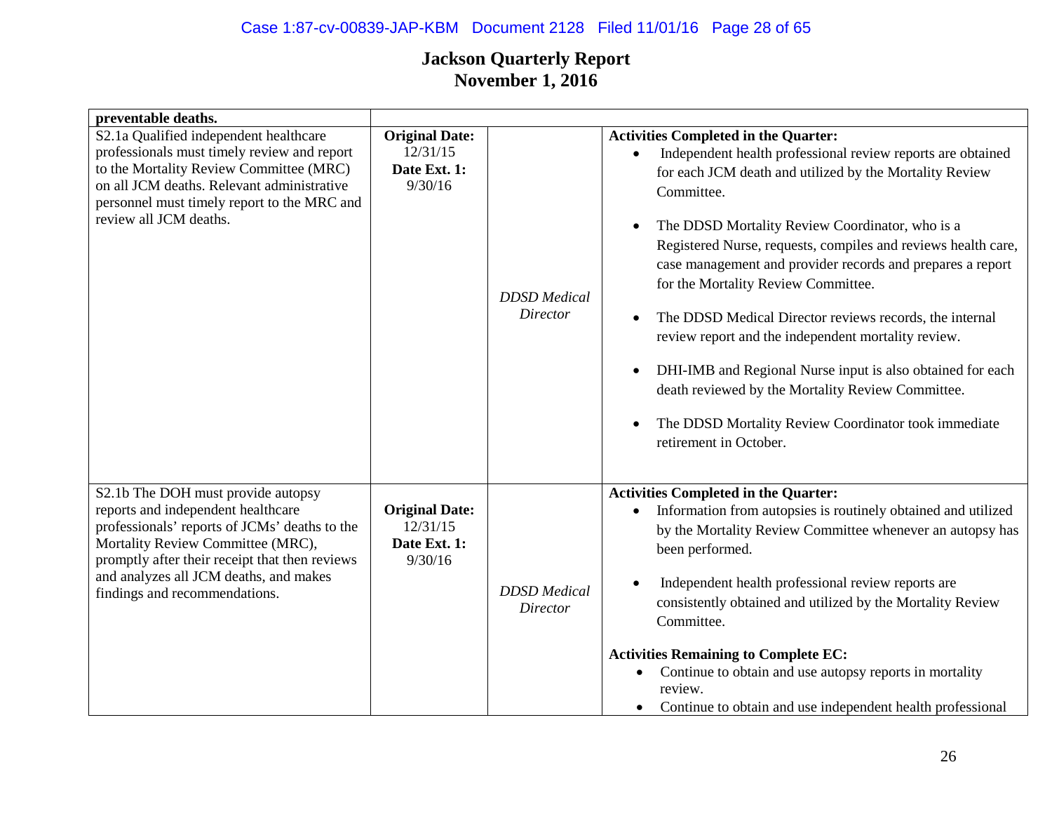# Jackson Quarterly Report
# November 1, 2016

| | | | |
|---|---|---|---|
| **preventable deaths.** | | | |
| S2.1a Qualified independent healthcare professionals must timely review and report to the Mortality Review Committee (MRC) on all JCM deaths. Relevant administrative personnel must timely report to the MRC and review all JCM deaths. | **Original Date:** 12/31/15 **Date Ext. 1:** 9/30/16 | *DDSD Medical Director* | **Activities Completed in the Quarter:** <br>• Independent health professional review reports are obtained for each JCM death and utilized by the Mortality Review Committee. <br>• The DDSD Mortality Review Coordinator, who is a Registered Nurse, requests, compiles and reviews health care, case management and provider records and prepares a report for the Mortality Review Committee. <br>• The DDSD Medical Director reviews records, the internal review report and the independent mortality review. <br>• DHI-IMB and Regional Nurse input is also obtained for each death reviewed by the Mortality Review Committee. <br>• The DDSD Mortality Review Coordinator took immediate retirement in October. |
| S2.1b The DOH must provide autopsy reports and independent healthcare professionals' reports of JCMs' deaths to the Mortality Review Committee (MRC), promptly after their receipt that then reviews and analyzes all JCM deaths, and makes findings and recommendations. | **Original Date:** 12/31/15 **Date Ext. 1:** 9/30/16 | *DDSD Medical Director* | **Activities Completed in the Quarter:** <br>• Information from autopsies is routinely obtained and utilized by the Mortality Review Committee whenever an autopsy has been performed. <br>• Independent health professional review reports are consistently obtained and utilized by the Mortality Review Committee. <br>**Activities Remaining to Complete EC:** <br>• Continue to obtain and use autopsy reports in mortality review. <br>• Continue to obtain and use independent health professional |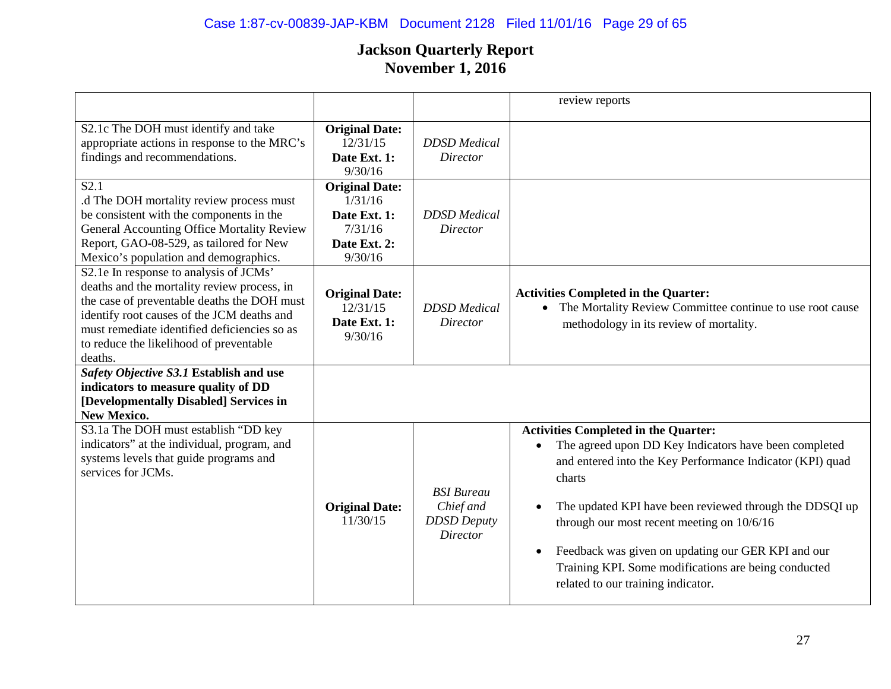# Jackson Quarterly Report
## November 1, 2016

| | | | |
|---|---|---|---|
| | | | review reports |
| S2.1c The DOH must identify and take appropriate actions in response to the MRC's findings and recommendations. | **Original Date:** 12/31/15 **Date Ext. 1:** 9/30/16 | *DDSD Medical Director* | |
| S2.1 .d The DOH mortality review process must be consistent with the components in the General Accounting Office Mortality Review Report, GAO-08-529, as tailored for New Mexico's population and demographics. | **Original Date:** 1/31/16 **Date Ext. 1:** 7/31/16 **Date Ext. 2:** 9/30/16 | *DDSD Medical Director* | |
| S2.1e In response to analysis of JCMs' deaths and the mortality review process, in the case of preventable deaths the DOH must identify root causes of the JCM deaths and must remediate identified deficiencies so as to reduce the likelihood of preventable deaths. | **Original Date:** 12/31/15 **Date Ext. 1:** 9/30/16 | *DDSD Medical Director* | **Activities Completed in the Quarter:** <br>• The Mortality Review Committee continue to use root cause methodology in its review of mortality. |
| ***Safety Objective S3.1* Establish and use indicators to measure quality of DD [Developmentally Disabled] Services in New Mexico.** | | | |
| S3.1a The DOH must establish "DD key indicators" at the individual, program, and systems levels that guide programs and services for JCMs. | **Original Date:** 11/30/15 | *BSI Bureau Chief and DDSD Deputy Director* | **Activities Completed in the Quarter:** <br>• The agreed upon DD Key Indicators have been completed and entered into the Key Performance Indicator (KPI) quad charts <br>• The updated KPI have been reviewed through the DDSQI up through our most recent meeting on 10/6/16 <br>• Feedback was given on updating our GER KPI and our Training KPI. Some modifications are being conducted related to our training indicator. |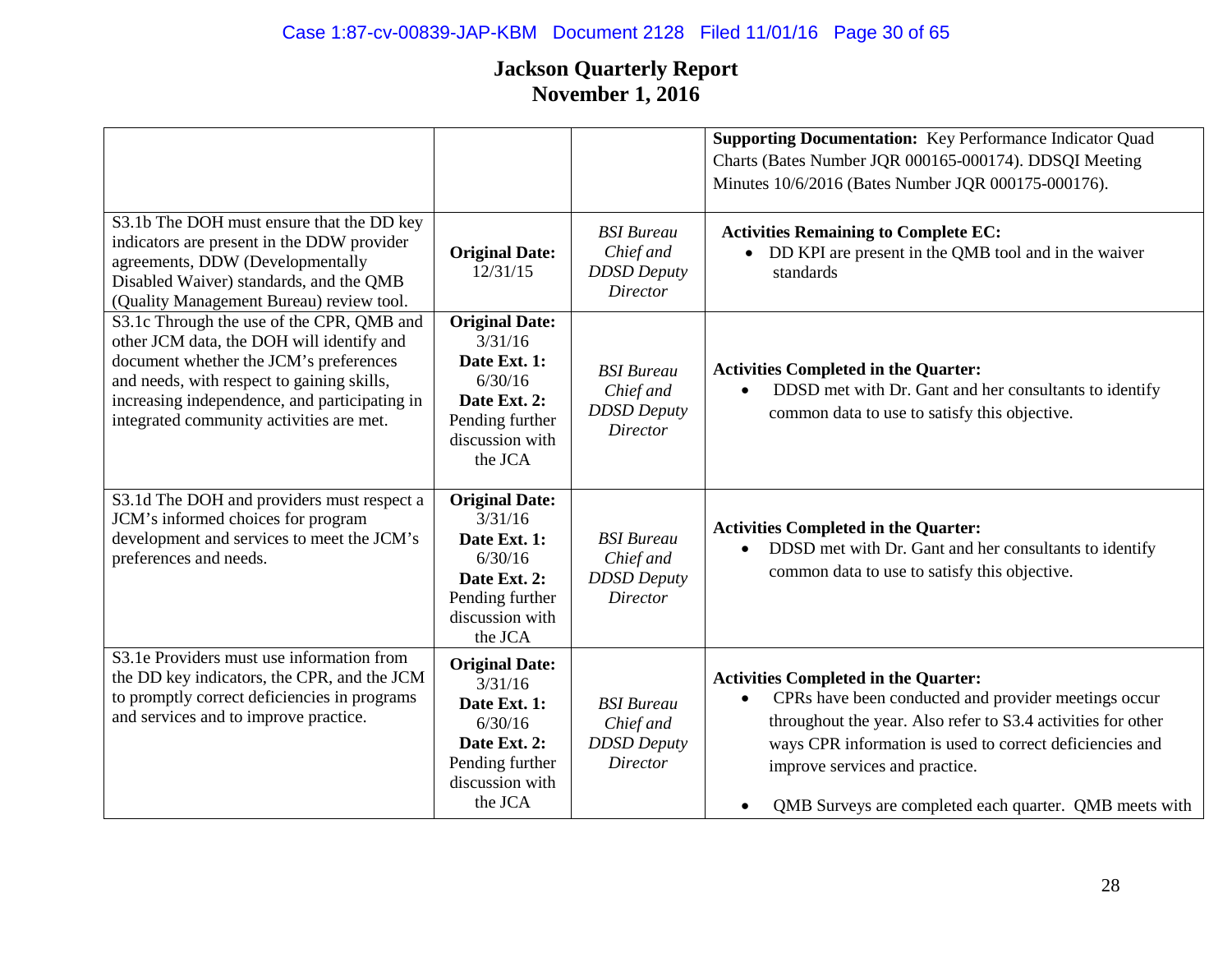# Jackson Quarterly Report
## November 1, 2016

| | | | |
|---|---|---|---|
| | | | **Supporting Documentation:** Key Performance Indicator Quad Charts (Bates Number JQR 000165-000174). DDSQI Meeting Minutes 10/6/2016 (Bates Number JQR 000175-000176). |
| S3.1b The DOH must ensure that the DD key indicators are present in the DDW provider agreements, DDW (Developmentally Disabled Waiver) standards, and the QMB (Quality Management Bureau) review tool. | **Original Date:** 12/31/15 | *BSI Bureau Chief and DDSD Deputy Director* | **Activities Remaining to Complete EC:**<br>• DD KPI are present in the QMB tool and in the waiver standards |
| S3.1c Through the use of the CPR, QMB and other JCM data, the DOH will identify and document whether the JCM's preferences and needs, with respect to gaining skills, increasing independence, and participating in integrated community activities are met. | **Original Date:** 3/31/16<br>**Date Ext. 1:** 6/30/16<br>**Date Ext. 2:** Pending further discussion with the JCA | *BSI Bureau Chief and DDSD Deputy Director* | **Activities Completed in the Quarter:**<br>• DDSD met with Dr. Gant and her consultants to identify common data to use to satisfy this objective. |
| S3.1d The DOH and providers must respect a JCM's informed choices for program development and services to meet the JCM's preferences and needs. | **Original Date:** 3/31/16<br>**Date Ext. 1:** 6/30/16<br>**Date Ext. 2:** Pending further discussion with the JCA | *BSI Bureau Chief and DDSD Deputy Director* | **Activities Completed in the Quarter:**<br>• DDSD met with Dr. Gant and her consultants to identify common data to use to satisfy this objective. |
| S3.1e Providers must use information from the DD key indicators, the CPR, and the JCM to promptly correct deficiencies in programs and services and to improve practice. | **Original Date:** 3/31/16<br>**Date Ext. 1:** 6/30/16<br>**Date Ext. 2:** Pending further discussion with the JCA | *BSI Bureau Chief and DDSD Deputy Director* | **Activities Completed in the Quarter:**<br>• CPRs have been conducted and provider meetings occur throughout the year. Also refer to S3.4 activities for other ways CPR information is used to correct deficiencies and improve services and practice.<br>• QMB Surveys are completed each quarter. QMB meets with |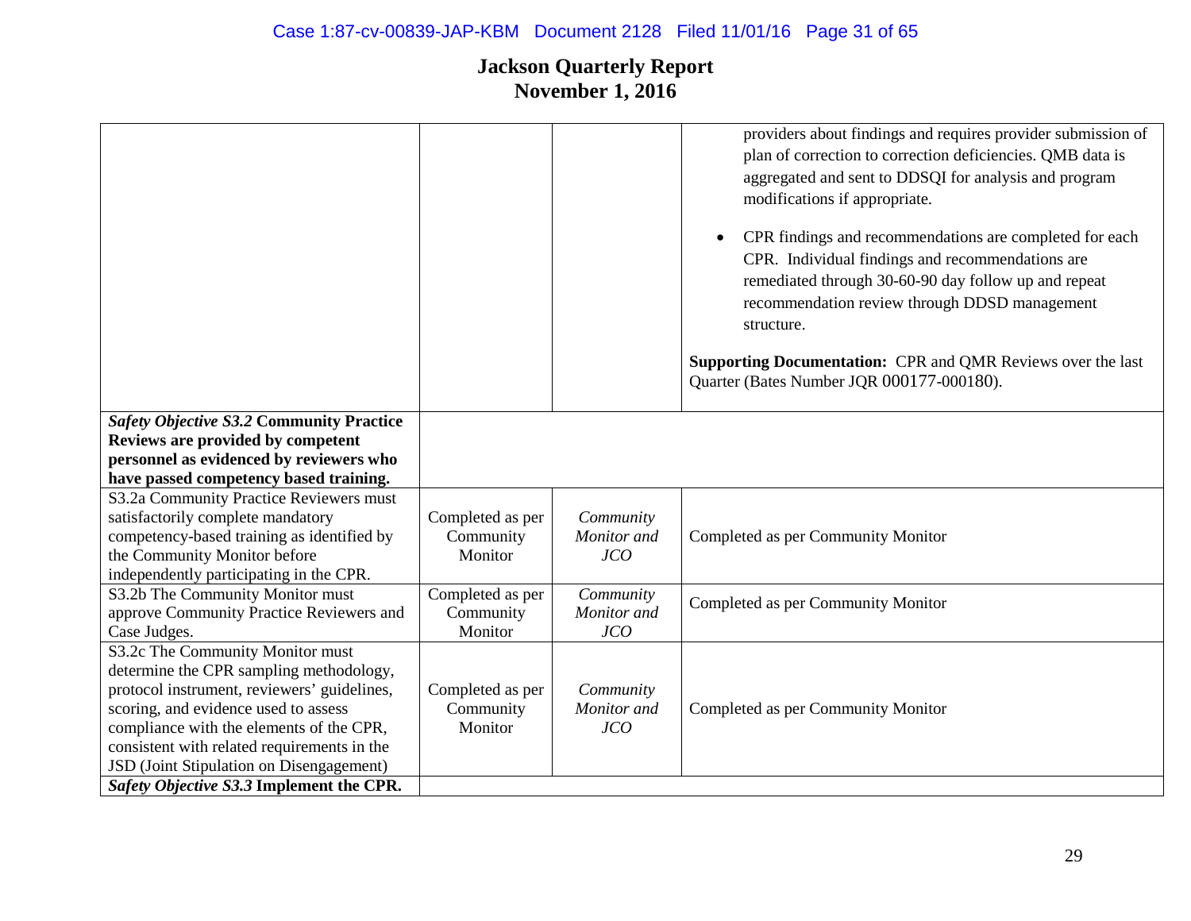# Jackson Quarterly Report
## November 1, 2016

| | | | |
|---|---|---|---|
| | | | providers about findings and requires provider submission of plan of correction to correction deficiencies. QMB data is aggregated and sent to DDSQI for analysis and program modifications if appropriate.<br><br>• CPR findings and recommendations are completed for each CPR. Individual findings and recommendations are remediated through 30-60-90 day follow up and repeat recommendation review through DDSD management structure.<br><br>**Supporting Documentation:** CPR and QMR Reviews over the last Quarter (Bates Number JQR 000177-000180). |
| ***Safety Objective S3.2* Community Practice Reviews are provided by competent personnel as evidenced by reviewers who have passed competency based training.** | | | |
| S3.2a Community Practice Reviewers must satisfactorily complete mandatory competency-based training as identified by the Community Monitor before independently participating in the CPR. | Completed as per Community Monitor | *Community Monitor and JCO* | Completed as per Community Monitor |
| S3.2b The Community Monitor must approve Community Practice Reviewers and Case Judges. | Completed as per Community Monitor | *Community Monitor and JCO* | Completed as per Community Monitor |
| S3.2c The Community Monitor must determine the CPR sampling methodology, protocol instrument, reviewers' guidelines, scoring, and evidence used to assess compliance with the elements of the CPR, consistent with related requirements in the JSD (Joint Stipulation on Disengagement) | Completed as per Community Monitor | *Community Monitor and JCO* | Completed as per Community Monitor |
| ***Safety Objective S3.3* Implement the CPR.** | | | |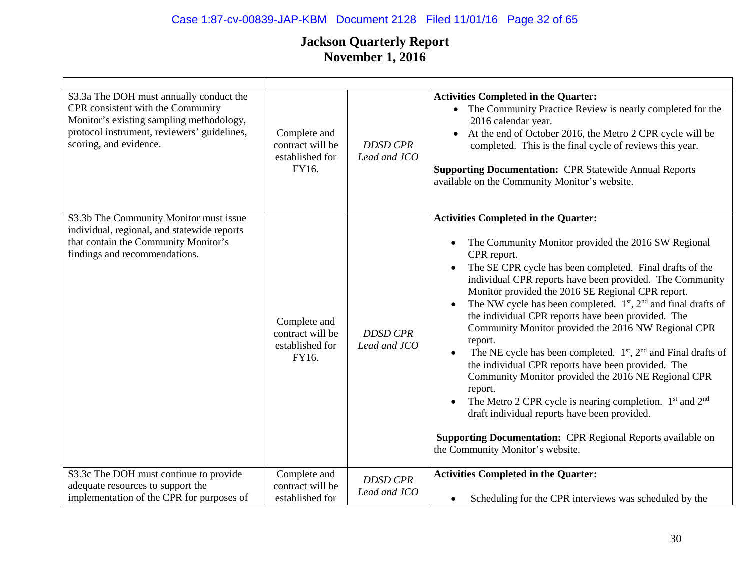# Jackson Quarterly Report
# November 1, 2016

| | | | |
|---|---|---|---|
| S3.3a The DOH must annually conduct the CPR consistent with the Community Monitor's existing sampling methodology, protocol instrument, reviewers' guidelines, scoring, and evidence. | Complete and contract will be established for FY16. | *DDSD CPR Lead and JCO* | **Activities Completed in the Quarter:** <br>• The Community Practice Review is nearly completed for the 2016 calendar year.<br>• At the end of October 2016, the Metro 2 CPR cycle will be completed. This is the final cycle of reviews this year.<br><br>**Supporting Documentation:** CPR Statewide Annual Reports available on the Community Monitor's website. |
| S3.3b The Community Monitor must issue individual, regional, and statewide reports that contain the Community Monitor's findings and recommendations. | Complete and contract will be established for FY16. | *DDSD CPR Lead and JCO* | **Activities Completed in the Quarter:**<br><br>• The Community Monitor provided the 2016 SW Regional CPR report.<br>• The SE CPR cycle has been completed. Final drafts of the individual CPR reports have been provided. The Community Monitor provided the 2016 SE Regional CPR report.<br>• The NW cycle has been completed. 1st, 2nd and final drafts of the individual CPR reports have been provided. The Community Monitor provided the 2016 NW Regional CPR report.<br>• The NE cycle has been completed. 1st, 2nd and Final drafts of the individual CPR reports have been provided. The Community Monitor provided the 2016 NE Regional CPR report.<br>• The Metro 2 CPR cycle is nearing completion. 1st and 2nd draft individual reports have been provided.<br><br>**Supporting Documentation:** CPR Regional Reports available on the Community Monitor's website. |
| S3.3c The DOH must continue to provide adequate resources to support the implementation of the CPR for purposes of | Complete and contract will be established for | *DDSD CPR Lead and JCO* | **Activities Completed in the Quarter:**<br><br>• Scheduling for the CPR interviews was scheduled by the |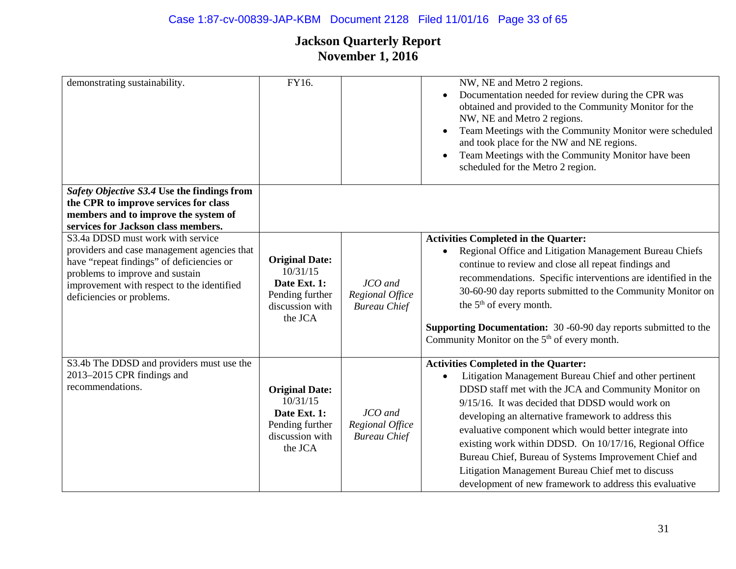# Jackson Quarterly Report
## November 1, 2016

| | | | |
|---|---|---|---|
| demonstrating sustainability. | FY16. | | • NW, NE and Metro 2 regions.<br>• Documentation needed for review during the CPR was obtained and provided to the Community Monitor for the NW, NE and Metro 2 regions.<br>• Team Meetings with the Community Monitor were scheduled and took place for the NW and NE regions.<br>• Team Meetings with the Community Monitor have been scheduled for the Metro 2 region. |
| ***Safety Objective S3.4*** **Use the findings from the CPR to improve services for class members and to improve the system of services for Jackson class members.** | | | |
| S3.4a DDSD must work with service providers and case management agencies that have "repeat findings" of deficiencies or problems to improve and sustain improvement with respect to the identified deficiencies or problems. | **Original Date:** 10/31/15<br>**Date Ext. 1:** Pending further discussion with the JCA | *JCO and Regional Office Bureau Chief* | **Activities Completed in the Quarter:**<br>• Regional Office and Litigation Management Bureau Chiefs continue to review and close all repeat findings and recommendations. Specific interventions are identified in the 30-60-90 day reports submitted to the Community Monitor on the 5th of every month.<br><br>**Supporting Documentation:** 30 -60-90 day reports submitted to the Community Monitor on the 5th of every month. |
| S3.4b The DDSD and providers must use the 2013–2015 CPR findings and recommendations. | **Original Date:** 10/31/15<br>**Date Ext. 1:** Pending further discussion with the JCA | *JCO and Regional Office Bureau Chief* | **Activities Completed in the Quarter:**<br>• Litigation Management Bureau Chief and other pertinent DDSD staff met with the JCA and Community Monitor on 9/15/16. It was decided that DDSD would work on developing an alternative framework to address this evaluative component which would better integrate into existing work within DDSD. On 10/17/16, Regional Office Bureau Chief, Bureau of Systems Improvement Chief and Litigation Management Bureau Chief met to discuss development of new framework to address this evaluative |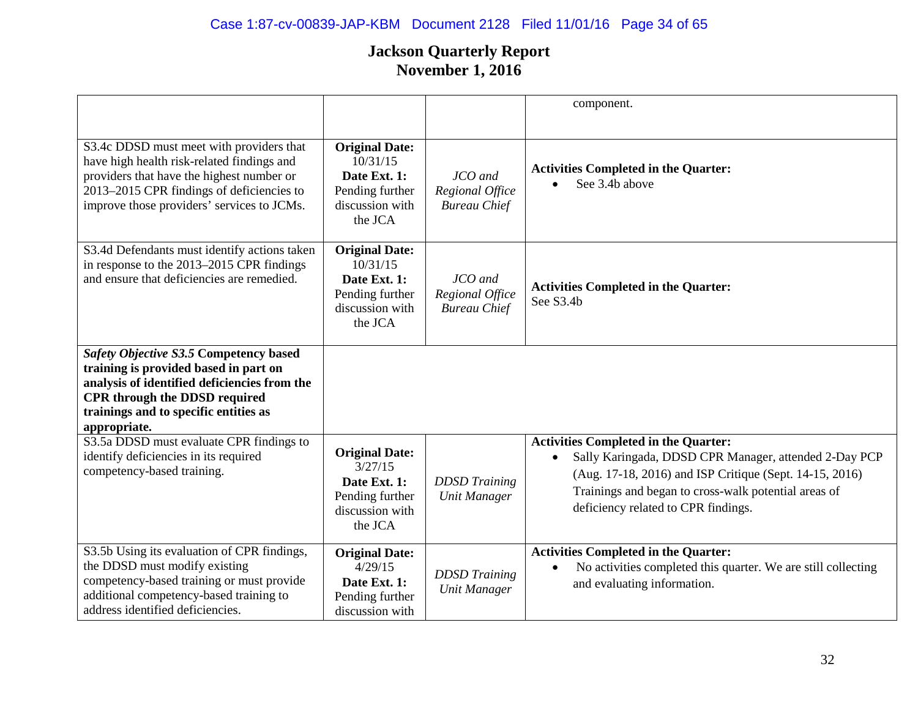# Jackson Quarterly Report
# November 1, 2016

| | | | |
|---|---|---|---|
| | | | component. |
| S3.4c DDSD must meet with providers that have high health risk-related findings and providers that have the highest number or 2013–2015 CPR findings of deficiencies to improve those providers' services to JCMs. | **Original Date:** 10/31/15 **Date Ext. 1:** Pending further discussion with the JCA | *JCO and Regional Office Bureau Chief* | **Activities Completed in the Quarter:** • See 3.4b above |
| S3.4d Defendants must identify actions taken in response to the 2013–2015 CPR findings and ensure that deficiencies are remedied. | **Original Date:** 10/31/15 **Date Ext. 1:** Pending further discussion with the JCA | *JCO and Regional Office Bureau Chief* | **Activities Completed in the Quarter:** See S3.4b |
| ***Safety Objective S3.5*** **Competency based training is provided based in part on analysis of identified deficiencies from the CPR through the DDSD required trainings and to specific entities as appropriate.** | | | |
| S3.5a DDSD must evaluate CPR findings to identify deficiencies in its required competency-based training. | **Original Date:** 3/27/15 **Date Ext. 1:** Pending further discussion with the JCA | *DDSD Training Unit Manager* | **Activities Completed in the Quarter:** • Sally Karingada, DDSD CPR Manager, attended 2-Day PCP (Aug. 17-18, 2016) and ISP Critique (Sept. 14-15, 2016) Trainings and began to cross-walk potential areas of deficiency related to CPR findings. |
| S3.5b Using its evaluation of CPR findings, the DDSD must modify existing competency-based training or must provide additional competency-based training to address identified deficiencies. | **Original Date:** 4/29/15 **Date Ext. 1:** Pending further discussion with | *DDSD Training Unit Manager* | **Activities Completed in the Quarter:** • No activities completed this quarter. We are still collecting and evaluating information. |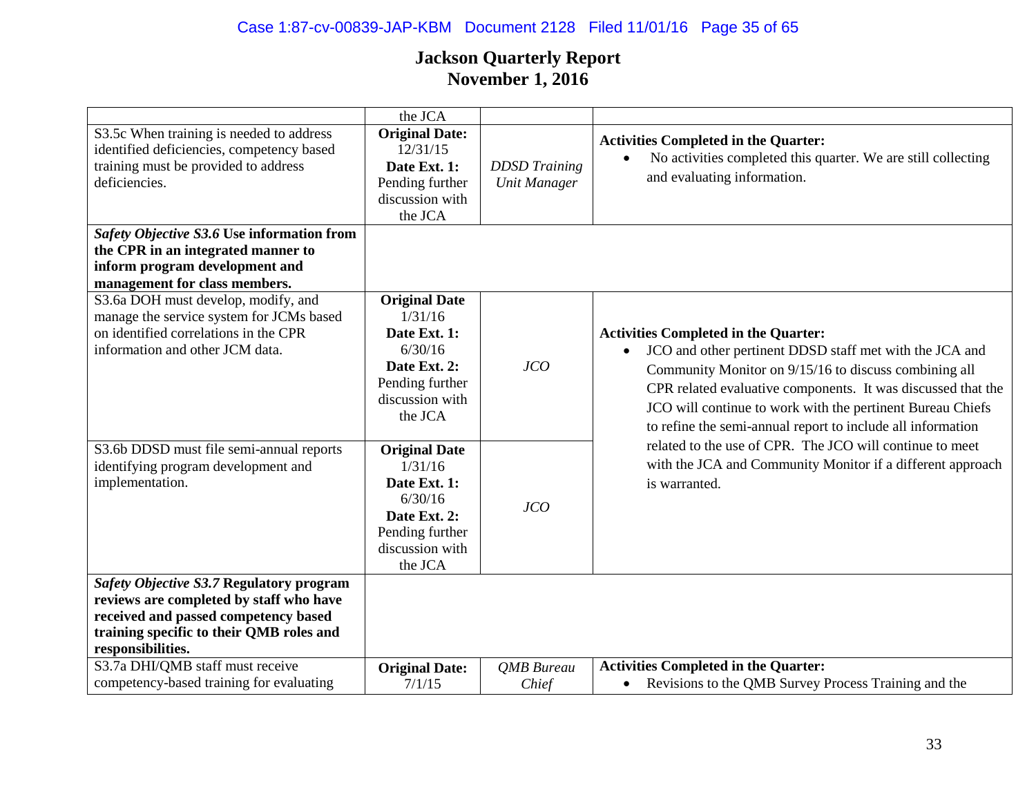# Jackson Quarterly Report
# November 1, 2016

| | | | |
|---|---|---|---|
| | the JCA | | |
| S3.5c When training is needed to address identified deficiencies, competency based training must be provided to address deficiencies. | **Original Date:** 12/31/15 **Date Ext. 1:** Pending further discussion with the JCA | *DDSD Training Unit Manager* | **Activities Completed in the Quarter:** • No activities completed this quarter. We are still collecting and evaluating information. |
| ***Safety Objective S3.6*** **Use information from the CPR in an integrated manner to inform program development and management for class members.** | | | |
| S3.6a DOH must develop, modify, and manage the service system for JCMs based on identified correlations in the CPR information and other JCM data. | **Original Date** 1/31/16 **Date Ext. 1:** 6/30/16 **Date Ext. 2:** Pending further discussion with the JCA | *JCO* | **Activities Completed in the Quarter:** • JCO and other pertinent DDSD staff met with the JCA and Community Monitor on 9/15/16 to discuss combining all CPR related evaluative components. It was discussed that the JCO will continue to work with the pertinent Bureau Chiefs to refine the semi-annual report to include all information related to the use of CPR. The JCO will continue to meet with the JCA and Community Monitor if a different approach is warranted. |
| S3.6b DDSD must file semi-annual reports identifying program development and implementation. | **Original Date** 1/31/16 **Date Ext. 1:** 6/30/16 **Date Ext. 2:** Pending further discussion with the JCA | *JCO* | |
| ***Safety Objective S3.7*** **Regulatory program reviews are completed by staff who have received and passed competency based training specific to their QMB roles and responsibilities.** | | | |
| S3.7a DHI/QMB staff must receive competency-based training for evaluating | **Original Date:** 7/1/15 | *QMB Bureau Chief* | **Activities Completed in the Quarter:** • Revisions to the QMB Survey Process Training and the |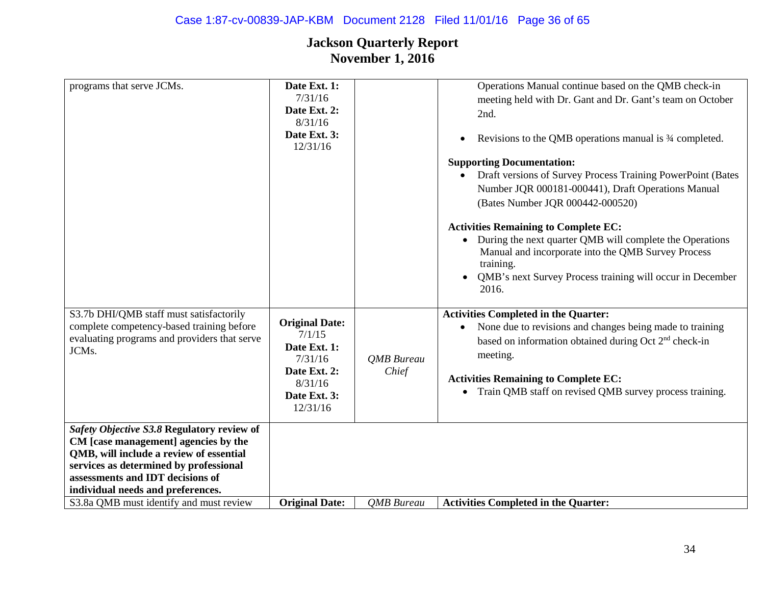# Jackson Quarterly Report
## November 1, 2016

| | | | |
|---|---|---|---|
| programs that serve JCMs. | **Date Ext. 1:** 7/31/16 **Date Ext. 2:** 8/31/16 **Date Ext. 3:** 12/31/16 | | Operations Manual continue based on the QMB check-in meeting held with Dr. Gant and Dr. Gant's team on October 2nd.<br>• Revisions to the QMB operations manual is ¾ completed.<br><br>**Supporting Documentation:**<br>• Draft versions of Survey Process Training PowerPoint (Bates Number JQR 000181-000441), Draft Operations Manual (Bates Number JQR 000442-000520)<br><br>**Activities Remaining to Complete EC:**<br>• During the next quarter QMB will complete the Operations Manual and incorporate into the QMB Survey Process training.<br>• QMB's next Survey Process training will occur in December 2016. |
| S3.7b DHI/QMB staff must satisfactorily complete competency-based training before evaluating programs and providers that serve JCMs. | **Original Date:** 7/1/15 **Date Ext. 1:** 7/31/16 **Date Ext. 2:** 8/31/16 **Date Ext. 3:** 12/31/16 | *QMB Bureau Chief* | **Activities Completed in the Quarter:**<br>• None due to revisions and changes being made to training based on information obtained during Oct 2nd check-in meeting.<br><br>**Activities Remaining to Complete EC:**<br>• Train QMB staff on revised QMB survey process training. |
| ***Safety Objective S3.8*** **Regulatory review of CM [case management] agencies by the QMB, will include a review of essential services as determined by professional assessments and IDT decisions of individual needs and preferences.** | | | |
| S3.8a QMB must identify and must review | **Original Date:** | *QMB Bureau* | **Activities Completed in the Quarter:** |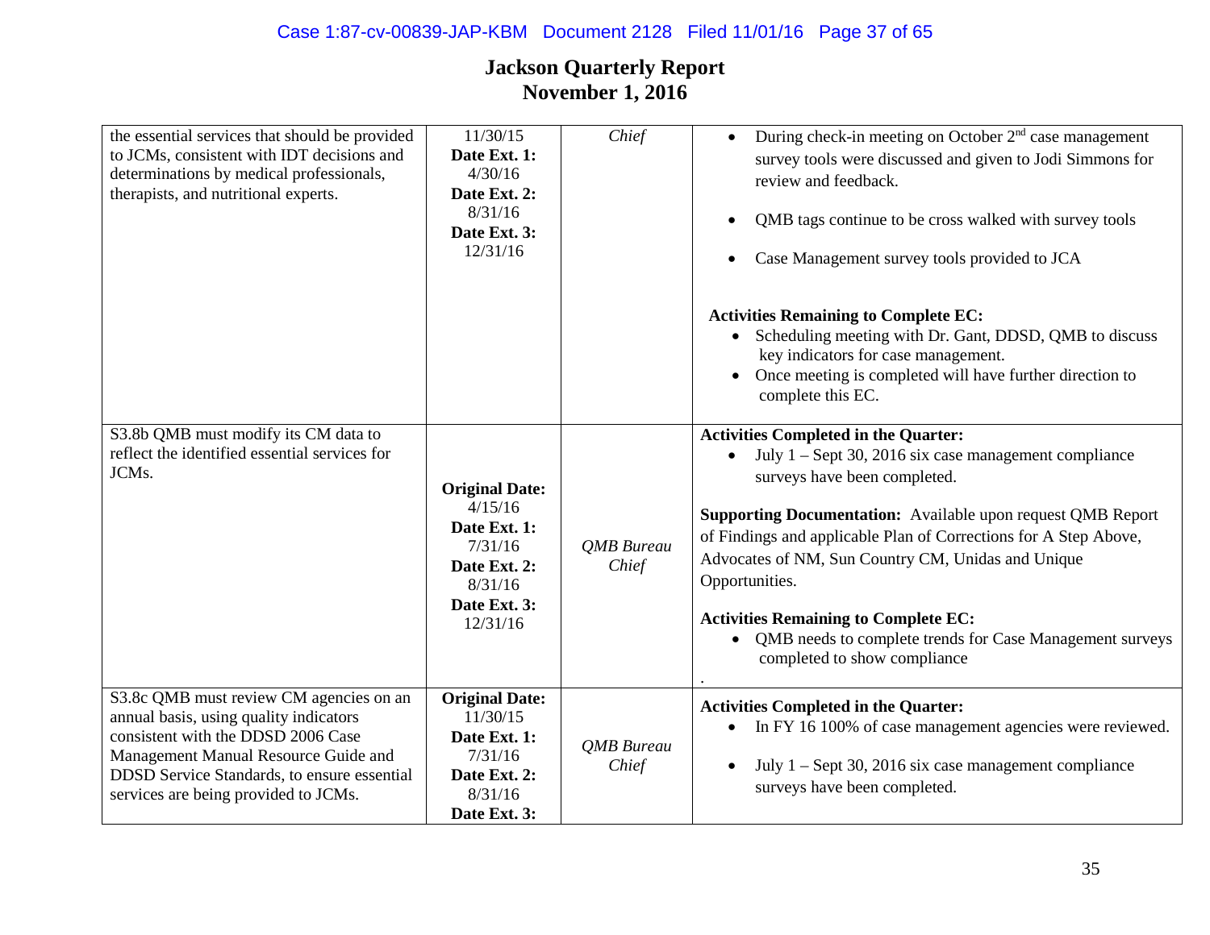# Jackson Quarterly Report
## November 1, 2016

| | | | |
|---|---|---|---|
| the essential services that should be provided to JCMs, consistent with IDT decisions and determinations by medical professionals, therapists, and nutritional experts. | 11/30/15<br>**Date Ext. 1:**<br>4/30/16<br>**Date Ext. 2:**<br>8/31/16<br>**Date Ext. 3:**<br>12/31/16 | *Chief* | • During check-in meeting on October 2nd case management survey tools were discussed and given to Jodi Simmons for review and feedback.<br>• QMB tags continue to be cross walked with survey tools<br>• Case Management survey tools provided to JCA<br><br>**Activities Remaining to Complete EC:**<br>• Scheduling meeting with Dr. Gant, DDSD, QMB to discuss key indicators for case management.<br>• Once meeting is completed will have further direction to complete this EC. |
| S3.8b QMB must modify its CM data to reflect the identified essential services for JCMs. | **Original Date:**<br>4/15/16<br>**Date Ext. 1:**<br>7/31/16<br>**Date Ext. 2:**<br>8/31/16<br>**Date Ext. 3:**<br>12/31/16 | *QMB Bureau Chief* | **Activities Completed in the Quarter:**<br>• July 1 – Sept 30, 2016 six case management compliance surveys have been completed.<br><br>**Supporting Documentation:** Available upon request QMB Report of Findings and applicable Plan of Corrections for A Step Above, Advocates of NM, Sun Country CM, Unidas and Unique Opportunities.<br><br>**Activities Remaining to Complete EC:**<br>• QMB needs to complete trends for Case Management surveys completed to show compliance<br>. |
| S3.8c QMB must review CM agencies on an annual basis, using quality indicators consistent with the DDSD 2006 Case Management Manual Resource Guide and DDSD Service Standards, to ensure essential services are being provided to JCMs. | **Original Date:**<br>11/30/15<br>**Date Ext. 1:**<br>7/31/16<br>**Date Ext. 2:**<br>8/31/16<br>**Date Ext. 3:** | *QMB Bureau Chief* | **Activities Completed in the Quarter:**<br>• In FY 16 100% of case management agencies were reviewed.<br>• July 1 – Sept 30, 2016 six case management compliance surveys have been completed. |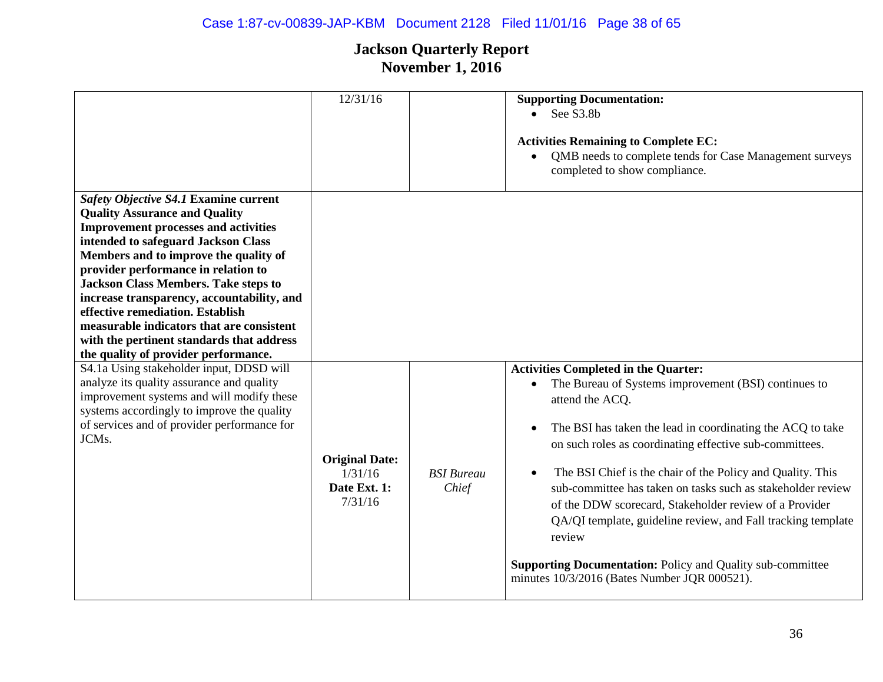# Jackson Quarterly Report
# November 1, 2016

| | | | |
|---|---|---|---|
| | 12/31/16 | | **Supporting Documentation:**<br>• See S3.8b<br><br>**Activities Remaining to Complete EC:**<br>• QMB needs to complete tends for Case Management surveys completed to show compliance. |
| ***Safety Objective S4.1*** **Examine current Quality Assurance and Quality Improvement processes and activities intended to safeguard Jackson Class Members and to improve the quality of provider performance in relation to Jackson Class Members. Take steps to increase transparency, accountability, and effective remediation. Establish measurable indicators that are consistent with the pertinent standards that address the quality of provider performance.** | | | |
| S4.1a Using stakeholder input, DDSD will analyze its quality assurance and quality improvement systems and will modify these systems accordingly to improve the quality of services and of provider performance for JCMs. | **Original Date:** 1/31/16<br>**Date Ext. 1:** 7/31/16 | *BSI Bureau Chief* | **Activities Completed in the Quarter:**<br>• The Bureau of Systems improvement (BSI) continues to attend the ACQ.<br>• The BSI has taken the lead in coordinating the ACQ to take on such roles as coordinating effective sub-committees.<br>• The BSI Chief is the chair of the Policy and Quality. This sub-committee has taken on tasks such as stakeholder review of the DDW scorecard, Stakeholder review of a Provider QA/QI template, guideline review, and Fall tracking template review<br><br>**Supporting Documentation:** Policy and Quality sub-committee minutes 10/3/2016 (Bates Number JQR 000521). |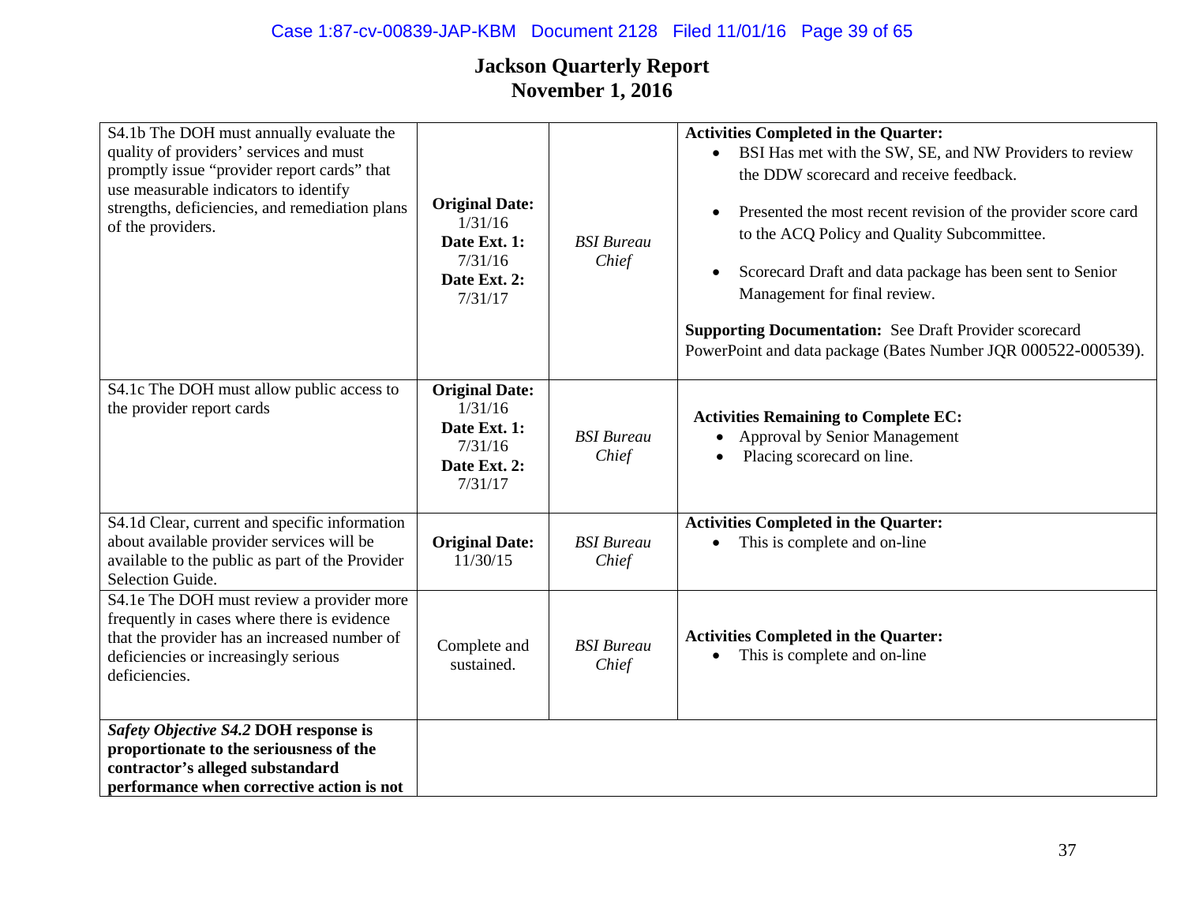# Jackson Quarterly Report
## November 1, 2016

| | | | |
|---|---|---|---|
| S4.1b The DOH must annually evaluate the quality of providers' services and must promptly issue "provider report cards" that use measurable indicators to identify strengths, deficiencies, and remediation plans of the providers. | **Original Date:** 1/31/16 **Date Ext. 1:** 7/31/16 **Date Ext. 2:** 7/31/17 | *BSI Bureau Chief* | **Activities Completed in the Quarter:** <br>• BSI Has met with the SW, SE, and NW Providers to review the DDW scorecard and receive feedback. <br>• Presented the most recent revision of the provider score card to the ACQ Policy and Quality Subcommittee. <br>• Scorecard Draft and data package has been sent to Senior Management for final review. <br><br>**Supporting Documentation:** See Draft Provider scorecard PowerPoint and data package (Bates Number JQR 000522-000539). |
| S4.1c The DOH must allow public access to the provider report cards | **Original Date:** 1/31/16 **Date Ext. 1:** 7/31/16 **Date Ext. 2:** 7/31/17 | *BSI Bureau Chief* | **Activities Remaining to Complete EC:** <br>• Approval by Senior Management <br>• Placing scorecard on line. |
| S4.1d Clear, current and specific information about available provider services will be available to the public as part of the Provider Selection Guide. | **Original Date:** 11/30/15 | *BSI Bureau Chief* | **Activities Completed in the Quarter:** <br>• This is complete and on-line |
| S4.1e The DOH must review a provider more frequently in cases where there is evidence that the provider has an increased number of deficiencies or increasingly serious deficiencies. | Complete and sustained. | *BSI Bureau Chief* | **Activities Completed in the Quarter:** <br>• This is complete and on-line |
| ***Safety Objective S4.2*** **DOH response is proportionate to the seriousness of the contractor's alleged substandard performance when corrective action is not** | | | |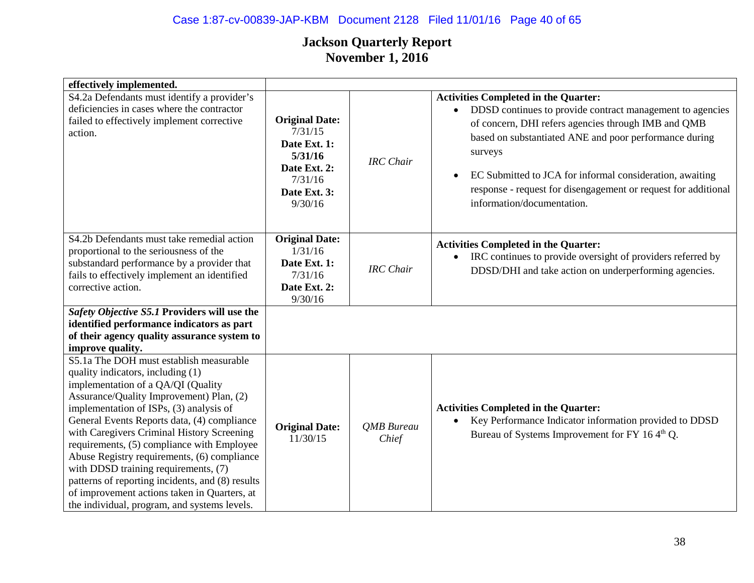| | | | |
|---|---|---|---|
| **effectively implemented.** | | | |
| S4.2a Defendants must identify a provider's deficiencies in cases where the contractor failed to effectively implement corrective action. | **Original Date:** 7/31/15 **Date Ext. 1:** **5/31/16** **Date Ext. 2:** 7/31/16 **Date Ext. 3:** 9/30/16 | *IRC Chair* | **Activities Completed in the Quarter:** <br>• DDSD continues to provide contract management to agencies of concern, DHI refers agencies through IMB and QMB based on substantiated ANE and poor performance during surveys <br>• EC Submitted to JCA for informal consideration, awaiting response - request for disengagement or request for additional information/documentation. |
| S4.2b Defendants must take remedial action proportional to the seriousness of the substandard performance by a provider that fails to effectively implement an identified corrective action. | **Original Date:** 1/31/16 **Date Ext. 1:** 7/31/16 **Date Ext. 2:** 9/30/16 | *IRC Chair* | **Activities Completed in the Quarter:** <br>• IRC continues to provide oversight of providers referred by DDSD/DHI and take action on underperforming agencies. |
| ***Safety Objective S5.1*** **Providers will use the identified performance indicators as part of their agency quality assurance system to improve quality.** | | | |
| S5.1a The DOH must establish measurable quality indicators, including (1) implementation of a QA/QI (Quality Assurance/Quality Improvement) Plan, (2) implementation of ISPs, (3) analysis of General Events Reports data, (4) compliance with Caregivers Criminal History Screening requirements, (5) compliance with Employee Abuse Registry requirements, (6) compliance with DDSD training requirements, (7) patterns of reporting incidents, and (8) results of improvement actions taken in Quarters, at the individual, program, and systems levels. | **Original Date:** 11/30/15 | *QMB Bureau Chief* | **Activities Completed in the Quarter:** <br>• Key Performance Indicator information provided to DDSD Bureau of Systems Improvement for FY 16 4th Q. |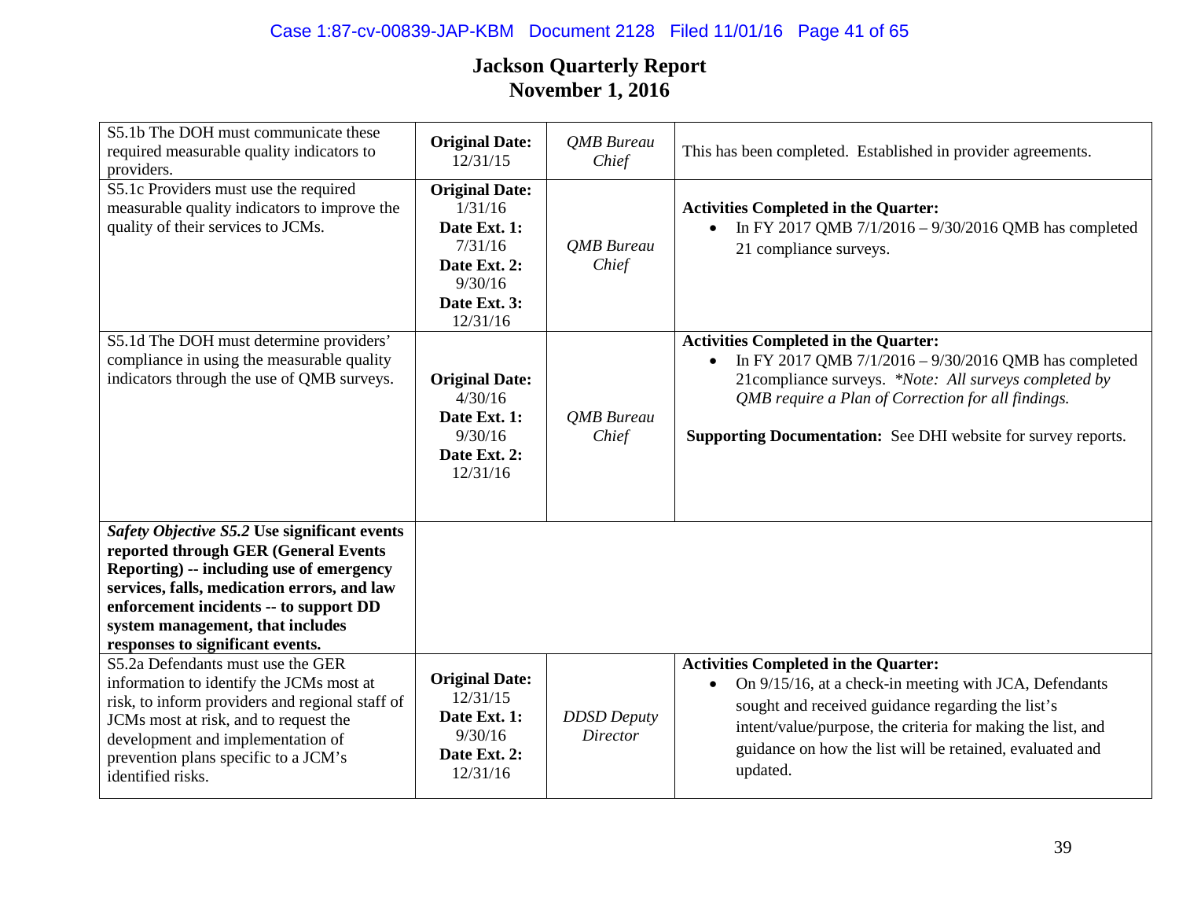# Jackson Quarterly Report
## November 1, 2016

| | | | |
|---|---|---|---|
| S5.1b The DOH must communicate these required measurable quality indicators to providers. | **Original Date:** 12/31/15 | *QMB Bureau Chief* | This has been completed. Established in provider agreements. |
| S5.1c Providers must use the required measurable quality indicators to improve the quality of their services to JCMs. | **Original Date:** 1/31/16 **Date Ext. 1:** 7/31/16 **Date Ext. 2:** 9/30/16 **Date Ext. 3:** 12/31/16 | *QMB Bureau Chief* | **Activities Completed in the Quarter:** • In FY 2017 QMB 7/1/2016 – 9/30/2016 QMB has completed 21 compliance surveys. |
| S5.1d The DOH must determine providers' compliance in using the measurable quality indicators through the use of QMB surveys. | **Original Date:** 4/30/16 **Date Ext. 1:** 9/30/16 **Date Ext. 2:** 12/31/16 | *QMB Bureau Chief* | **Activities Completed in the Quarter:** • In FY 2017 QMB 7/1/2016 – 9/30/2016 QMB has completed 21compliance surveys. *\*Note: All surveys completed by QMB require a Plan of Correction for all findings.* **Supporting Documentation:** See DHI website for survey reports. |
| ***Safety Objective S5.2*** **Use significant events reported through GER (General Events Reporting) -- including use of emergency services, falls, medication errors, and law enforcement incidents -- to support DD system management, that includes responses to significant events.** | | | |
| S5.2a Defendants must use the GER information to identify the JCMs most at risk, to inform providers and regional staff of JCMs most at risk, and to request the development and implementation of prevention plans specific to a JCM's identified risks. | **Original Date:** 12/31/15 **Date Ext. 1:** 9/30/16 **Date Ext. 2:** 12/31/16 | *DDSD Deputy Director* | **Activities Completed in the Quarter:** • On 9/15/16, at a check-in meeting with JCA, Defendants sought and received guidance regarding the list's intent/value/purpose, the criteria for making the list, and guidance on how the list will be retained, evaluated and updated. |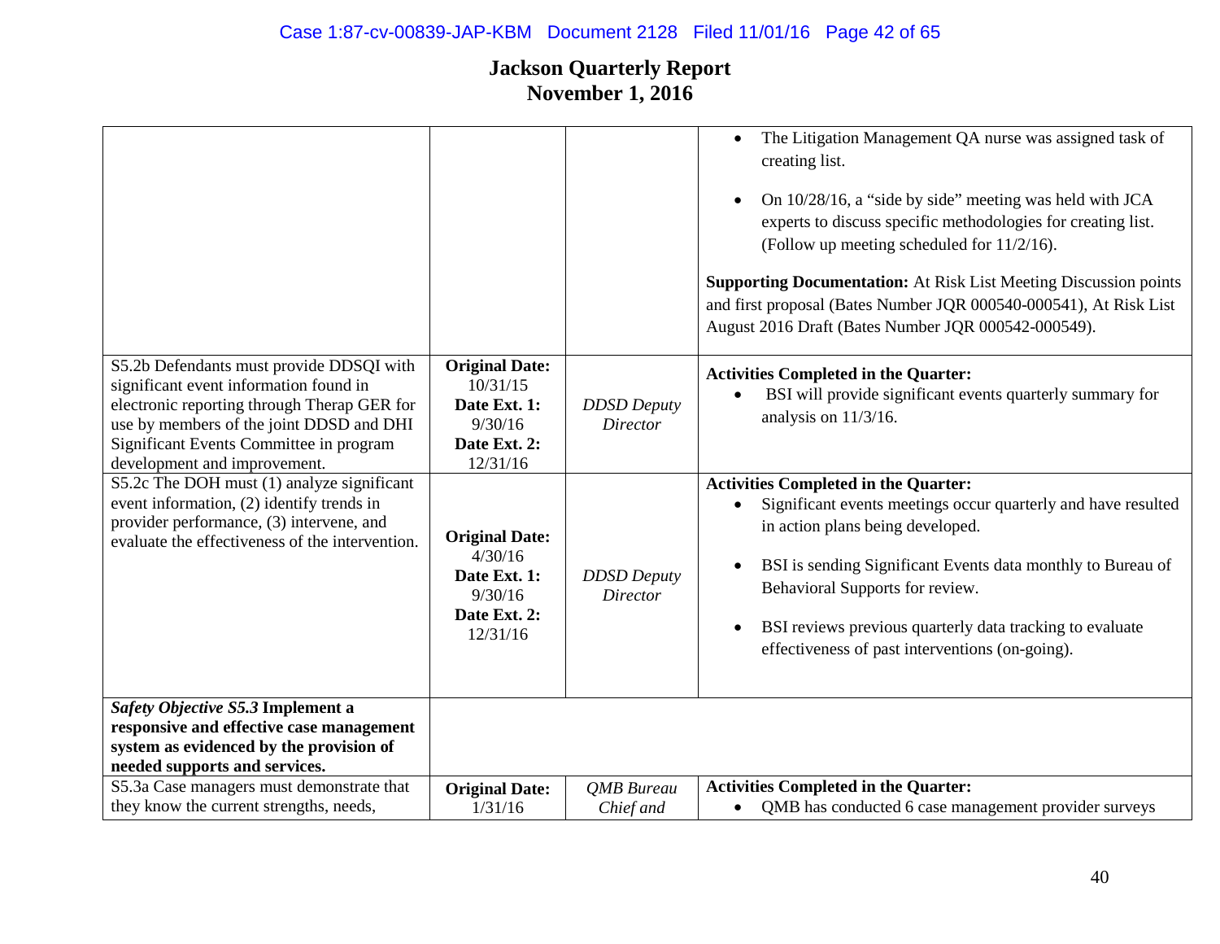# Jackson Quarterly Report
## November 1, 2016

| | | | |
|---|---|---|---|
| | | | • The Litigation Management QA nurse was assigned task of creating list.<br><br>• On 10/28/16, a "side by side" meeting was held with JCA experts to discuss specific methodologies for creating list. (Follow up meeting scheduled for 11/2/16).<br><br>**Supporting Documentation:** At Risk List Meeting Discussion points and first proposal (Bates Number JQR 000540-000541), At Risk List August 2016 Draft (Bates Number JQR 000542-000549). |
| S5.2b Defendants must provide DDSQI with significant event information found in electronic reporting through Therap GER for use by members of the joint DDSD and DHI Significant Events Committee in program development and improvement. | **Original Date:** 10/31/15<br>**Date Ext. 1:** 9/30/16<br>**Date Ext. 2:** 12/31/16 | *DDSD Deputy Director* | **Activities Completed in the Quarter:**<br>• BSI will provide significant events quarterly summary for analysis on 11/3/16. |
| S5.2c The DOH must (1) analyze significant event information, (2) identify trends in provider performance, (3) intervene, and evaluate the effectiveness of the intervention. | **Original Date:** 4/30/16<br>**Date Ext. 1:** 9/30/16<br>**Date Ext. 2:** 12/31/16 | *DDSD Deputy Director* | **Activities Completed in the Quarter:**<br>• Significant events meetings occur quarterly and have resulted in action plans being developed.<br><br>• BSI is sending Significant Events data monthly to Bureau of Behavioral Supports for review.<br><br>• BSI reviews previous quarterly data tracking to evaluate effectiveness of past interventions (on-going). |
| ***Safety Objective S5.3* Implement a responsive and effective case management system as evidenced by the provision of needed supports and services.** | | | |
| S5.3a Case managers must demonstrate that they know the current strengths, needs, | **Original Date:** 1/31/16 | *QMB Bureau Chief and* | **Activities Completed in the Quarter:**<br>• QMB has conducted 6 case management provider surveys |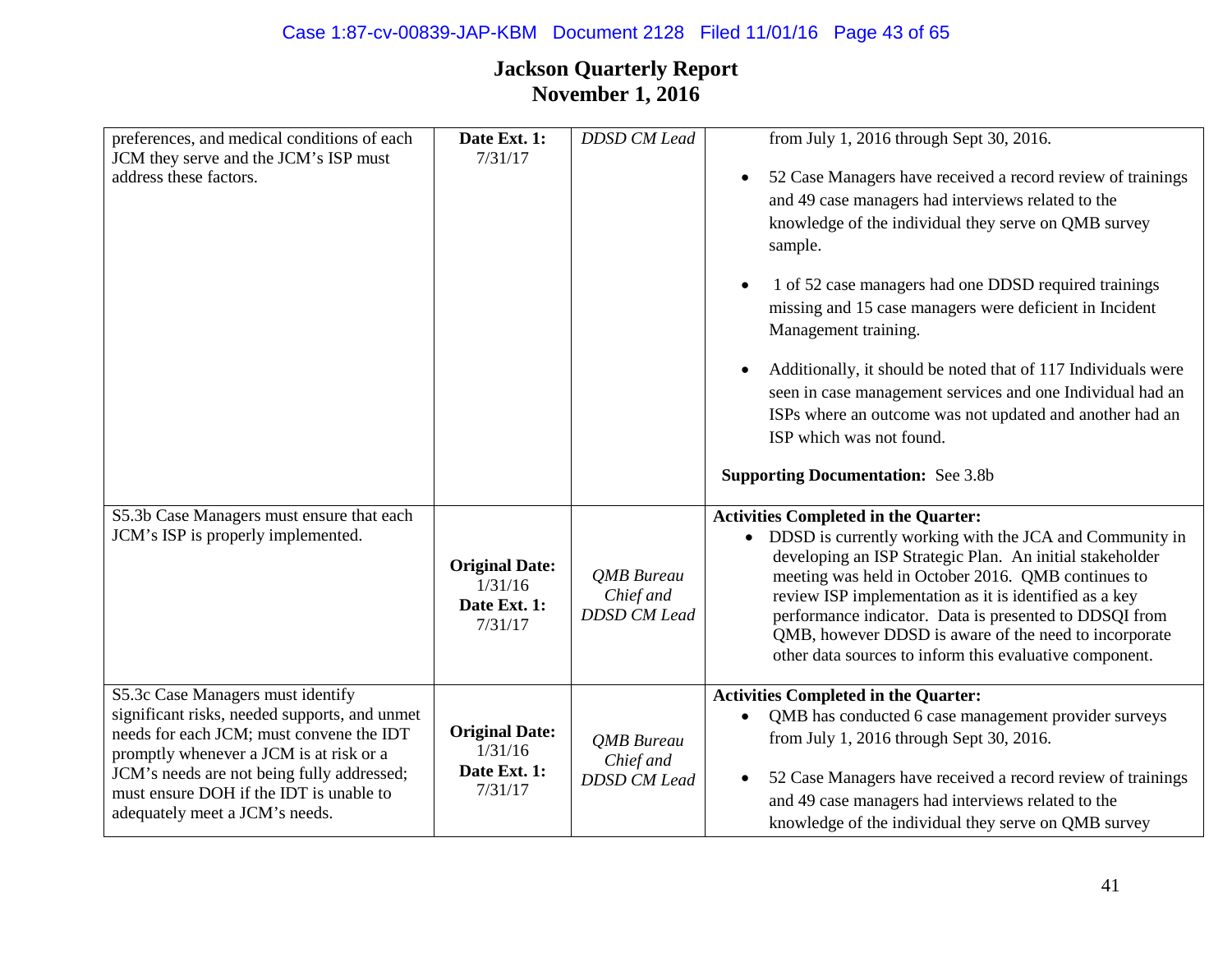## Jackson Quarterly Report
## November 1, 2016

| | | | |
|---|---|---|---|
| preferences, and medical conditions of each JCM they serve and the JCM's ISP must address these factors. | **Date Ext. 1:** 7/31/17 | *DDSD CM Lead* | from July 1, 2016 through Sept 30, 2016.<br><br>• 52 Case Managers have received a record review of trainings and 49 case managers had interviews related to the knowledge of the individual they serve on QMB survey sample.<br><br>• 1 of 52 case managers had one DDSD required trainings missing and 15 case managers were deficient in Incident Management training.<br><br>• Additionally, it should be noted that of 117 Individuals were seen in case management services and one Individual had an ISPs where an outcome was not updated and another had an ISP which was not found.<br><br>**Supporting Documentation:** See 3.8b |
| S5.3b Case Managers must ensure that each JCM's ISP is properly implemented. | **Original Date:** 1/31/16<br>**Date Ext. 1:** 7/31/17 | *QMB Bureau Chief and DDSD CM Lead* | **Activities Completed in the Quarter:**<br>• DDSD is currently working with the JCA and Community in developing an ISP Strategic Plan. An initial stakeholder meeting was held in October 2016. QMB continues to review ISP implementation as it is identified as a key performance indicator. Data is presented to DDSQI from QMB, however DDSD is aware of the need to incorporate other data sources to inform this evaluative component. |
| S5.3c Case Managers must identify significant risks, needed supports, and unmet needs for each JCM; must convene the IDT promptly whenever a JCM is at risk or a JCM's needs are not being fully addressed; must ensure DOH if the IDT is unable to adequately meet a JCM's needs. | **Original Date:** 1/31/16<br>**Date Ext. 1:** 7/31/17 | *QMB Bureau Chief and DDSD CM Lead* | **Activities Completed in the Quarter:**<br>• QMB has conducted 6 case management provider surveys from July 1, 2016 through Sept 30, 2016.<br><br>• 52 Case Managers have received a record review of trainings and 49 case managers had interviews related to the knowledge of the individual they serve on QMB survey |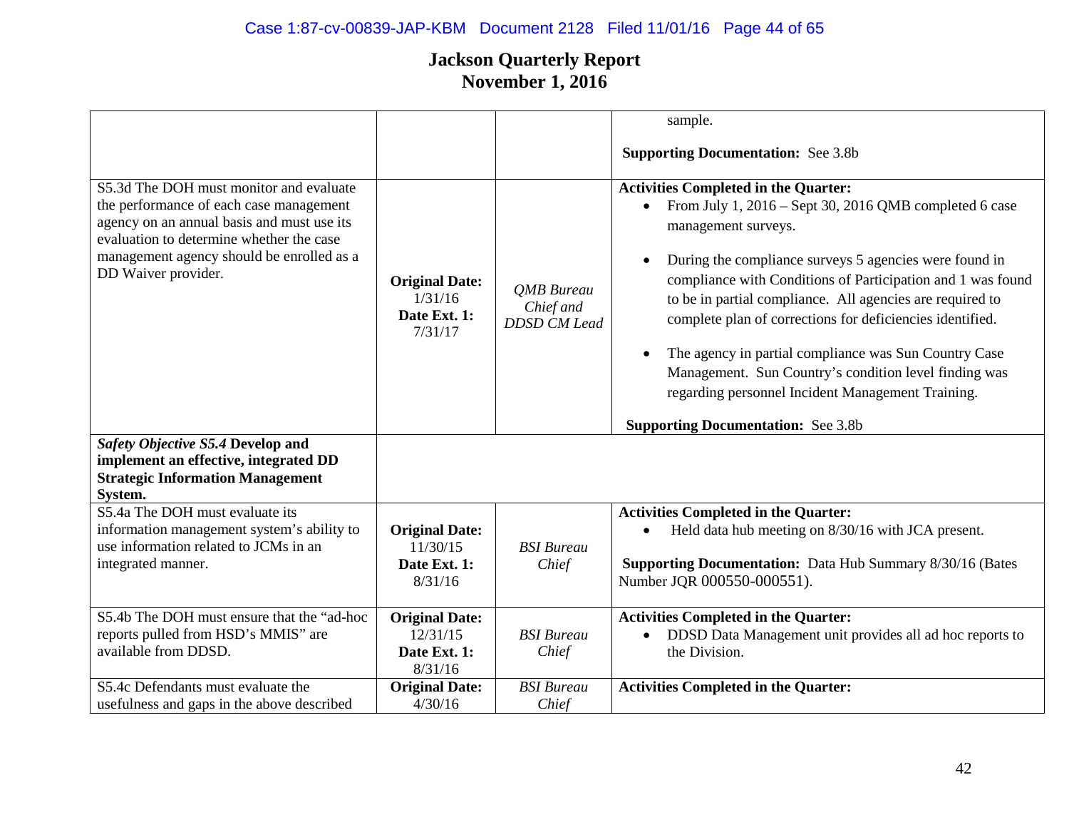# Jackson Quarterly Report
## November 1, 2016

| | | | |
|---|---|---|---|
| | | | sample.<br><br>**Supporting Documentation:** See 3.8b |
| S5.3d The DOH must monitor and evaluate the performance of each case management agency on an annual basis and must use its evaluation to determine whether the case management agency should be enrolled as a DD Waiver provider. | **Original Date:** 1/31/16<br>**Date Ext. 1:** 7/31/17 | *QMB Bureau Chief and DDSD CM Lead* | **Activities Completed in the Quarter:**<br>• From July 1, 2016 – Sept 30, 2016 QMB completed 6 case management surveys.<br>• During the compliance surveys 5 agencies were found in compliance with Conditions of Participation and 1 was found to be in partial compliance. All agencies are required to complete plan of corrections for deficiencies identified.<br>• The agency in partial compliance was Sun Country Case Management. Sun Country's condition level finding was regarding personnel Incident Management Training.<br><br>**Supporting Documentation:** See 3.8b |
| ***Safety Objective S5.4* Develop and implement an effective, integrated DD Strategic Information Management System.** | | | |
| S5.4a The DOH must evaluate its information management system's ability to use information related to JCMs in an integrated manner. | **Original Date:** 11/30/15<br>**Date Ext. 1:** 8/31/16 | *BSI Bureau Chief* | **Activities Completed in the Quarter:**<br>• Held data hub meeting on 8/30/16 with JCA present.<br><br>**Supporting Documentation:** Data Hub Summary 8/30/16 (Bates Number JQR 000550-000551). |
| S5.4b The DOH must ensure that the "ad-hoc reports pulled from HSD's MMIS" are available from DDSD. | **Original Date:** 12/31/15<br>**Date Ext. 1:** 8/31/16 | *BSI Bureau Chief* | **Activities Completed in the Quarter:**<br>• DDSD Data Management unit provides all ad hoc reports to the Division. |
| S5.4c Defendants must evaluate the usefulness and gaps in the above described | **Original Date:** 4/30/16 | *BSI Bureau Chief* | **Activities Completed in the Quarter:** |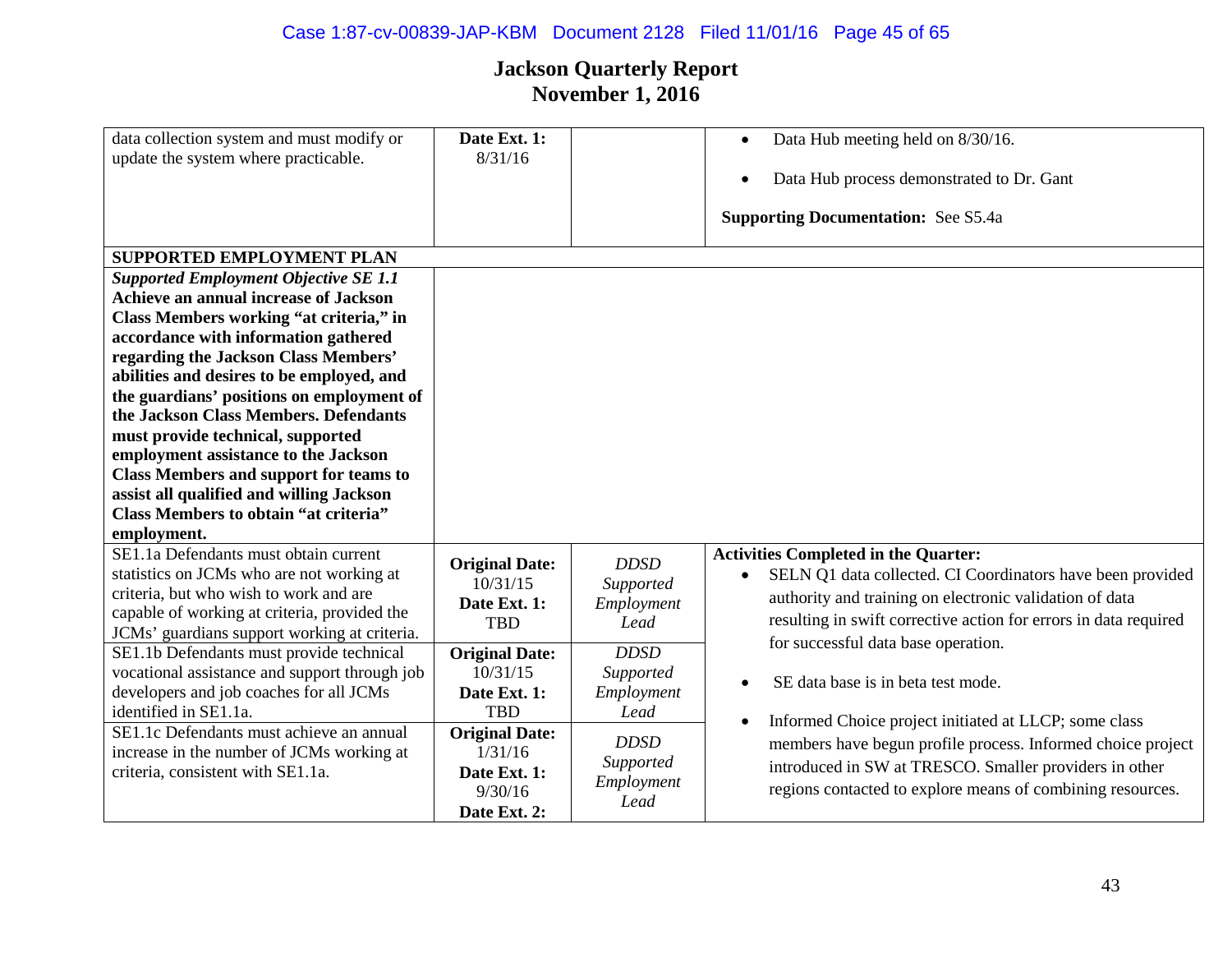# Jackson Quarterly Report
# November 1, 2016

| | | | |
|---|---|---|---|
| data collection system and must modify or update the system where practicable. | **Date Ext. 1:** 8/31/16 | | • Data Hub meeting held on 8/30/16.<br>• Data Hub process demonstrated to Dr. Gant<br>**Supporting Documentation:** See S5.4a |
| **SUPPORTED EMPLOYMENT PLAN** | | | |
| ***Supported Employment Objective SE 1.1*** **Achieve an annual increase of Jackson Class Members working "at criteria," in accordance with information gathered regarding the Jackson Class Members' abilities and desires to be employed, and the guardians' positions on employment of the Jackson Class Members. Defendants must provide technical, supported employment assistance to the Jackson Class Members and support for teams to assist all qualified and willing Jackson Class Members to obtain "at criteria" employment.** | | | |
| SE1.1a Defendants must obtain current statistics on JCMs who are not working at criteria, but who wish to work and are capable of working at criteria, provided the JCMs' guardians support working at criteria. | **Original Date:** 10/31/15 **Date Ext. 1:** TBD | *DDSD Supported Employment Lead* | **Activities Completed in the Quarter:**<br>• SELN Q1 data collected. CI Coordinators have been provided authority and training on electronic validation of data resulting in swift corrective action for errors in data required for successful data base operation.<br>• SE data base is in beta test mode.<br>• Informed Choice project initiated at LLCP; some class members have begun profile process. Informed choice project introduced in SW at TRESCO. Smaller providers in other regions contacted to explore means of combining resources. |
| SE1.1b Defendants must provide technical vocational assistance and support through job developers and job coaches for all JCMs identified in SE1.1a. | **Original Date:** 10/31/15 **Date Ext. 1:** TBD | *DDSD Supported Employment Lead* | |
| SE1.1c Defendants must achieve an annual increase in the number of JCMs working at criteria, consistent with SE1.1a. | **Original Date:** 1/31/16 **Date Ext. 1:** 9/30/16 **Date Ext. 2:** | *DDSD Supported Employment Lead* | |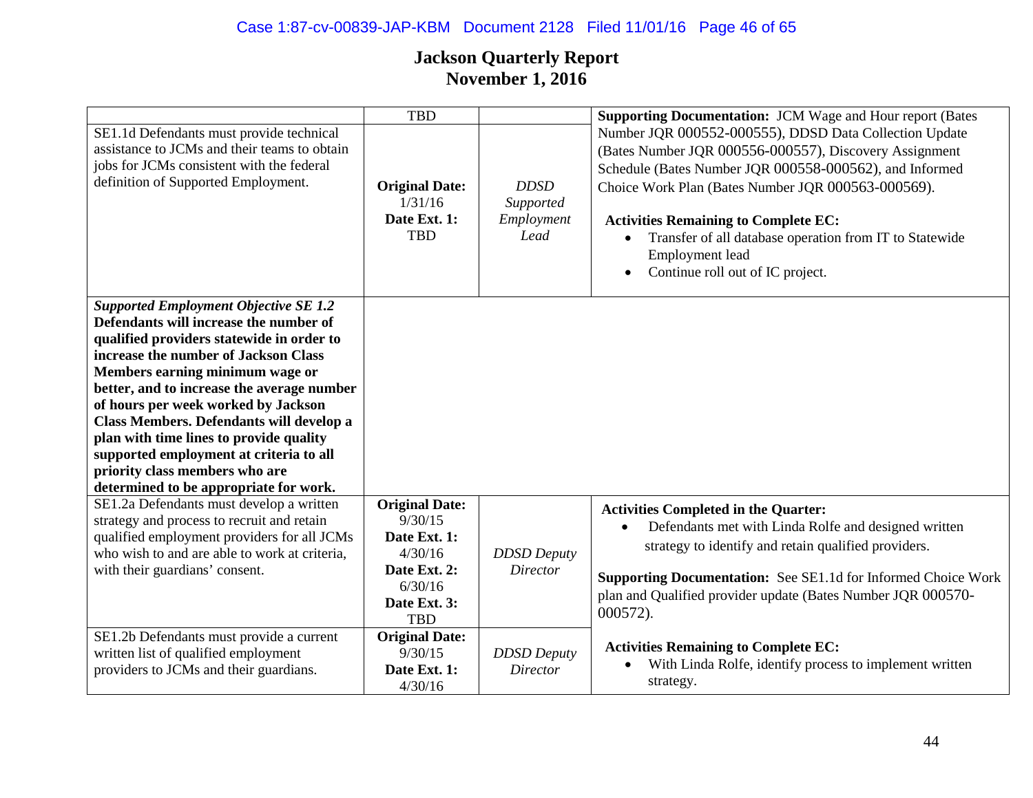# Jackson Quarterly Report
# November 1, 2016

| | | | |
|---|---|---|---|
| | TBD | | **Supporting Documentation:** JCM Wage and Hour report (Bates Number JQR 000552-000555), DDSD Data Collection Update (Bates Number JQR 000556-000557), Discovery Assignment Schedule (Bates Number JQR 000558-000562), and Informed Choice Work Plan (Bates Number JQR 000563-000569).<br><br>**Activities Remaining to Complete EC:**<br>• Transfer of all database operation from IT to Statewide Employment lead<br>• Continue roll out of IC project. |
| SE1.1d Defendants must provide technical assistance to JCMs and their teams to obtain jobs for JCMs consistent with the federal definition of Supported Employment. | **Original Date:** 1/31/16<br>**Date Ext. 1:** TBD | *DDSD Supported Employment Lead* | |
| ***Supported Employment Objective SE 1.2*** **Defendants will increase the number of qualified providers statewide in order to increase the number of Jackson Class Members earning minimum wage or better, and to increase the average number of hours per week worked by Jackson Class Members. Defendants will develop a plan with time lines to provide quality supported employment at criteria to all priority class members who are determined to be appropriate for work.** | | | |
| SE1.2a Defendants must develop a written strategy and process to recruit and retain qualified employment providers for all JCMs who wish to and are able to work at criteria, with their guardians' consent. | **Original Date:** 9/30/15<br>**Date Ext. 1:** 4/30/16<br>**Date Ext. 2:** 6/30/16<br>**Date Ext. 3:** TBD | *DDSD Deputy Director* | **Activities Completed in the Quarter:**<br>• Defendants met with Linda Rolfe and designed written strategy to identify and retain qualified providers.<br><br>**Supporting Documentation:** See SE1.1d for Informed Choice Work plan and Qualified provider update (Bates Number JQR 000570-000572).<br><br>**Activities Remaining to Complete EC:**<br>• With Linda Rolfe, identify process to implement written strategy. |
| SE1.2b Defendants must provide a current written list of qualified employment providers to JCMs and their guardians. | **Original Date:** 9/30/15<br>**Date Ext. 1:** 4/30/16 | *DDSD Deputy Director* | |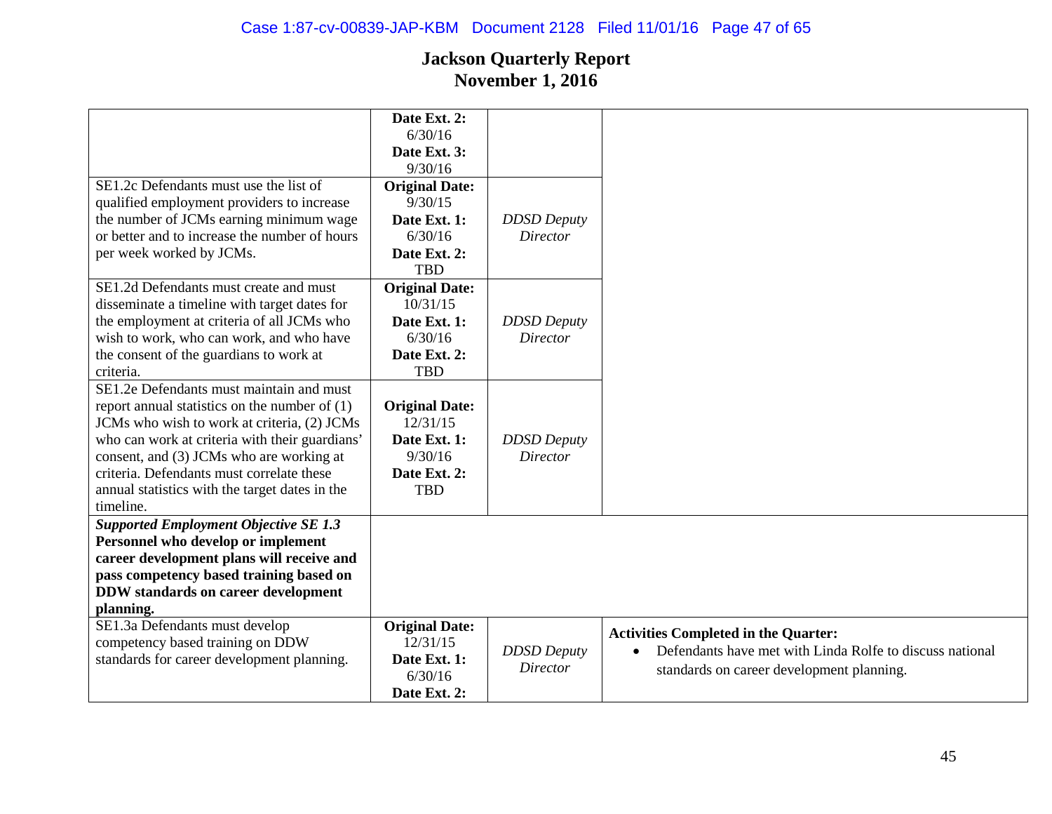## Jackson Quarterly Report
## November 1, 2016

| | | | |
|---|---|---|---|
| | **Date Ext. 2:** 6/30/16 **Date Ext. 3:** 9/30/16 | | |
| SE1.2c Defendants must use the list of qualified employment providers to increase the number of JCMs earning minimum wage or better and to increase the number of hours per week worked by JCMs. | **Original Date:** 9/30/15 **Date Ext. 1:** 6/30/16 **Date Ext. 2:** TBD | *DDSD Deputy Director* | |
| SE1.2d Defendants must create and must disseminate a timeline with target dates for the employment at criteria of all JCMs who wish to work, who can work, and who have the consent of the guardians to work at criteria. | **Original Date:** 10/31/15 **Date Ext. 1:** 6/30/16 **Date Ext. 2:** TBD | *DDSD Deputy Director* | |
| SE1.2e Defendants must maintain and must report annual statistics on the number of (1) JCMs who wish to work at criteria, (2) JCMs who can work at criteria with their guardians' consent, and (3) JCMs who are working at criteria. Defendants must correlate these annual statistics with the target dates in the timeline. | **Original Date:** 12/31/15 **Date Ext. 1:** 9/30/16 **Date Ext. 2:** TBD | *DDSD Deputy Director* | |
| ***Supported Employment Objective SE 1.3*** **Personnel who develop or implement career development plans will receive and pass competency based training based on DDW standards on career development planning.** | | | |
| SE1.3a Defendants must develop competency based training on DDW standards for career development planning. | **Original Date:** 12/31/15 **Date Ext. 1:** 6/30/16 **Date Ext. 2:** | *DDSD Deputy Director* | **Activities Completed in the Quarter:** • Defendants have met with Linda Rolfe to discuss national standards on career development planning. |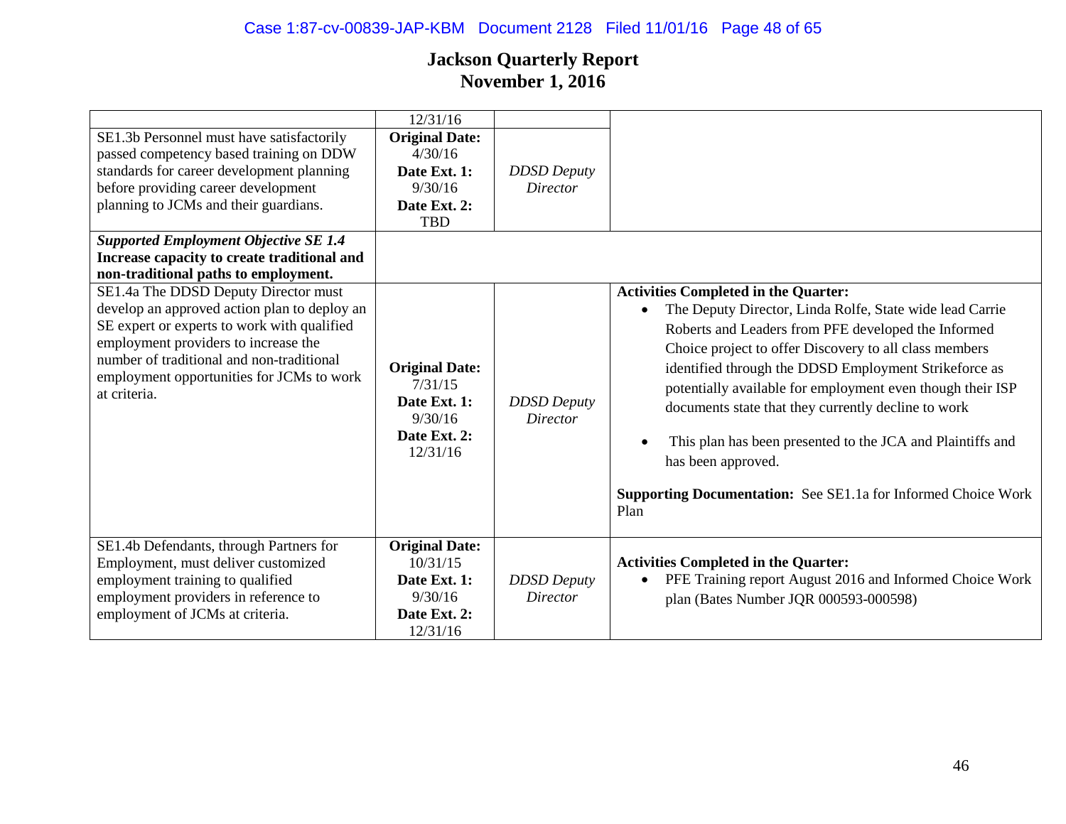# Jackson Quarterly Report
## November 1, 2016

| | | | |
|---|---|---|---|
| | 12/31/16 | | |
| SE1.3b Personnel must have satisfactorily passed competency based training on DDW standards for career development planning before providing career development planning to JCMs and their guardians. | **Original Date:** 4/30/16 **Date Ext. 1:** 9/30/16 **Date Ext. 2:** TBD | *DDSD Deputy Director* | |
| ***Supported Employment Objective SE 1.4*** **Increase capacity to create traditional and non-traditional paths to employment.** | | | |
| SE1.4a The DDSD Deputy Director must develop an approved action plan to deploy an SE expert or experts to work with qualified employment providers to increase the number of traditional and non-traditional employment opportunities for JCMs to work at criteria. | **Original Date:** 7/31/15 **Date Ext. 1:** 9/30/16 **Date Ext. 2:** 12/31/16 | *DDSD Deputy Director* | **Activities Completed in the Quarter:** • The Deputy Director, Linda Rolfe, State wide lead Carrie Roberts and Leaders from PFE developed the Informed Choice project to offer Discovery to all class members identified through the DDSD Employment Strikeforce as potentially available for employment even though their ISP documents state that they currently decline to work • This plan has been presented to the JCA and Plaintiffs and has been approved. **Supporting Documentation:** See SE1.1a for Informed Choice Work Plan |
| SE1.4b Defendants, through Partners for Employment, must deliver customized employment training to qualified employment providers in reference to employment of JCMs at criteria. | **Original Date:** 10/31/15 **Date Ext. 1:** 9/30/16 **Date Ext. 2:** 12/31/16 | *DDSD Deputy Director* | **Activities Completed in the Quarter:** • PFE Training report August 2016 and Informed Choice Work plan (Bates Number JQR 000593-000598) |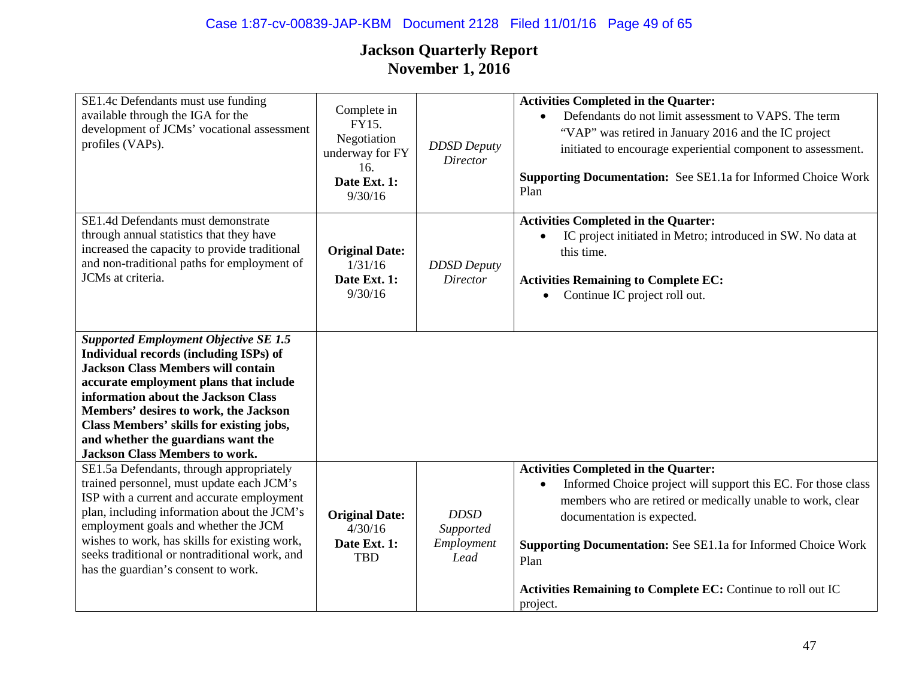# Jackson Quarterly Report
## November 1, 2016

| | | | |
|---|---|---|---|
| SE1.4c Defendants must use funding available through the IGA for the development of JCMs' vocational assessment profiles (VAPs). | Complete in FY15. Negotiation underway for FY 16. **Date Ext. 1:** 9/30/16 | *DDSD Deputy Director* | **Activities Completed in the Quarter:** <br>• Defendants do not limit assessment to VAPS. The term "VAP" was retired in January 2016 and the IC project initiated to encourage experiential component to assessment.<br><br>**Supporting Documentation:** See SE1.1a for Informed Choice Work Plan |
| SE1.4d Defendants must demonstrate through annual statistics that they have increased the capacity to provide traditional and non-traditional paths for employment of JCMs at criteria. | **Original Date:** 1/31/16 **Date Ext. 1:** 9/30/16 | *DDSD Deputy Director* | **Activities Completed in the Quarter:** <br>• IC project initiated in Metro; introduced in SW. No data at this time.<br><br>**Activities Remaining to Complete EC:** <br>• Continue IC project roll out. |
| ***Supported Employment Objective SE 1.5*** **Individual records (including ISPs) of Jackson Class Members will contain accurate employment plans that include information about the Jackson Class Members' desires to work, the Jackson Class Members' skills for existing jobs, and whether the guardians want the Jackson Class Members to work.** | | | |
| SE1.5a Defendants, through appropriately trained personnel, must update each JCM's ISP with a current and accurate employment plan, including information about the JCM's employment goals and whether the JCM wishes to work, has skills for existing work, seeks traditional or nontraditional work, and has the guardian's consent to work. | **Original Date:** 4/30/16 **Date Ext. 1:** TBD | *DDSD Supported Employment Lead* | **Activities Completed in the Quarter:** <br>• Informed Choice project will support this EC. For those class members who are retired or medically unable to work, clear documentation is expected.<br><br>**Supporting Documentation:** See SE1.1a for Informed Choice Work Plan<br><br>**Activities Remaining to Complete EC:** Continue to roll out IC project. |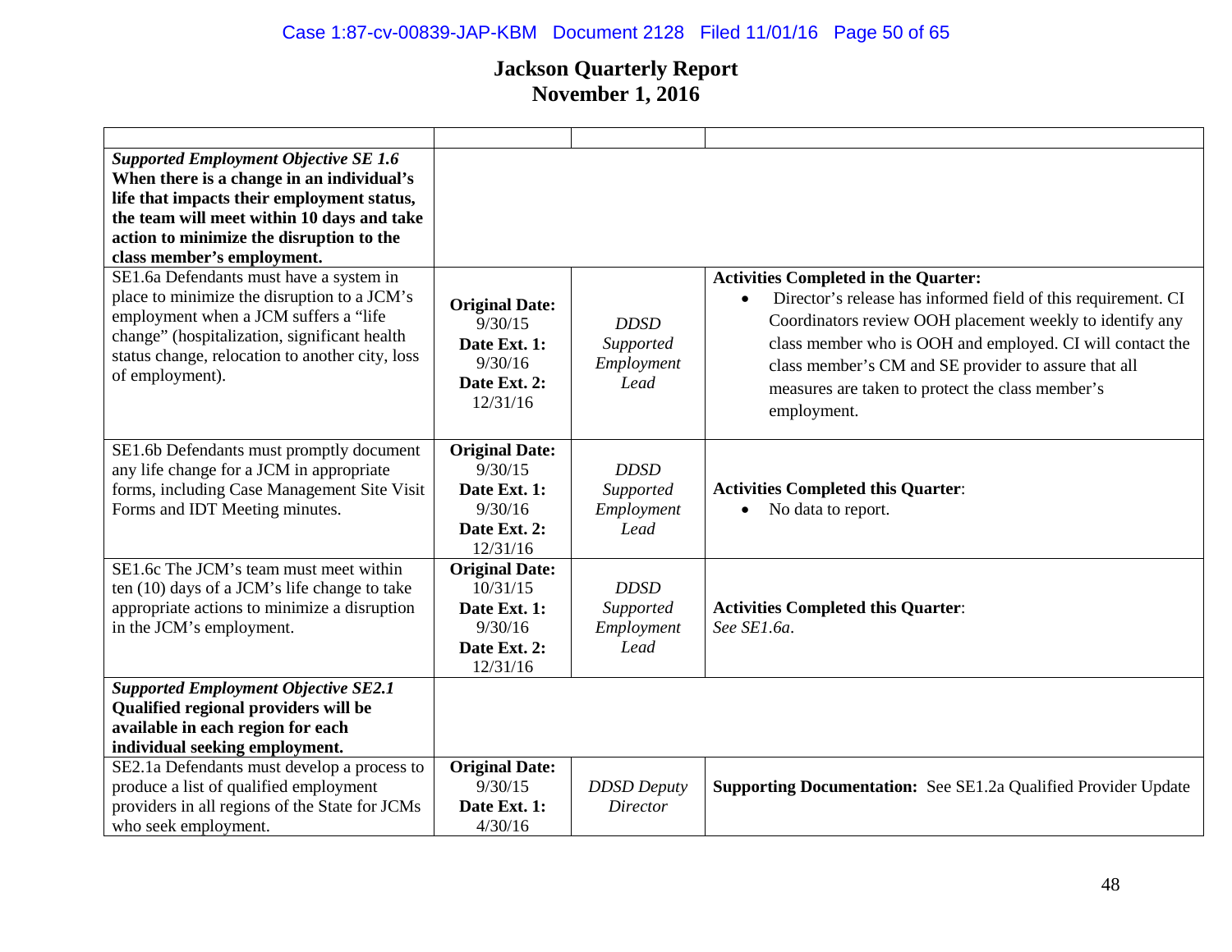# Jackson Quarterly Report
## November 1, 2016

| | | | |
|---|---|---|---|
| ***Supported Employment Objective SE 1.6*** **When there is a change in an individual's life that impacts their employment status, the team will meet within 10 days and take action to minimize the disruption to the class member's employment.** | | | |
| SE1.6a Defendants must have a system in place to minimize the disruption to a JCM's employment when a JCM suffers a "life change" (hospitalization, significant health status change, relocation to another city, loss of employment). | **Original Date:** 9/30/15 **Date Ext. 1:** 9/30/16 **Date Ext. 2:** 12/31/16 | *DDSD Supported Employment Lead* | **Activities Completed in the Quarter:** <br>• Director's release has informed field of this requirement. CI Coordinators review OOH placement weekly to identify any class member who is OOH and employed. CI will contact the class member's CM and SE provider to assure that all measures are taken to protect the class member's employment. |
| SE1.6b Defendants must promptly document any life change for a JCM in appropriate forms, including Case Management Site Visit Forms and IDT Meeting minutes. | **Original Date:** 9/30/15 **Date Ext. 1:** 9/30/16 **Date Ext. 2:** 12/31/16 | *DDSD Supported Employment Lead* | **Activities Completed this Quarter**: <br>• No data to report. |
| SE1.6c The JCM's team must meet within ten (10) days of a JCM's life change to take appropriate actions to minimize a disruption in the JCM's employment. | **Original Date:** 10/31/15 **Date Ext. 1:** 9/30/16 **Date Ext. 2:** 12/31/16 | *DDSD Supported Employment Lead* | **Activities Completed this Quarter**: *See SE1.6a.* |
| ***Supported Employment Objective SE2.1*** **Qualified regional providers will be available in each region for each individual seeking employment.** | | | |
| SE2.1a Defendants must develop a process to produce a list of qualified employment providers in all regions of the State for JCMs who seek employment. | **Original Date:** 9/30/15 **Date Ext. 1:** 4/30/16 | *DDSD Deputy Director* | **Supporting Documentation:** See SE1.2a Qualified Provider Update |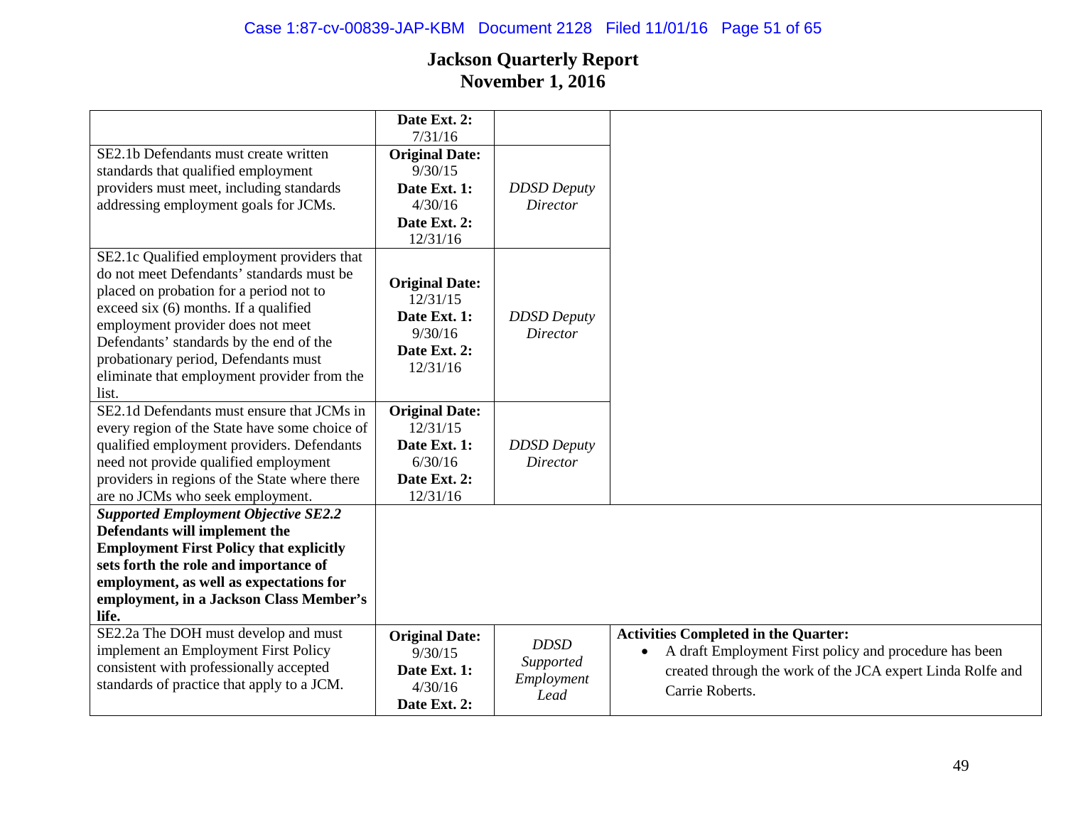# Jackson Quarterly Report
## November 1, 2016

| | | | |
|---|---|---|---|
| | **Date Ext. 2:** 7/31/16 | | |
| SE2.1b Defendants must create written standards that qualified employment providers must meet, including standards addressing employment goals for JCMs. | **Original Date:** 9/30/15 **Date Ext. 1:** 4/30/16 **Date Ext. 2:** 12/31/16 | *DDSD Deputy Director* | |
| SE2.1c Qualified employment providers that do not meet Defendants' standards must be placed on probation for a period not to exceed six (6) months. If a qualified employment provider does not meet Defendants' standards by the end of the probationary period, Defendants must eliminate that employment provider from the list. | **Original Date:** 12/31/15 **Date Ext. 1:** 9/30/16 **Date Ext. 2:** 12/31/16 | *DDSD Deputy Director* | |
| SE2.1d Defendants must ensure that JCMs in every region of the State have some choice of qualified employment providers. Defendants need not provide qualified employment providers in regions of the State where there are no JCMs who seek employment. | **Original Date:** 12/31/15 **Date Ext. 1:** 6/30/16 **Date Ext. 2:** 12/31/16 | *DDSD Deputy Director* | |
| ***Supported Employment Objective SE2.2* Defendants will implement the Employment First Policy that explicitly sets forth the role and importance of employment, as well as expectations for employment, in a Jackson Class Member's life.** | | | |
| SE2.2a The DOH must develop and must implement an Employment First Policy consistent with professionally accepted standards of practice that apply to a JCM. | **Original Date:** 9/30/15 **Date Ext. 1:** 4/30/16 **Date Ext. 2:** | *DDSD Supported Employment Lead* | **Activities Completed in the Quarter:** <br>• A draft Employment First policy and procedure has been created through the work of the JCA expert Linda Rolfe and Carrie Roberts. |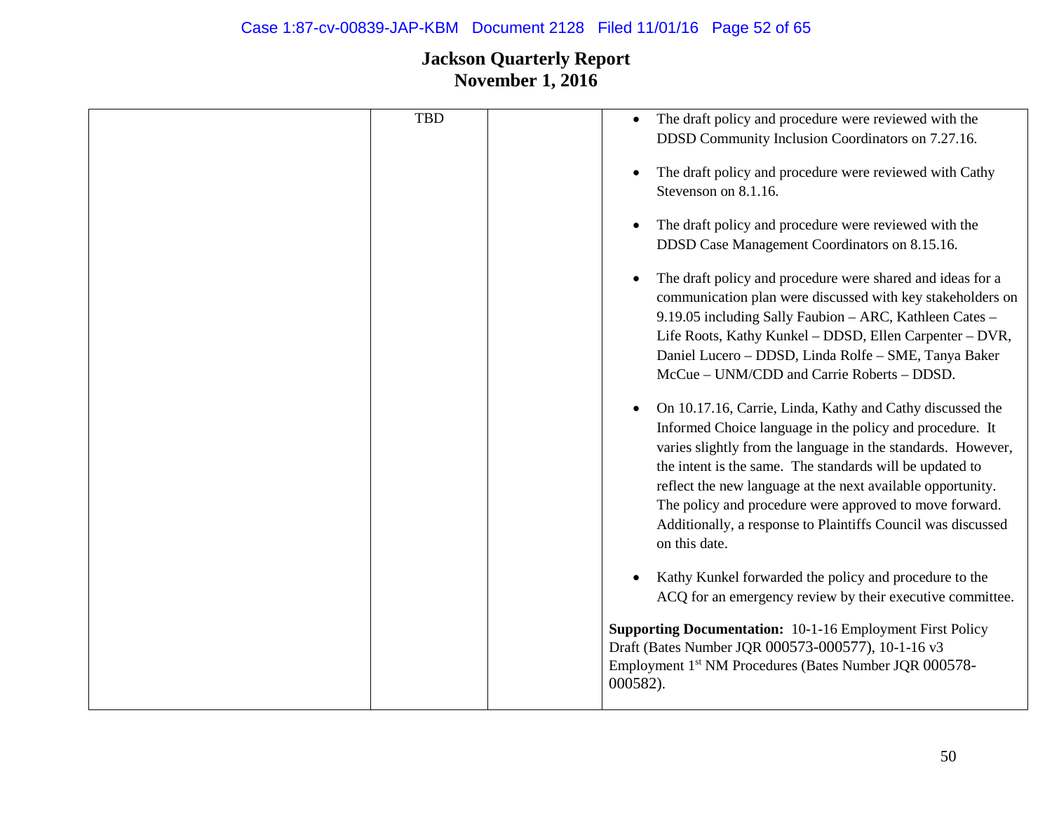# Jackson Quarterly Report
## November 1, 2016

| | | | |
|---|---|---|---|
| | TBD | | • The draft policy and procedure were reviewed with the DDSD Community Inclusion Coordinators on 7.27.16.<br><br>• The draft policy and procedure were reviewed with Cathy Stevenson on 8.1.16.<br><br>• The draft policy and procedure were reviewed with the DDSD Case Management Coordinators on 8.15.16.<br><br>• The draft policy and procedure were shared and ideas for a communication plan were discussed with key stakeholders on 9.19.05 including Sally Faubion – ARC, Kathleen Cates – Life Roots, Kathy Kunkel – DDSD, Ellen Carpenter – DVR, Daniel Lucero – DDSD, Linda Rolfe – SME, Tanya Baker McCue – UNM/CDD and Carrie Roberts – DDSD.<br><br>• On 10.17.16, Carrie, Linda, Kathy and Cathy discussed the Informed Choice language in the policy and procedure. It varies slightly from the language in the standards. However, the intent is the same. The standards will be updated to reflect the new language at the next available opportunity. The policy and procedure were approved to move forward. Additionally, a response to Plaintiffs Council was discussed on this date.<br><br>• Kathy Kunkel forwarded the policy and procedure to the ACQ for an emergency review by their executive committee.<br><br>**Supporting Documentation:** 10-1-16 Employment First Policy Draft (Bates Number JQR 000573-000577), 10-1-16 v3 Employment 1st NM Procedures (Bates Number JQR 000578-000582). |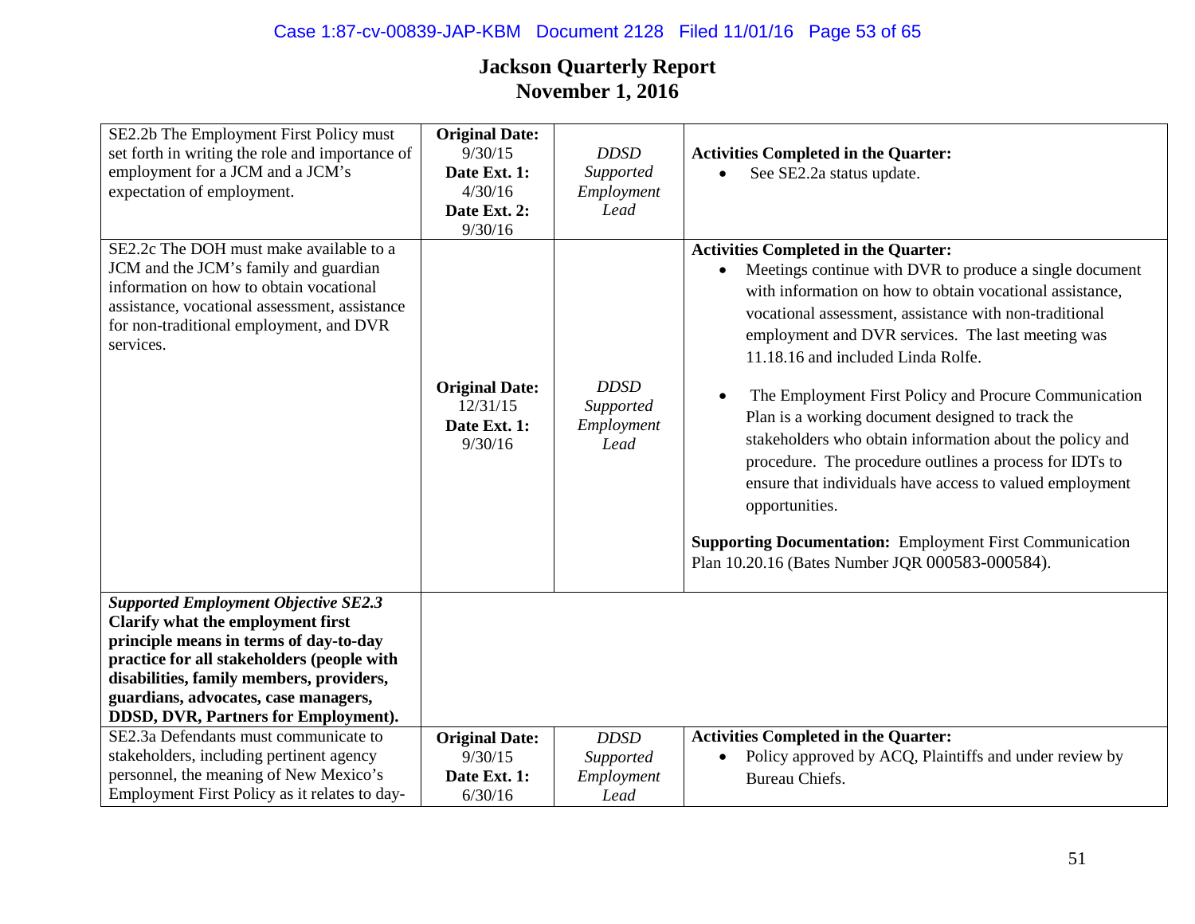# Jackson Quarterly Report
## November 1, 2016

| | | | |
|---|---|---|---|
| SE2.2b The Employment First Policy must set forth in writing the role and importance of employment for a JCM and a JCM's expectation of employment. | **Original Date:** 9/30/15 **Date Ext. 1:** 4/30/16 **Date Ext. 2:** 9/30/16 | *DDSD Supported Employment Lead* | **Activities Completed in the Quarter:** <br>• See SE2.2a status update. |
| SE2.2c The DOH must make available to a JCM and the JCM's family and guardian information on how to obtain vocational assistance, vocational assessment, assistance for non-traditional employment, and DVR services. | **Original Date:** 12/31/15 **Date Ext. 1:** 9/30/16 | *DDSD Supported Employment Lead* | **Activities Completed in the Quarter:** <br>• Meetings continue with DVR to produce a single document with information on how to obtain vocational assistance, vocational assessment, assistance with non-traditional employment and DVR services. The last meeting was 11.18.16 and included Linda Rolfe. <br>• The Employment First Policy and Procure Communication Plan is a working document designed to track the stakeholders who obtain information about the policy and procedure. The procedure outlines a process for IDTs to ensure that individuals have access to valued employment opportunities. <br><br>**Supporting Documentation:** Employment First Communication Plan 10.20.16 (Bates Number JQR 000583-000584). |
| ***Supported Employment Objective SE2.3*** **Clarify what the employment first principle means in terms of day-to-day practice for all stakeholders (people with disabilities, family members, providers, guardians, advocates, case managers, DDSD, DVR, Partners for Employment).** | | | |
| SE2.3a Defendants must communicate to stakeholders, including pertinent agency personnel, the meaning of New Mexico's Employment First Policy as it relates to day- | **Original Date:** 9/30/15 **Date Ext. 1:** 6/30/16 | *DDSD Supported Employment Lead* | **Activities Completed in the Quarter:** <br>• Policy approved by ACQ, Plaintiffs and under review by Bureau Chiefs. |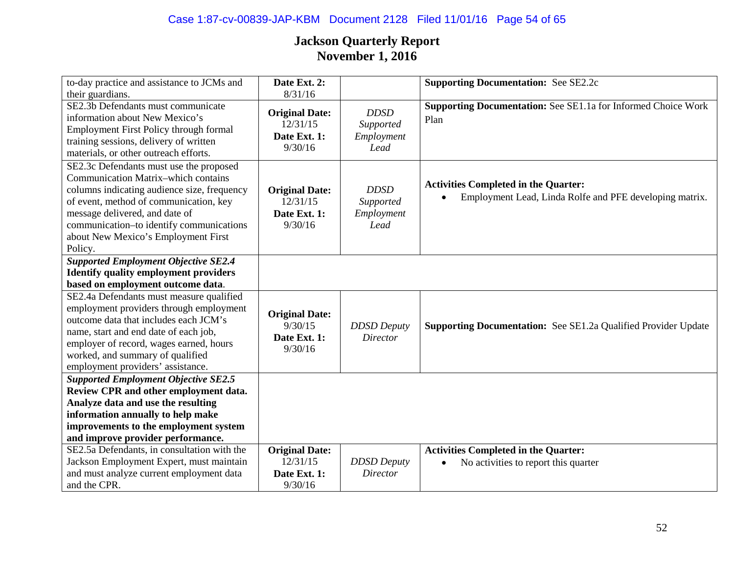# Jackson Quarterly Report
## November 1, 2016

| | | | |
|---|---|---|---|
| to-day practice and assistance to JCMs and their guardians. | **Date Ext. 2:** 8/31/16 | | **Supporting Documentation:** See SE2.2c |
| SE2.3b Defendants must communicate information about New Mexico's Employment First Policy through formal training sessions, delivery of written materials, or other outreach efforts. | **Original Date:** 12/31/15 **Date Ext. 1:** 9/30/16 | *DDSD Supported Employment Lead* | **Supporting Documentation:** See SE1.1a for Informed Choice Work Plan |
| SE2.3c Defendants must use the proposed Communication Matrix–which contains columns indicating audience size, frequency of event, method of communication, key message delivered, and date of communication–to identify communications about New Mexico's Employment First Policy. | **Original Date:** 12/31/15 **Date Ext. 1:** 9/30/16 | *DDSD Supported Employment Lead* | **Activities Completed in the Quarter:** • Employment Lead, Linda Rolfe and PFE developing matrix. |
| ***Supported Employment Objective SE2.4*** **Identify quality employment providers based on employment outcome data**. | | | |
| SE2.4a Defendants must measure qualified employment providers through employment outcome data that includes each JCM's name, start and end date of each job, employer of record, wages earned, hours worked, and summary of qualified employment providers' assistance. | **Original Date:** 9/30/15 **Date Ext. 1:** 9/30/16 | *DDSD Deputy Director* | **Supporting Documentation:** See SE1.2a Qualified Provider Update |
| ***Supported Employment Objective SE2.5*** **Review CPR and other employment data. Analyze data and use the resulting information annually to help make improvements to the employment system and improve provider performance.** | | | |
| SE2.5a Defendants, in consultation with the Jackson Employment Expert, must maintain and must analyze current employment data and the CPR. | **Original Date:** 12/31/15 **Date Ext. 1:** 9/30/16 | *DDSD Deputy Director* | **Activities Completed in the Quarter:** • No activities to report this quarter |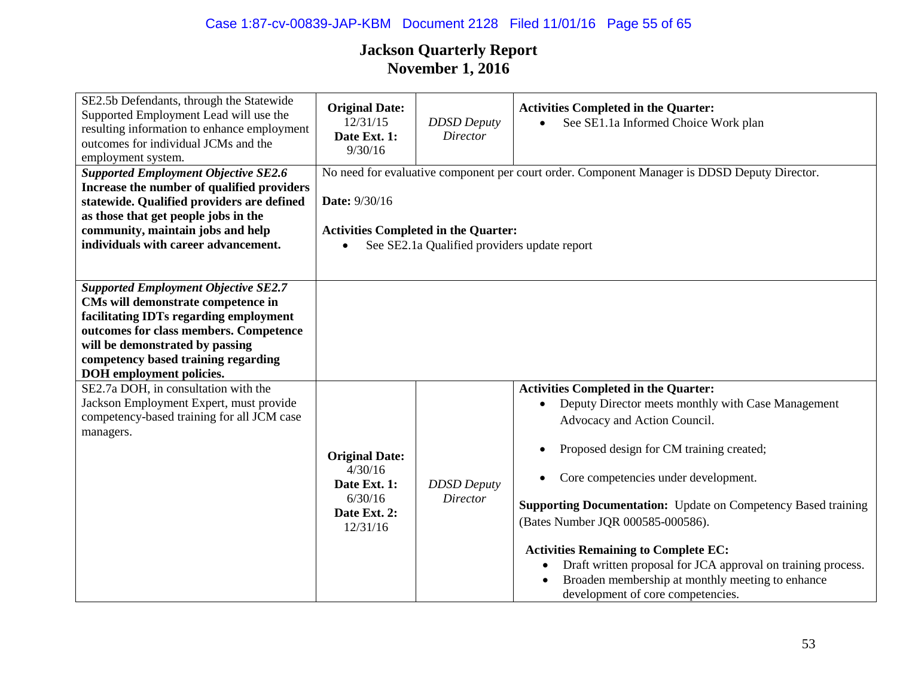# Jackson Quarterly Report
## November 1, 2016

| | | | |
|---|---|---|---|
| SE2.5b Defendants, through the Statewide Supported Employment Lead will use the resulting information to enhance employment outcomes for individual JCMs and the employment system. | **Original Date:** 12/31/15 **Date Ext. 1:** 9/30/16 | *DDSD Deputy Director* | **Activities Completed in the Quarter:** <br>• See SE1.1a Informed Choice Work plan |
| ***Supported Employment Objective SE2.6*** **Increase the number of qualified providers statewide. Qualified providers are defined as those that get people jobs in the community, maintain jobs and help individuals with career advancement.** | No need for evaluative component per court order. Component Manager is DDSD Deputy Director. <br><br>**Date:** 9/30/16 <br><br>**Activities Completed in the Quarter:** <br>• See SE2.1a Qualified providers update report | | |
| ***Supported Employment Objective SE2.7*** **CMs will demonstrate competence in facilitating IDTs regarding employment outcomes for class members. Competence will be demonstrated by passing competency based training regarding DOH employment policies.** | | | |
| SE2.7a DOH, in consultation with the Jackson Employment Expert, must provide competency-based training for all JCM case managers. | **Original Date:** 4/30/16 **Date Ext. 1:** 6/30/16 **Date Ext. 2:** 12/31/16 | *DDSD Deputy Director* | **Activities Completed in the Quarter:** <br>• Deputy Director meets monthly with Case Management Advocacy and Action Council. <br>• Proposed design for CM training created; <br>• Core competencies under development. <br><br>**Supporting Documentation:** Update on Competency Based training (Bates Number JQR 000585-000586). <br><br>**Activities Remaining to Complete EC:** <br>• Draft written proposal for JCA approval on training process. <br>• Broaden membership at monthly meeting to enhance development of core competencies. |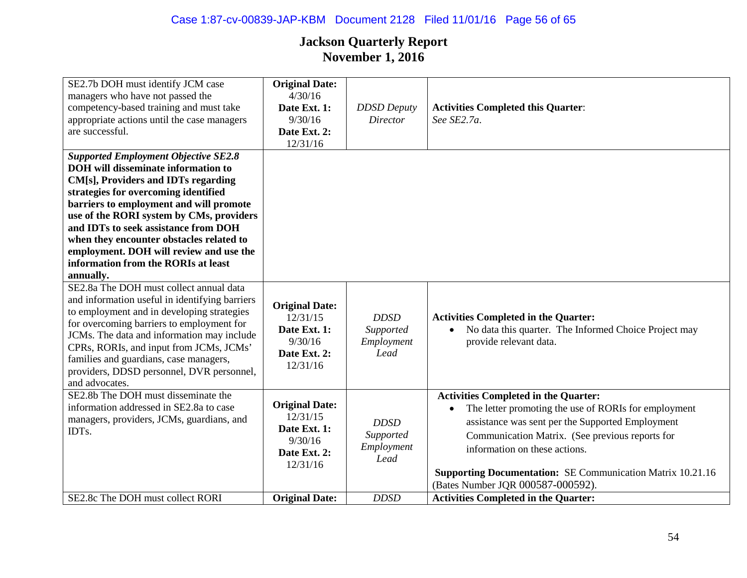# Jackson Quarterly Report
# November 1, 2016

| | | | |
|---|---|---|---|
| SE2.7b DOH must identify JCM case managers who have not passed the competency-based training and must take appropriate actions until the case managers are successful. | **Original Date:** 4/30/16 **Date Ext. 1:** 9/30/16 **Date Ext. 2:** 12/31/16 | *DDSD Deputy Director* | **Activities Completed this Quarter**: *See SE2.7a*. |
| ***Supported Employment Objective SE2.8*** **DOH will disseminate information to CM[s], Providers and IDTs regarding strategies for overcoming identified barriers to employment and will promote use of the RORI system by CMs, providers and IDTs to seek assistance from DOH when they encounter obstacles related to employment. DOH will review and use the information from the RORIs at least annually.** | | | |
| SE2.8a The DOH must collect annual data and information useful in identifying barriers to employment and in developing strategies for overcoming identified barriers to employment for JCMs. The data and information may include CPRs, RORIs, and input from JCMs, JCMs' families and guardians, case managers, providers, DDSD personnel, DVR personnel, and advocates. | **Original Date:** 12/31/15 **Date Ext. 1:** 9/30/16 **Date Ext. 2:** 12/31/16 | *DDSD Supported Employment Lead* | **Activities Completed in the Quarter:** <br>• No data this quarter. The Informed Choice Project may provide relevant data. |
| SE2.8b The DOH must disseminate the information addressed in SE2.8a to case managers, providers, JCMs, guardians, and IDTs. | **Original Date:** 12/31/15 **Date Ext. 1:** 9/30/16 **Date Ext. 2:** 12/31/16 | *DDSD Supported Employment Lead* | **Activities Completed in the Quarter:** <br>• The letter promoting the use of RORIs for employment assistance was sent per the Supported Employment Communication Matrix. (See previous reports for information on these actions. <br><br>**Supporting Documentation:** SE Communication Matrix 10.21.16 (Bates Number JQR 000587-000592). |
| SE2.8c The DOH must collect RORI | **Original Date:** | *DDSD* | **Activities Completed in the Quarter:** |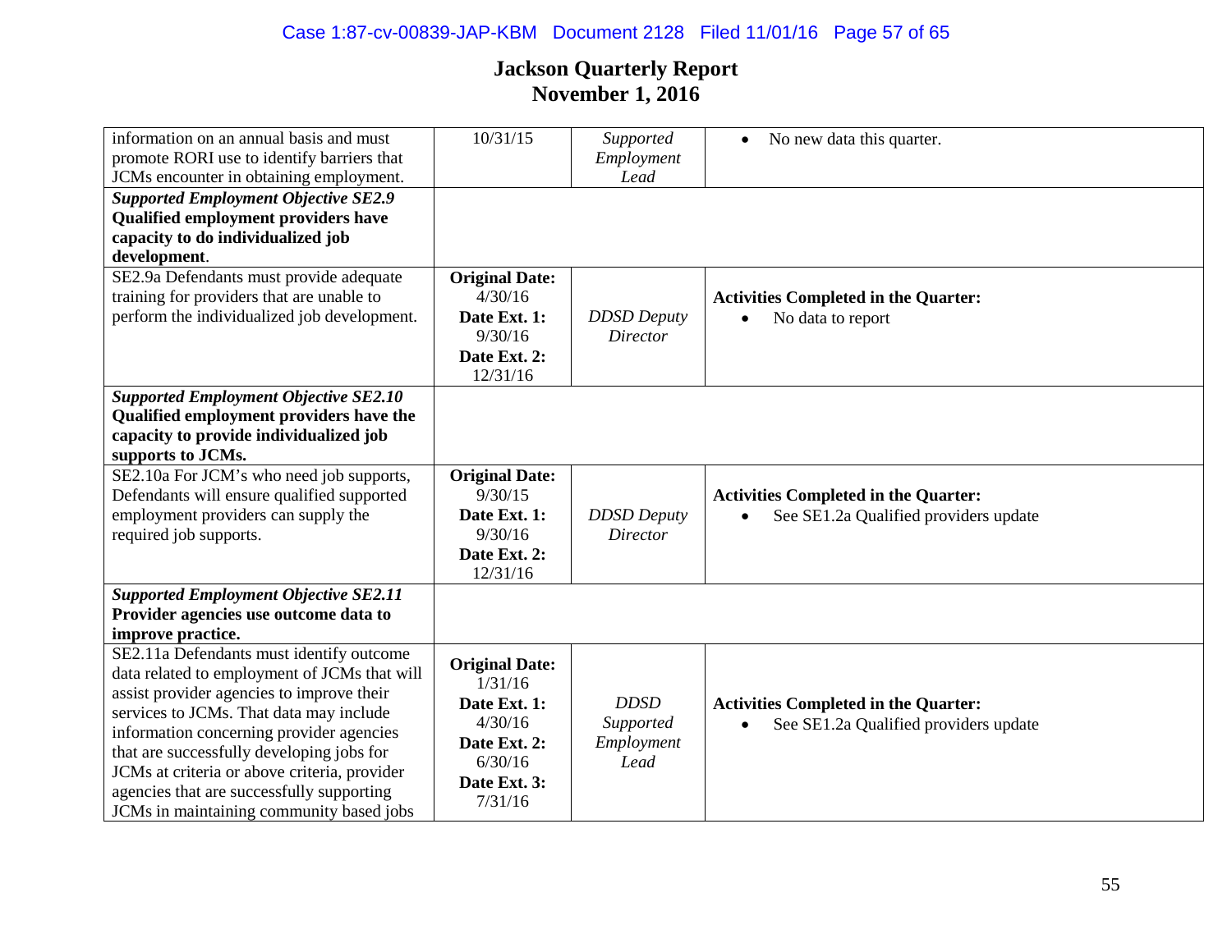# Jackson Quarterly Report
## November 1, 2016

| | | | |
|---|---|---|---|
| information on an annual basis and must promote RORI use to identify barriers that JCMs encounter in obtaining employment. | 10/31/15 | *Supported Employment Lead* | • No new data this quarter. |
| ***Supported Employment Objective SE2.9*** **Qualified employment providers have capacity to do individualized job development.** | | | |
| SE2.9a Defendants must provide adequate training for providers that are unable to perform the individualized job development. | **Original Date:** 4/30/16 **Date Ext. 1:** 9/30/16 **Date Ext. 2:** 12/31/16 | *DDSD Deputy Director* | **Activities Completed in the Quarter:** • No data to report |
| ***Supported Employment Objective SE2.10*** **Qualified employment providers have the capacity to provide individualized job supports to JCMs.** | | | |
| SE2.10a For JCM's who need job supports, Defendants will ensure qualified supported employment providers can supply the required job supports. | **Original Date:** 9/30/15 **Date Ext. 1:** 9/30/16 **Date Ext. 2:** 12/31/16 | *DDSD Deputy Director* | **Activities Completed in the Quarter:** • See SE1.2a Qualified providers update |
| ***Supported Employment Objective SE2.11*** **Provider agencies use outcome data to improve practice.** | | | |
| SE2.11a Defendants must identify outcome data related to employment of JCMs that will assist provider agencies to improve their services to JCMs. That data may include information concerning provider agencies that are successfully developing jobs for JCMs at criteria or above criteria, provider agencies that are successfully supporting JCMs in maintaining community based jobs | **Original Date:** 1/31/16 **Date Ext. 1:** 4/30/16 **Date Ext. 2:** 6/30/16 **Date Ext. 3:** 7/31/16 | *DDSD Supported Employment Lead* | **Activities Completed in the Quarter:** • See SE1.2a Qualified providers update |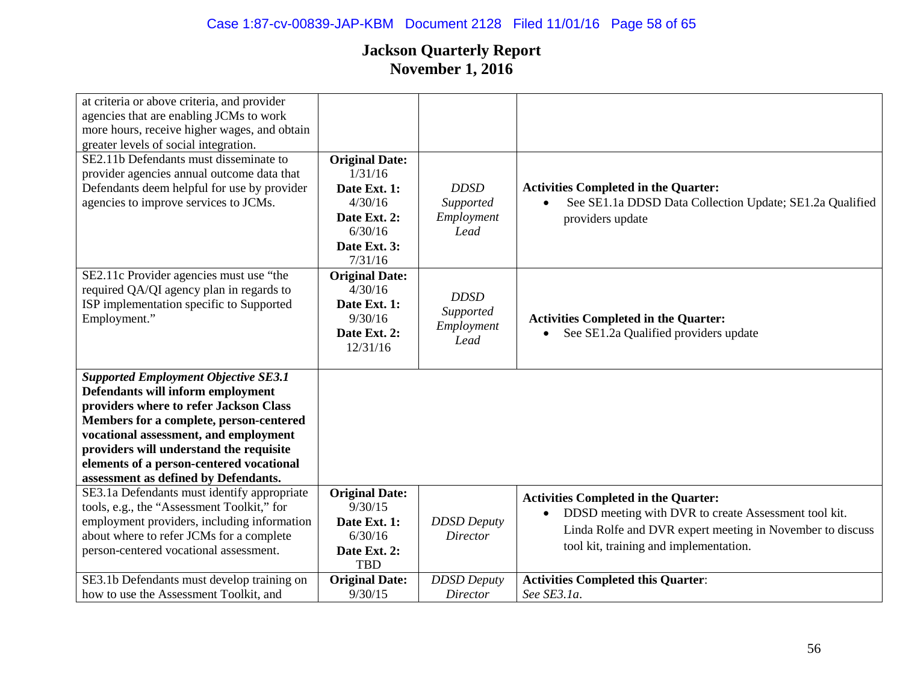# Jackson Quarterly Report
## November 1, 2016

| | | | |
|---|---|---|---|
| at criteria or above criteria, and provider agencies that are enabling JCMs to work more hours, receive higher wages, and obtain greater levels of social integration. | | | |
| SE2.11b Defendants must disseminate to provider agencies annual outcome data that Defendants deem helpful for use by provider agencies to improve services to JCMs. | **Original Date:** 1/31/16 **Date Ext. 1:** 4/30/16 **Date Ext. 2:** 6/30/16 **Date Ext. 3:** 7/31/16 | *DDSD Supported Employment Lead* | **Activities Completed in the Quarter:** • See SE1.1a DDSD Data Collection Update; SE1.2a Qualified providers update |
| SE2.11c Provider agencies must use "the required QA/QI agency plan in regards to ISP implementation specific to Supported Employment." | **Original Date:** 4/30/16 **Date Ext. 1:** 9/30/16 **Date Ext. 2:** 12/31/16 | *DDSD Supported Employment Lead* | **Activities Completed in the Quarter:** • See SE1.2a Qualified providers update |
| ***Supported Employment Objective SE3.1*** **Defendants will inform employment providers where to refer Jackson Class Members for a complete, person-centered vocational assessment, and employment providers will understand the requisite elements of a person-centered vocational assessment as defined by Defendants.** | | | |
| SE3.1a Defendants must identify appropriate tools, e.g., the "Assessment Toolkit," for employment providers, including information about where to refer JCMs for a complete person-centered vocational assessment. | **Original Date:** 9/30/15 **Date Ext. 1:** 6/30/16 **Date Ext. 2:** TBD | *DDSD Deputy Director* | **Activities Completed in the Quarter:** • DDSD meeting with DVR to create Assessment tool kit. Linda Rolfe and DVR expert meeting in November to discuss tool kit, training and implementation. |
| SE3.1b Defendants must develop training on how to use the Assessment Toolkit, and | **Original Date:** 9/30/15 | *DDSD Deputy Director* | **Activities Completed this Quarter**: *See SE3.1a.* |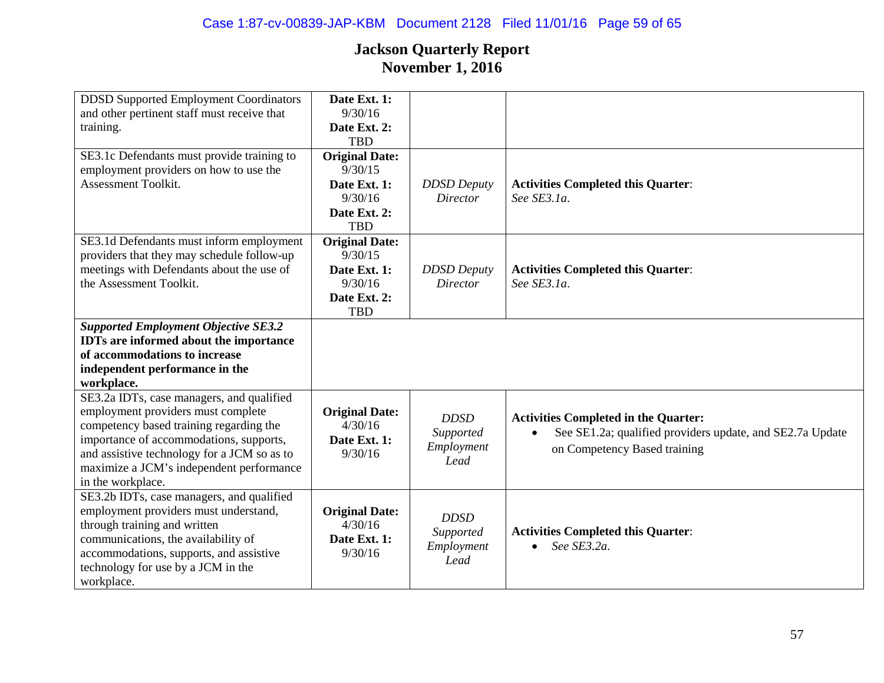# Jackson Quarterly Report
## November 1, 2016

| | | | |
|---|---|---|---|
| DDSD Supported Employment Coordinators and other pertinent staff must receive that training. | **Date Ext. 1:** 9/30/16 **Date Ext. 2:** TBD | | |
| SE3.1c Defendants must provide training to employment providers on how to use the Assessment Toolkit. | **Original Date:** 9/30/15 **Date Ext. 1:** 9/30/16 **Date Ext. 2:** TBD | *DDSD Deputy Director* | **Activities Completed this Quarter**: *See SE3.1a*. |
| SE3.1d Defendants must inform employment providers that they may schedule follow-up meetings with Defendants about the use of the Assessment Toolkit. | **Original Date:** 9/30/15 **Date Ext. 1:** 9/30/16 **Date Ext. 2:** TBD | *DDSD Deputy Director* | **Activities Completed this Quarter**: *See SE3.1a*. |
| ***Supported Employment Objective SE3.2*** **IDTs are informed about the importance of accommodations to increase independent performance in the workplace.** | | | |
| SE3.2a IDTs, case managers, and qualified employment providers must complete competency based training regarding the importance of accommodations, supports, and assistive technology for a JCM so as to maximize a JCM's independent performance in the workplace. | **Original Date:** 4/30/16 **Date Ext. 1:** 9/30/16 | *DDSD Supported Employment Lead* | **Activities Completed in the Quarter:** • See SE1.2a; qualified providers update, and SE2.7a Update on Competency Based training |
| SE3.2b IDTs, case managers, and qualified employment providers must understand, through training and written communications, the availability of accommodations, supports, and assistive technology for use by a JCM in the workplace. | **Original Date:** 4/30/16 **Date Ext. 1:** 9/30/16 | *DDSD Supported Employment Lead* | **Activities Completed this Quarter**: • *See SE3.2a.* |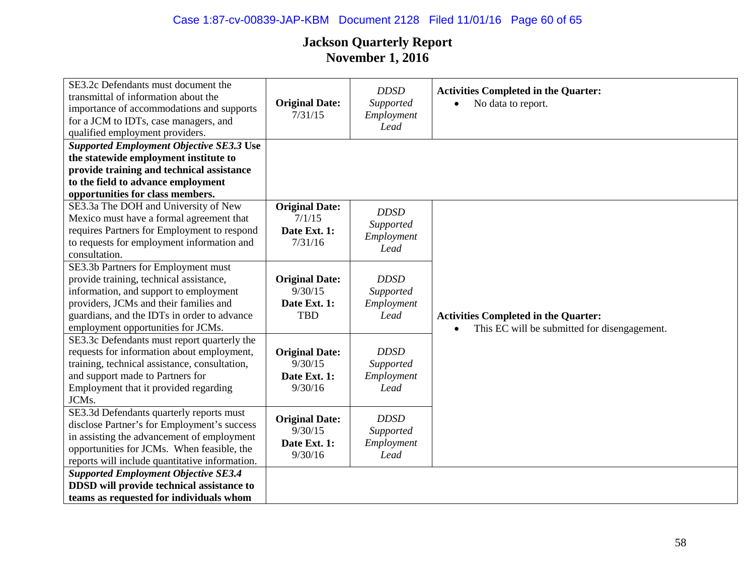# Jackson Quarterly Report
## November 1, 2016

| | | | |
|---|---|---|---|
| SE3.2c Defendants must document the transmittal of information about the importance of accommodations and supports for a JCM to IDTs, case managers, and qualified employment providers. | **Original Date:** 7/31/15 | *DDSD Supported Employment Lead* | **Activities Completed in the Quarter:**<br>• No data to report. |
| ***Supported Employment Objective SE3.3*** **Use the statewide employment institute to provide training and technical assistance to the field to advance employment opportunities for class members.** | | | |
| SE3.3a The DOH and University of New Mexico must have a formal agreement that requires Partners for Employment to respond to requests for employment information and consultation. | **Original Date:** 7/1/15 **Date Ext. 1:** 7/31/16 | *DDSD Supported Employment Lead* | **Activities Completed in the Quarter:**<br>• This EC will be submitted for disengagement. |
| SE3.3b Partners for Employment must provide training, technical assistance, information, and support to employment providers, JCMs and their families and guardians, and the IDTs in order to advance employment opportunities for JCMs. | **Original Date:** 9/30/15 **Date Ext. 1:** TBD | *DDSD Supported Employment Lead* | |
| SE3.3c Defendants must report quarterly the requests for information about employment, training, technical assistance, consultation, and support made to Partners for Employment that it provided regarding JCMs. | **Original Date:** 9/30/15 **Date Ext. 1:** 9/30/16 | *DDSD Supported Employment Lead* | |
| SE3.3d Defendants quarterly reports must disclose Partner's for Employment's success in assisting the advancement of employment opportunities for JCMs. When feasible, the reports will include quantitative information. | **Original Date:** 9/30/15 **Date Ext. 1:** 9/30/16 | *DDSD Supported Employment Lead* | |
| ***Supported Employment Objective SE3.4*** **DDSD will provide technical assistance to teams as requested for individuals whom** | | | |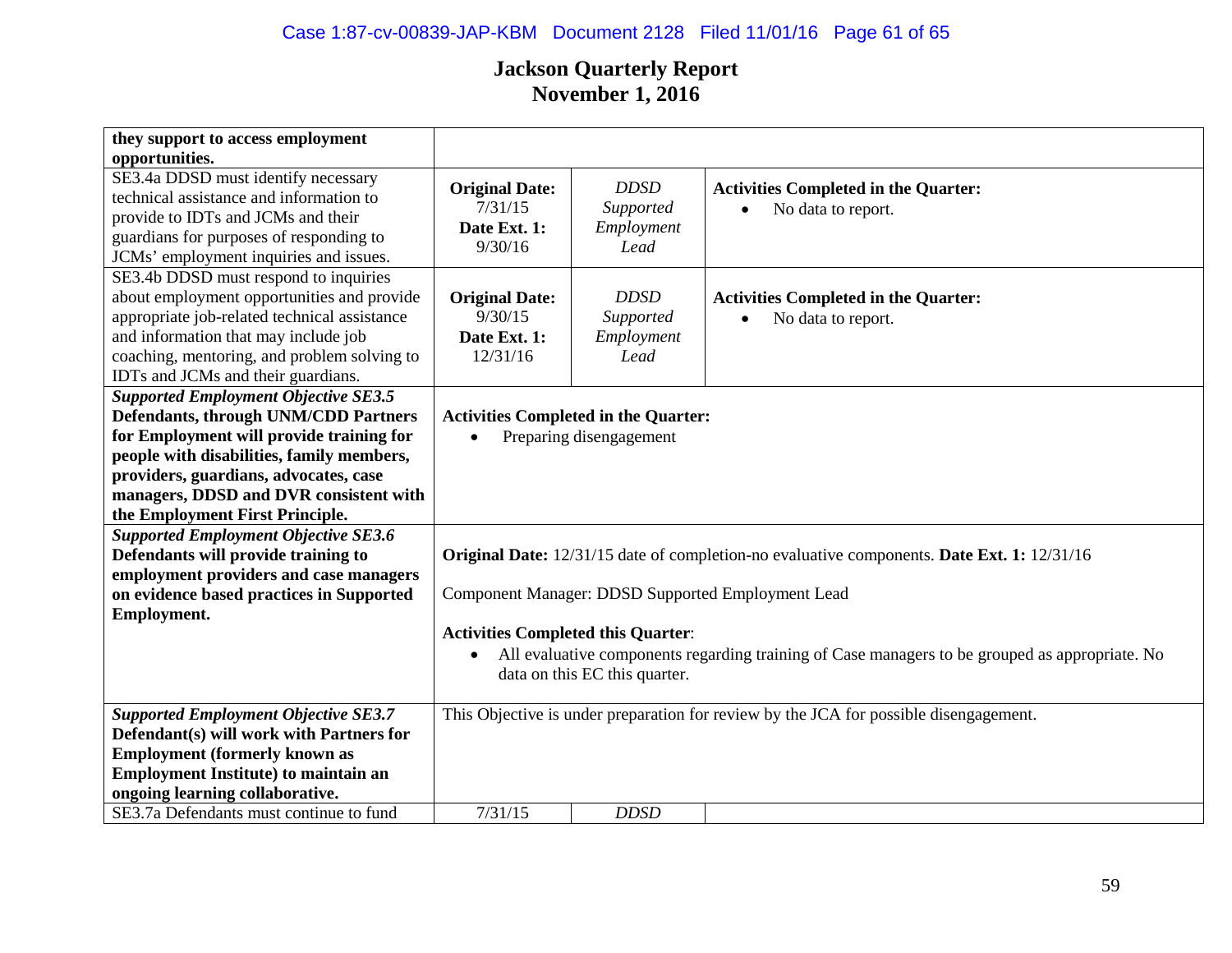# Jackson Quarterly Report
## November 1, 2016

| | | | |
|---|---|---|---|
| **they support to access employment opportunities.** | | | |
| SE3.4a DDSD must identify necessary technical assistance and information to provide to IDTs and JCMs and their guardians for purposes of responding to JCMs' employment inquiries and issues. | **Original Date:** 7/31/15 **Date Ext. 1:** 9/30/16 | *DDSD Supported Employment Lead* | **Activities Completed in the Quarter:** • No data to report. |
| SE3.4b DDSD must respond to inquiries about employment opportunities and provide appropriate job-related technical assistance and information that may include job coaching, mentoring, and problem solving to IDTs and JCMs and their guardians. | **Original Date:** 9/30/15 **Date Ext. 1:** 12/31/16 | *DDSD Supported Employment Lead* | **Activities Completed in the Quarter:** • No data to report. |
| ***Supported Employment Objective SE3.5*** **Defendants, through UNM/CDD Partners for Employment will provide training for people with disabilities, family members, providers, guardians, advocates, case managers, DDSD and DVR consistent with the Employment First Principle.** | **Activities Completed in the Quarter:** • Preparing disengagement | | |
| ***Supported Employment Objective SE3.6*** **Defendants will provide training to employment providers and case managers on evidence based practices in Supported Employment.** | **Original Date:** 12/31/15 date of completion-no evaluative components. **Date Ext. 1:** 12/31/16<br><br>Component Manager: DDSD Supported Employment Lead<br><br>**Activities Completed this Quarter**:<br>• All evaluative components regarding training of Case managers to be grouped as appropriate. No data on this EC this quarter. | | |
| ***Supported Employment Objective SE3.7*** **Defendant(s) will work with Partners for Employment (formerly known as Employment Institute) to maintain an ongoing learning collaborative.** | This Objective is under preparation for review by the JCA for possible disengagement. | | |
| SE3.7a Defendants must continue to fund | 7/31/15 | *DDSD* | |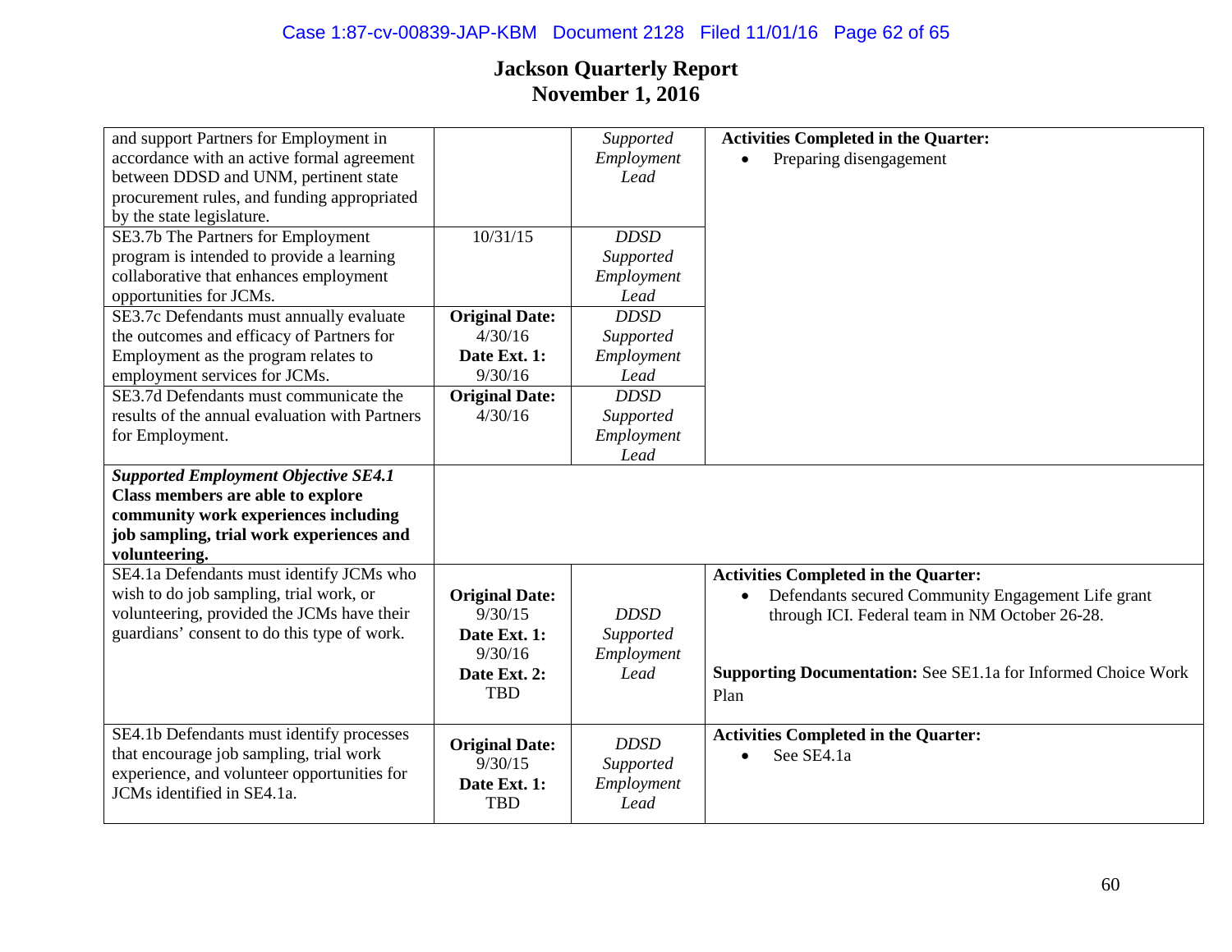# Jackson Quarterly Report
## November 1, 2016

| | | | |
|---|---|---|---|
| and support Partners for Employment in accordance with an active formal agreement between DDSD and UNM, pertinent state procurement rules, and funding appropriated by the state legislature. | | *Supported Employment Lead* | **Activities Completed in the Quarter:**<br>• Preparing disengagement |
| SE3.7b The Partners for Employment program is intended to provide a learning collaborative that enhances employment opportunities for JCMs. | 10/31/15 | *DDSD Supported Employment Lead* | |
| SE3.7c Defendants must annually evaluate the outcomes and efficacy of Partners for Employment as the program relates to employment services for JCMs. | **Original Date:** 4/30/16 **Date Ext. 1:** 9/30/16 | *DDSD Supported Employment Lead* | |
| SE3.7d Defendants must communicate the results of the annual evaluation with Partners for Employment. | **Original Date:** 4/30/16 | *DDSD Supported Employment Lead* | |
| ***Supported Employment Objective SE4.1*** **Class members are able to explore community work experiences including job sampling, trial work experiences and volunteering.** | | | |
| SE4.1a Defendants must identify JCMs who wish to do job sampling, trial work, or volunteering, provided the JCMs have their guardians' consent to do this type of work. | **Original Date:** 9/30/15 **Date Ext. 1:** 9/30/16 **Date Ext. 2:** TBD | *DDSD Supported Employment Lead* | **Activities Completed in the Quarter:**<br>• Defendants secured Community Engagement Life grant through ICI. Federal team in NM October 26-28.<br><br>**Supporting Documentation:** See SE1.1a for Informed Choice Work Plan |
| SE4.1b Defendants must identify processes that encourage job sampling, trial work experience, and volunteer opportunities for JCMs identified in SE4.1a. | **Original Date:** 9/30/15 **Date Ext. 1:** TBD | *DDSD Supported Employment Lead* | **Activities Completed in the Quarter:**<br>• See SE4.1a |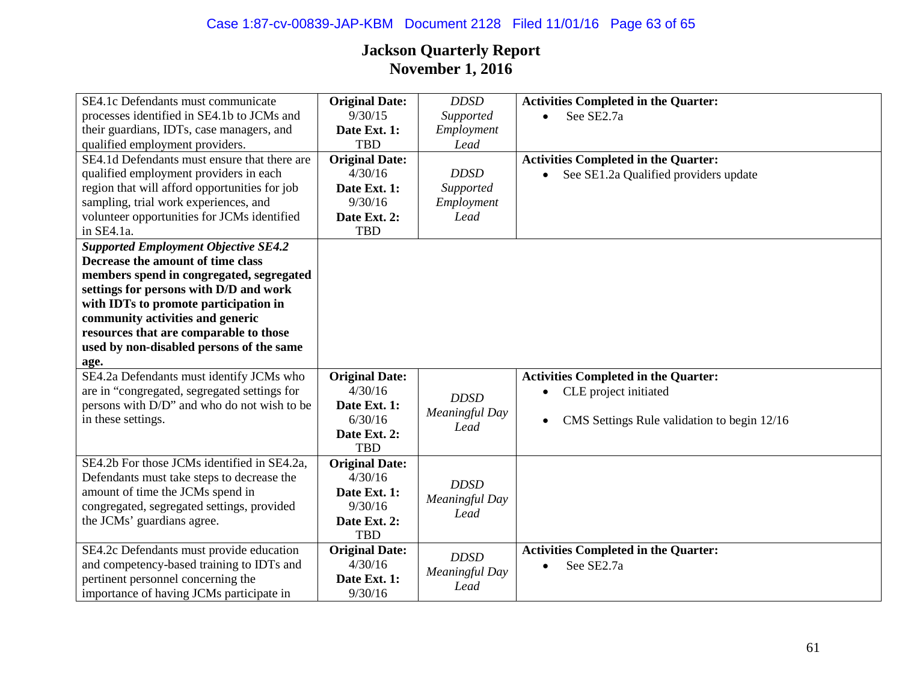# Jackson Quarterly Report
## November 1, 2016

| | | | |
|---|---|---|---|
| SE4.1c Defendants must communicate processes identified in SE4.1b to JCMs and their guardians, IDTs, case managers, and qualified employment providers. | **Original Date:** 9/30/15 **Date Ext. 1:** TBD | *DDSD Supported Employment Lead* | **Activities Completed in the Quarter:** • See SE2.7a |
| SE4.1d Defendants must ensure that there are qualified employment providers in each region that will afford opportunities for job sampling, trial work experiences, and volunteer opportunities for JCMs identified in SE4.1a. | **Original Date:** 4/30/16 **Date Ext. 1:** 9/30/16 **Date Ext. 2:** TBD | *DDSD Supported Employment Lead* | **Activities Completed in the Quarter:** • See SE1.2a Qualified providers update |
| ***Supported Employment Objective SE4.2*** **Decrease the amount of time class members spend in congregated, segregated settings for persons with D/D and work with IDTs to promote participation in community activities and generic resources that are comparable to those used by non-disabled persons of the same age.** | | | |
| SE4.2a Defendants must identify JCMs who are in "congregated, segregated settings for persons with D/D" and who do not wish to be in these settings. | **Original Date:** 4/30/16 **Date Ext. 1:** 6/30/16 **Date Ext. 2:** TBD | *DDSD Meaningful Day Lead* | **Activities Completed in the Quarter:** • CLE project initiated • CMS Settings Rule validation to begin 12/16 |
| SE4.2b For those JCMs identified in SE4.2a, Defendants must take steps to decrease the amount of time the JCMs spend in congregated, segregated settings, provided the JCMs' guardians agree. | **Original Date:** 4/30/16 **Date Ext. 1:** 9/30/16 **Date Ext. 2:** TBD | *DDSD Meaningful Day Lead* | |
| SE4.2c Defendants must provide education and competency-based training to IDTs and pertinent personnel concerning the importance of having JCMs participate in | **Original Date:** 4/30/16 **Date Ext. 1:** 9/30/16 | *DDSD Meaningful Day Lead* | **Activities Completed in the Quarter:** • See SE2.7a |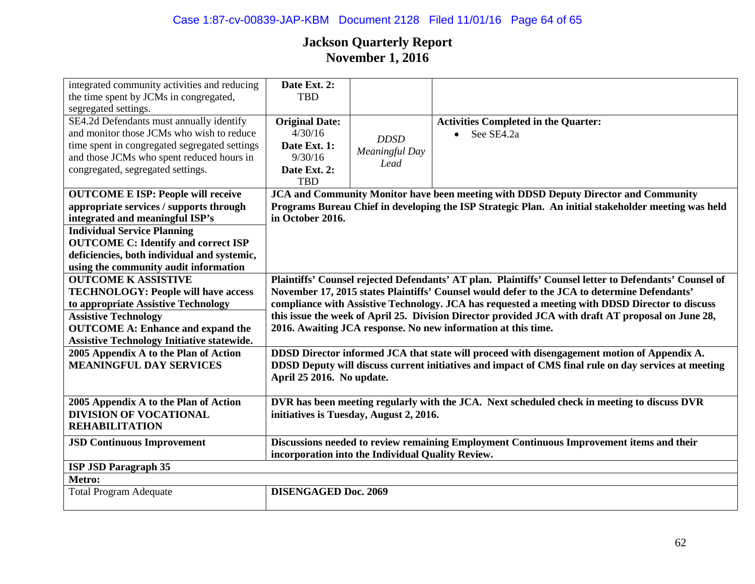## Jackson Quarterly Report
## November 1, 2016

| | | | |
|---|---|---|---|
| integrated community activities and reducing the time spent by JCMs in congregated, segregated settings. | **Date Ext. 2:** TBD | | |
| SE4.2d Defendants must annually identify and monitor those JCMs who wish to reduce time spent in congregated segregated settings and those JCMs who spent reduced hours in congregated, segregated settings. | **Original Date:** 4/30/16 **Date Ext. 1:** 9/30/16 **Date Ext. 2:** TBD | *DDSD Meaningful Day Lead* | **Activities Completed in the Quarter:** • See SE4.2a |
| **OUTCOME E ISP: People will receive appropriate services / supports through integrated and meaningful ISP's** **Individual Service Planning** **OUTCOME C: Identify and correct ISP deficiencies, both individual and systemic, using the community audit information** | **JCA and Community Monitor have been meeting with DDSD Deputy Director and Community Programs Bureau Chief in developing the ISP Strategic Plan. An initial stakeholder meeting was held in October 2016.** | | |
| **OUTCOME K ASSISTIVE TECHNOLOGY: People will have access to appropriate Assistive Technology** **Assistive Technology** **OUTCOME A: Enhance and expand the Assistive Technology Initiative statewide.** | **Plaintiffs' Counsel rejected Defendants' AT plan. Plaintiffs' Counsel letter to Defendants' Counsel of November 17, 2015 states Plaintiffs' Counsel would defer to the JCA to determine Defendants' compliance with Assistive Technology. JCA has requested a meeting with DDSD Director to discuss this issue the week of April 25. Division Director provided JCA with draft AT proposal on June 28, 2016. Awaiting JCA response. No new information at this time.** | | |
| **2005 Appendix A to the Plan of Action MEANINGFUL DAY SERVICES** | **DDSD Director informed JCA that state will proceed with disengagement motion of Appendix A. DDSD Deputy will discuss current initiatives and impact of CMS final rule on day services at meeting April 25 2016. No update.** | | |
| **2005 Appendix A to the Plan of Action DIVISION OF VOCATIONAL REHABILITATION** | **DVR has been meeting regularly with the JCA. Next scheduled check in meeting to discuss DVR initiatives is Tuesday, August 2, 2016.** | | |
| **JSD Continuous Improvement** | **Discussions needed to review remaining Employment Continuous Improvement items and their incorporation into the Individual Quality Review.** | | |
| **ISP JSD Paragraph 35** | | | |
| **Metro:** | | | |
| Total Program Adequate | **DISENGAGED Doc. 2069** | | |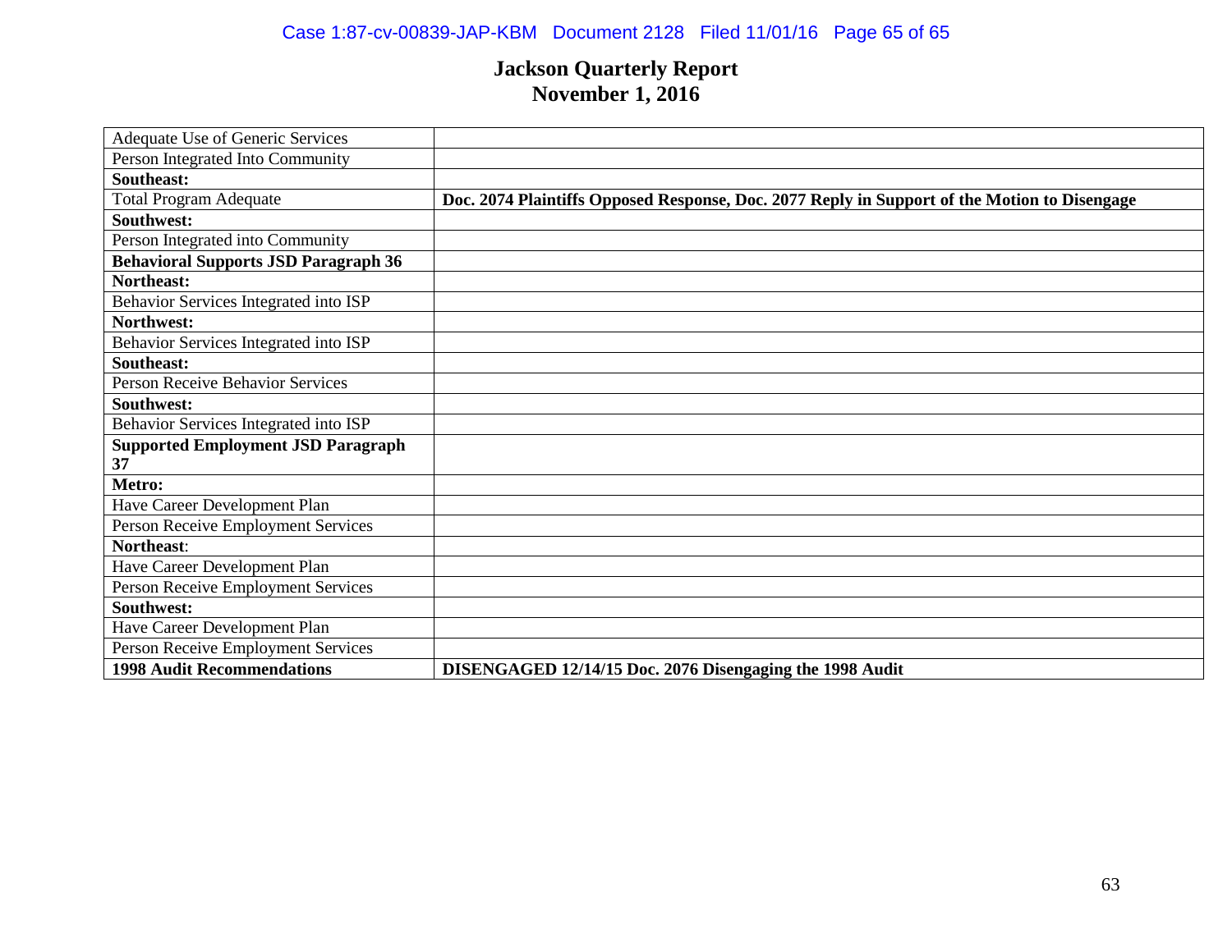# Jackson Quarterly Report
# November 1, 2016

| | |
|---|---|
| Adequate Use of Generic Services | |
| Person Integrated Into Community | |
| **Southeast:** | |
| Total Program Adequate | **Doc. 2074 Plaintiffs Opposed Response, Doc. 2077 Reply in Support of the Motion to Disengage** |
| **Southwest:** | |
| Person Integrated into Community | |
| **Behavioral Supports JSD Paragraph 36** | |
| **Northeast:** | |
| Behavior Services Integrated into ISP | |
| **Northwest:** | |
| Behavior Services Integrated into ISP | |
| **Southeast:** | |
| Person Receive Behavior Services | |
| **Southwest:** | |
| Behavior Services Integrated into ISP | |
| **Supported Employment JSD Paragraph 37** | |
| **Metro:** | |
| Have Career Development Plan | |
| Person Receive Employment Services | |
| **Northeast**: | |
| Have Career Development Plan | |
| Person Receive Employment Services | |
| **Southwest:** | |
| Have Career Development Plan | |
| Person Receive Employment Services | |
| **1998 Audit Recommendations** | **DISENGAGED 12/14/15 Doc. 2076 Disengaging the 1998 Audit** |